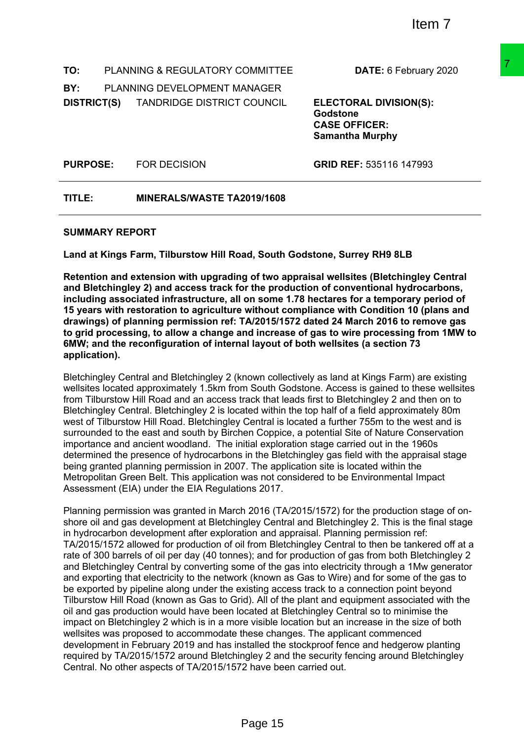Item 7

| | | | |
|---|---|---|---|
| **TO:** | PLANNING & REGULATORY COMMITTEE | **DATE:** 6 February 2020 | |
| **BY:** | PLANNING DEVELOPMENT MANAGER | | |
| **DISTRICT(S)** | TANDRIDGE DISTRICT COUNCIL | **ELECTORAL DIVISION(S):** Godstone **CASE OFFICER:** Samantha Murphy | |
| **PURPOSE:** | FOR DECISION | **GRID REF:** 535116 147993 | |

**TITLE:** **MINERALS/WASTE TA2019/1608**

## SUMMARY REPORT

**Land at Kings Farm, Tilburstow Hill Road, South Godstone, Surrey RH9 8LB**

**Retention and extension with upgrading of two appraisal wellsites (Bletchingley Central and Bletchingley 2) and access track for the production of conventional hydrocarbons, including associated infrastructure, all on some 1.78 hectares for a temporary period of 15 years with restoration to agriculture without compliance with Condition 10 (plans and drawings) of planning permission ref: TA/2015/1572 dated 24 March 2016 to remove gas to grid processing, to allow a change and increase of gas to wire processing from 1MW to 6MW; and the reconfiguration of internal layout of both wellsites (a section 73 application).**

Bletchingley Central and Bletchingley 2 (known collectively as land at Kings Farm) are existing wellsites located approximately 1.5km from South Godstone. Access is gained to these wellsites from Tilburstow Hill Road and an access track that leads first to Bletchingley 2 and then on to Bletchingley Central. Bletchingley 2 is located within the top half of a field approximately 80m west of Tilburstow Hill Road. Bletchingley Central is located a further 755m to the west and is surrounded to the east and south by Birchen Coppice, a potential Site of Nature Conservation importance and ancient woodland. The initial exploration stage carried out in the 1960s determined the presence of hydrocarbons in the Bletchingley gas field with the appraisal stage being granted planning permission in 2007. The application site is located within the Metropolitan Green Belt. This application was not considered to be Environmental Impact Assessment (EIA) under the EIA Regulations 2017.

Planning permission was granted in March 2016 (TA/2015/1572) for the production stage of on-shore oil and gas development at Bletchingley Central and Bletchingley 2. This is the final stage in hydrocarbon development after exploration and appraisal. Planning permission ref: TA/2015/1572 allowed for production of oil from Bletchingley Central to then be tankered off at a rate of 300 barrels of oil per day (40 tonnes); and for production of gas from both Bletchingley 2 and Bletchingley Central by converting some of the gas into electricity through a 1Mw generator and exporting that electricity to the network (known as Gas to Wire) and for some of the gas to be exported by pipeline along under the existing access track to a connection point beyond Tilburstow Hill Road (known as Gas to Grid). All of the plant and equipment associated with the oil and gas production would have been located at Bletchingley Central so to minimise the impact on Bletchingley 2 which is in a more visible location but an increase in the size of both wellsites was proposed to accommodate these changes. The applicant commenced development in February 2019 and has installed the stockproof fence and hedgerow planting required by TA/2015/1572 around Bletchingley 2 and the security fencing around Bletchingley Central. No other aspects of TA/2015/1572 have been carried out.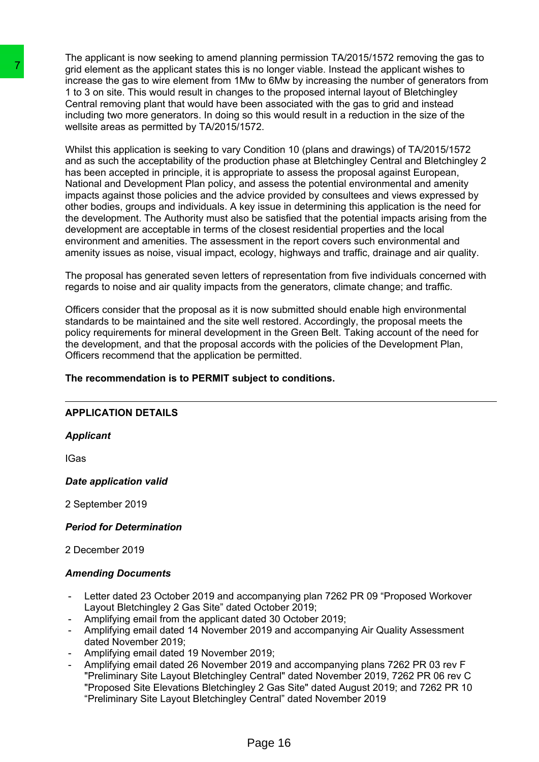The applicant is now seeking to amend planning permission TA/2015/1572 removing the gas to grid element as the applicant states this is no longer viable. Instead the applicant wishes to increase the gas to wire element from 1Mw to 6Mw by increasing the number of generators from 1 to 3 on site. This would result in changes to the proposed internal layout of Bletchingley Central removing plant that would have been associated with the gas to grid and instead including two more generators. In doing so this would result in a reduction in the size of the wellsite areas as permitted by TA/2015/1572.

Whilst this application is seeking to vary Condition 10 (plans and drawings) of TA/2015/1572 and as such the acceptability of the production phase at Bletchingley Central and Bletchingley 2 has been accepted in principle, it is appropriate to assess the proposal against European, National and Development Plan policy, and assess the potential environmental and amenity impacts against those policies and the advice provided by consultees and views expressed by other bodies, groups and individuals. A key issue in determining this application is the need for the development. The Authority must also be satisfied that the potential impacts arising from the development are acceptable in terms of the closest residential properties and the local environment and amenities. The assessment in the report covers such environmental and amenity issues as noise, visual impact, ecology, highways and traffic, drainage and air quality.

The proposal has generated seven letters of representation from five individuals concerned with regards to noise and air quality impacts from the generators, climate change; and traffic.

Officers consider that the proposal as it is now submitted should enable high environmental standards to be maintained and the site well restored. Accordingly, the proposal meets the policy requirements for mineral development in the Green Belt. Taking account of the need for the development, and that the proposal accords with the policies of the Development Plan, Officers recommend that the application be permitted.

**The recommendation is to PERMIT subject to conditions.**

---

## APPLICATION DETAILS

***Applicant***

IGas

***Date application valid***

2 September 2019

***Period for Determination***

2 December 2019

***Amending Documents***

- Letter dated 23 October 2019 and accompanying plan 7262 PR 09 "Proposed Workover Layout Bletchingley 2 Gas Site" dated October 2019;
- Amplifying email from the applicant dated 30 October 2019;
- Amplifying email dated 14 November 2019 and accompanying Air Quality Assessment dated November 2019;
- Amplifying email dated 19 November 2019;
- Amplifying email dated 26 November 2019 and accompanying plans 7262 PR 03 rev F "Preliminary Site Layout Bletchingley Central" dated November 2019, 7262 PR 06 rev C "Proposed Site Elevations Bletchingley 2 Gas Site" dated August 2019; and 7262 PR 10 "Preliminary Site Layout Bletchingley Central" dated November 2019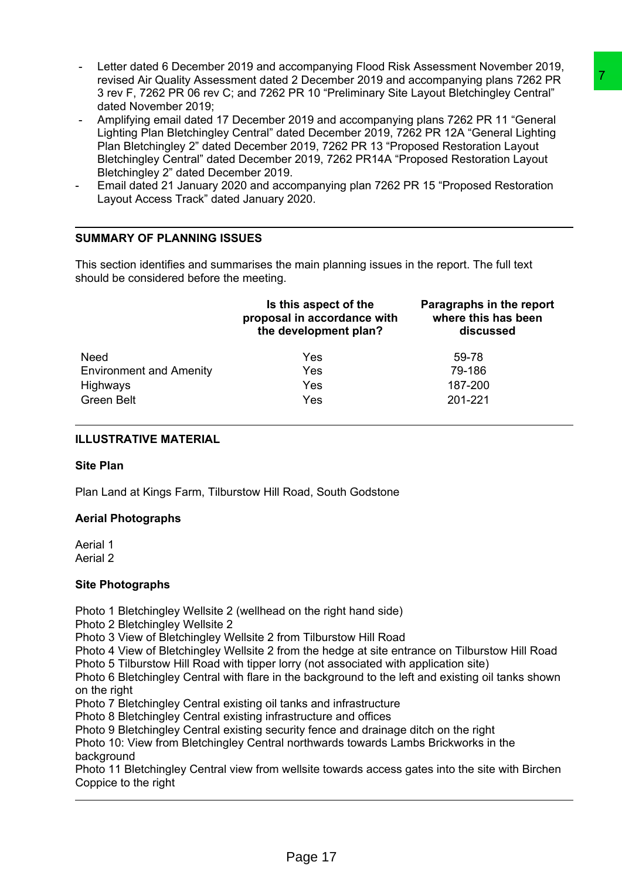- Letter dated 6 December 2019 and accompanying Flood Risk Assessment November 2019, revised Air Quality Assessment dated 2 December 2019 and accompanying plans 7262 PR 3 rev F, 7262 PR 06 rev C; and 7262 PR 10 "Preliminary Site Layout Bletchingley Central" dated November 2019;
- Amplifying email dated 17 December 2019 and accompanying plans 7262 PR 11 "General Lighting Plan Bletchingley Central" dated December 2019, 7262 PR 12A "General Lighting Plan Bletchingley 2" dated December 2019, 7262 PR 13 "Proposed Restoration Layout Bletchingley Central" dated December 2019, 7262 PR14A "Proposed Restoration Layout Bletchingley 2" dated December 2019.
- Email dated 21 January 2020 and accompanying plan 7262 PR 15 "Proposed Restoration Layout Access Track" dated January 2020.

## SUMMARY OF PLANNING ISSUES

This section identifies and summarises the main planning issues in the report. The full text should be considered before the meeting.

| | Is this aspect of the proposal in accordance with the development plan? | Paragraphs in the report where this has been discussed |
|---|---|---|
| Need | Yes | 59-78 |
| Environment and Amenity | Yes | 79-186 |
| Highways | Yes | 187-200 |
| Green Belt | Yes | 201-221 |

## ILLUSTRATIVE MATERIAL

### Site Plan

Plan Land at Kings Farm, Tilburstow Hill Road, South Godstone

### Aerial Photographs

Aerial 1
Aerial 2

### Site Photographs

Photo 1 Bletchingley Wellsite 2 (wellhead on the right hand side)
Photo 2 Bletchingley Wellsite 2
Photo 3 View of Bletchingley Wellsite 2 from Tilburstow Hill Road
Photo 4 View of Bletchingley Wellsite 2 from the hedge at site entrance on Tilburstow Hill Road
Photo 5 Tilburstow Hill Road with tipper lorry (not associated with application site)
Photo 6 Bletchingley Central with flare in the background to the left and existing oil tanks shown on the right
Photo 7 Bletchingley Central existing oil tanks and infrastructure
Photo 8 Bletchingley Central existing infrastructure and offices
Photo 9 Bletchingley Central existing security fence and drainage ditch on the right
Photo 10: View from Bletchingley Central northwards towards Lambs Brickworks in the background
Photo 11 Bletchingley Central view from wellsite towards access gates into the site with Birchen Coppice to the right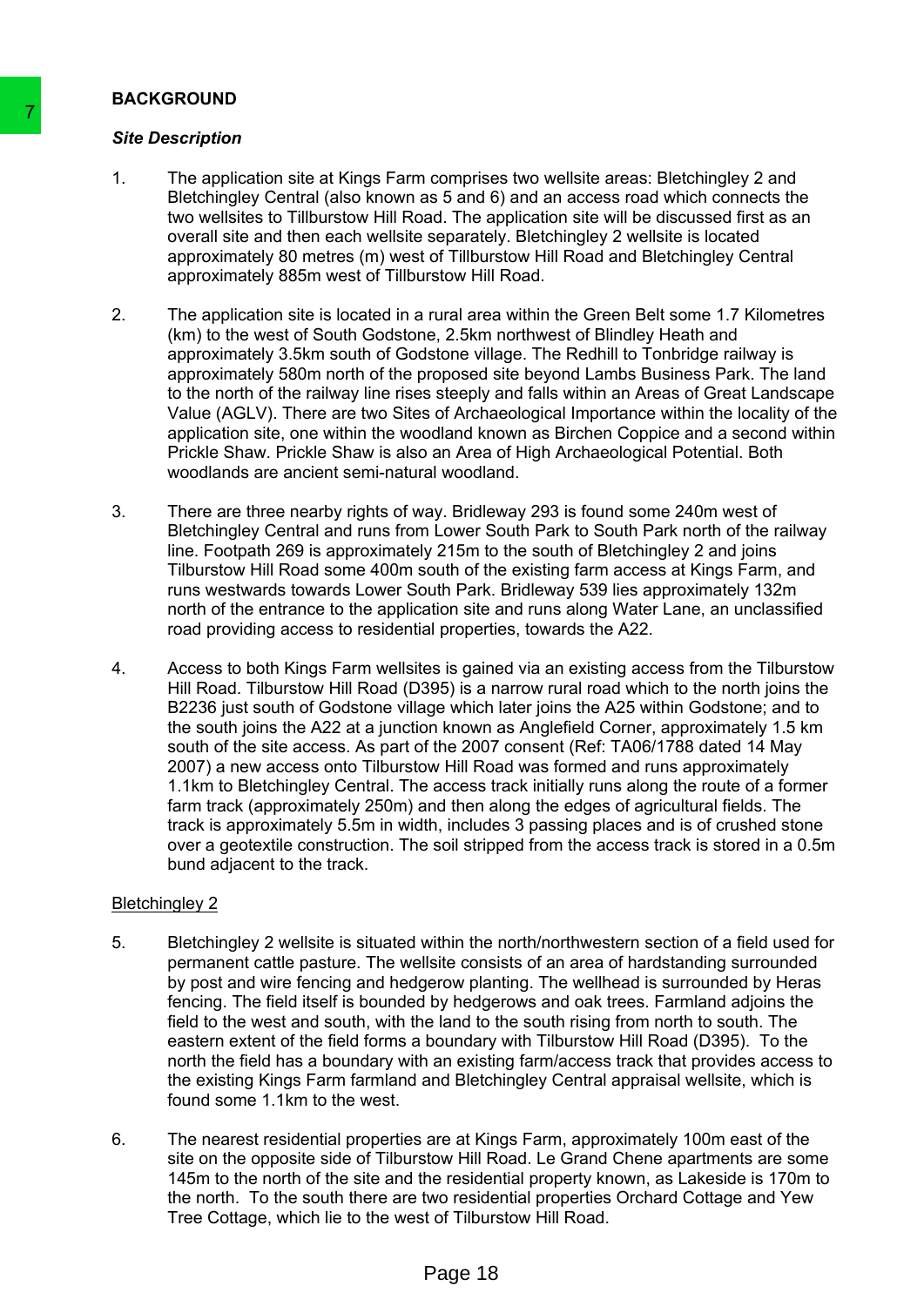## BACKGROUND

### *Site Description*

1. The application site at Kings Farm comprises two wellsite areas: Bletchingley 2 and Bletchingley Central (also known as 5 and 6) and an access road which connects the two wellsites to Tillburstow Hill Road. The application site will be discussed first as an overall site and then each wellsite separately. Bletchingley 2 wellsite is located approximately 80 metres (m) west of Tillburstow Hill Road and Bletchingley Central approximately 885m west of Tillburstow Hill Road.

2. The application site is located in a rural area within the Green Belt some 1.7 Kilometres (km) to the west of South Godstone, 2.5km northwest of Blindley Heath and approximately 3.5km south of Godstone village. The Redhill to Tonbridge railway is approximately 580m north of the proposed site beyond Lambs Business Park. The land to the north of the railway line rises steeply and falls within an Areas of Great Landscape Value (AGLV). There are two Sites of Archaeological Importance within the locality of the application site, one within the woodland known as Birchen Coppice and a second within Prickle Shaw. Prickle Shaw is also an Area of High Archaeological Potential. Both woodlands are ancient semi-natural woodland.

3. There are three nearby rights of way. Bridleway 293 is found some 240m west of Bletchingley Central and runs from Lower South Park to South Park north of the railway line. Footpath 269 is approximately 215m to the south of Bletchingley 2 and joins Tilburstow Hill Road some 400m south of the existing farm access at Kings Farm, and runs westwards towards Lower South Park. Bridleway 539 lies approximately 132m north of the entrance to the application site and runs along Water Lane, an unclassified road providing access to residential properties, towards the A22.

4. Access to both Kings Farm wellsites is gained via an existing access from the Tilburstow Hill Road. Tilburstow Hill Road (D395) is a narrow rural road which to the north joins the B2236 just south of Godstone village which later joins the A25 within Godstone; and to the south joins the A22 at a junction known as Anglefield Corner, approximately 1.5 km south of the site access. As part of the 2007 consent (Ref: TA06/1788 dated 14 May 2007) a new access onto Tilburstow Hill Road was formed and runs approximately 1.1km to Bletchingley Central. The access track initially runs along the route of a former farm track (approximately 250m) and then along the edges of agricultural fields. The track is approximately 5.5m in width, includes 3 passing places and is of crushed stone over a geotextile construction. The soil stripped from the access track is stored in a 0.5m bund adjacent to the track.

<u>Bletchingley 2</u>

5. Bletchingley 2 wellsite is situated within the north/northwestern section of a field used for permanent cattle pasture. The wellsite consists of an area of hardstanding surrounded by post and wire fencing and hedgerow planting. The wellhead is surrounded by Heras fencing. The field itself is bounded by hedgerows and oak trees. Farmland adjoins the field to the west and south, with the land to the south rising from north to south. The eastern extent of the field forms a boundary with Tilburstow Hill Road (D395). To the north the field has a boundary with an existing farm/access track that provides access to the existing Kings Farm farmland and Bletchingley Central appraisal wellsite, which is found some 1.1km to the west.

6. The nearest residential properties are at Kings Farm, approximately 100m east of the site on the opposite side of Tilburstow Hill Road. Le Grand Chene apartments are some 145m to the north of the site and the residential property known, as Lakeside is 170m to the north. To the south there are two residential properties Orchard Cottage and Yew Tree Cottage, which lie to the west of Tilburstow Hill Road.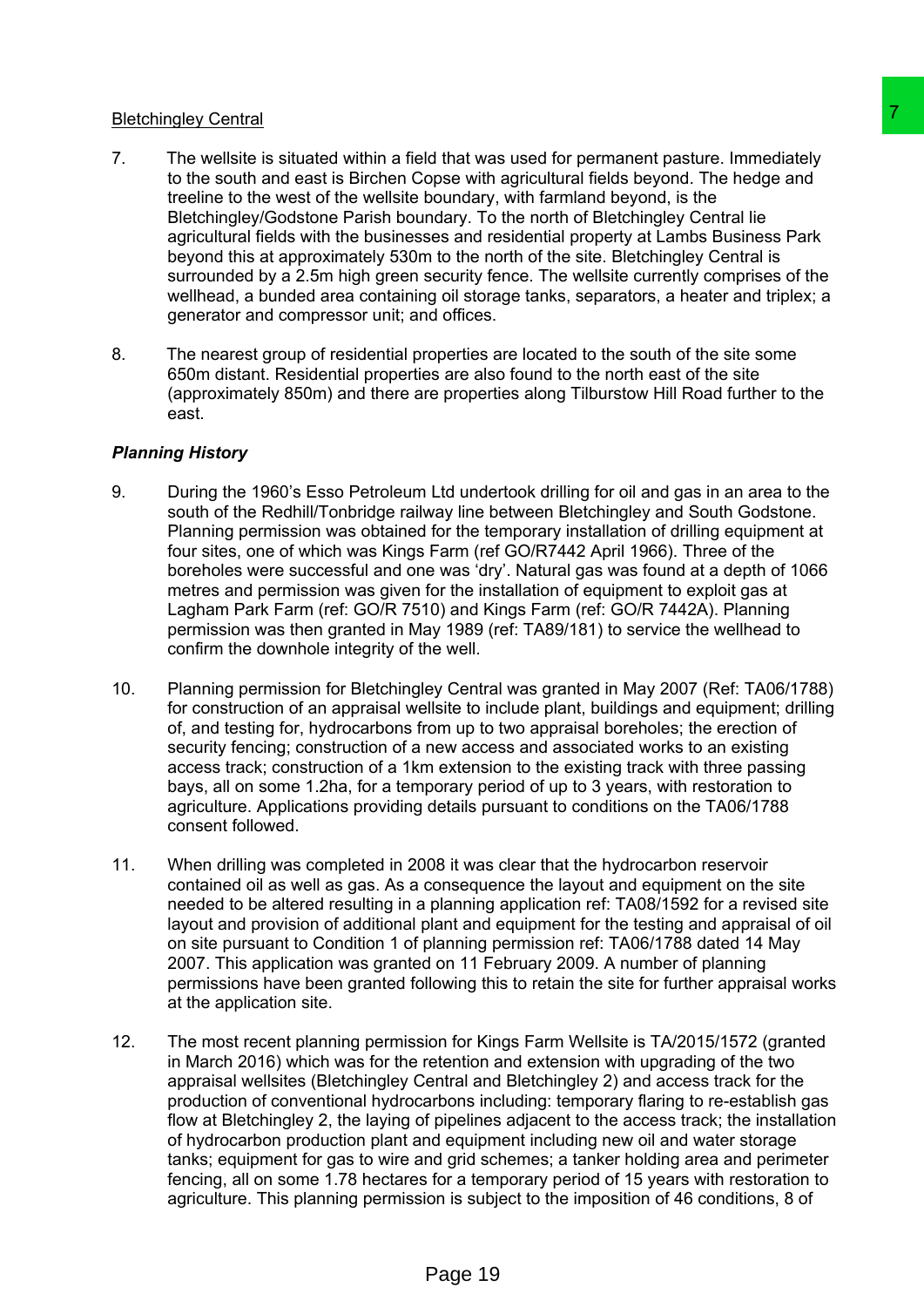Bletchingley Central

7. The wellsite is situated within a field that was used for permanent pasture. Immediately to the south and east is Birchen Copse with agricultural fields beyond. The hedge and treeline to the west of the wellsite boundary, with farmland beyond, is the Bletchingley/Godstone Parish boundary. To the north of Bletchingley Central lie agricultural fields with the businesses and residential property at Lambs Business Park beyond this at approximately 530m to the north of the site. Bletchingley Central is surrounded by a 2.5m high green security fence. The wellsite currently comprises of the wellhead, a bunded area containing oil storage tanks, separators, a heater and triplex; a generator and compressor unit; and offices.

8. The nearest group of residential properties are located to the south of the site some 650m distant. Residential properties are also found to the north east of the site (approximately 850m) and there are properties along Tilburstow Hill Road further to the east.

***Planning History***

9. During the 1960's Esso Petroleum Ltd undertook drilling for oil and gas in an area to the south of the Redhill/Tonbridge railway line between Bletchingley and South Godstone. Planning permission was obtained for the temporary installation of drilling equipment at four sites, one of which was Kings Farm (ref GO/R7442 April 1966). Three of the boreholes were successful and one was 'dry'. Natural gas was found at a depth of 1066 metres and permission was given for the installation of equipment to exploit gas at Lagham Park Farm (ref: GO/R 7510) and Kings Farm (ref: GO/R 7442A). Planning permission was then granted in May 1989 (ref: TA89/181) to service the wellhead to confirm the downhole integrity of the well.

10. Planning permission for Bletchingley Central was granted in May 2007 (Ref: TA06/1788) for construction of an appraisal wellsite to include plant, buildings and equipment; drilling of, and testing for, hydrocarbons from up to two appraisal boreholes; the erection of security fencing; construction of a new access and associated works to an existing access track; construction of a 1km extension to the existing track with three passing bays, all on some 1.2ha, for a temporary period of up to 3 years, with restoration to agriculture. Applications providing details pursuant to conditions on the TA06/1788 consent followed.

11. When drilling was completed in 2008 it was clear that the hydrocarbon reservoir contained oil as well as gas. As a consequence the layout and equipment on the site needed to be altered resulting in a planning application ref: TA08/1592 for a revised site layout and provision of additional plant and equipment for the testing and appraisal of oil on site pursuant to Condition 1 of planning permission ref: TA06/1788 dated 14 May 2007. This application was granted on 11 February 2009. A number of planning permissions have been granted following this to retain the site for further appraisal works at the application site.

12. The most recent planning permission for Kings Farm Wellsite is TA/2015/1572 (granted in March 2016) which was for the retention and extension with upgrading of the two appraisal wellsites (Bletchingley Central and Bletchingley 2) and access track for the production of conventional hydrocarbons including: temporary flaring to re-establish gas flow at Bletchingley 2, the laying of pipelines adjacent to the access track; the installation of hydrocarbon production plant and equipment including new oil and water storage tanks; equipment for gas to wire and grid schemes; a tanker holding area and perimeter fencing, all on some 1.78 hectares for a temporary period of 15 years with restoration to agriculture. This planning permission is subject to the imposition of 46 conditions, 8 of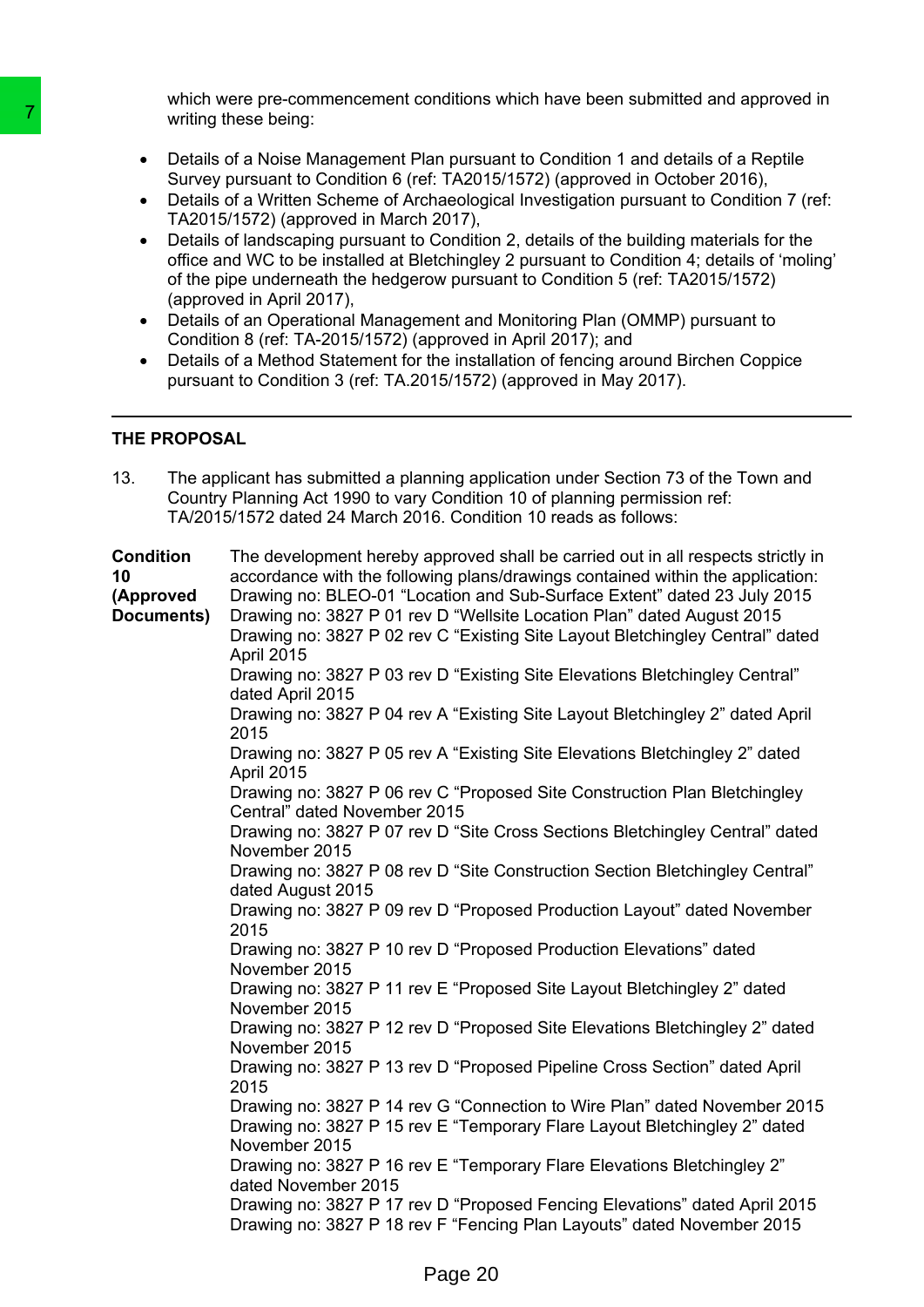7

which were pre-commencement conditions which have been submitted and approved in writing these being:

- Details of a Noise Management Plan pursuant to Condition 1 and details of a Reptile Survey pursuant to Condition 6 (ref: TA2015/1572) (approved in October 2016),
- Details of a Written Scheme of Archaeological Investigation pursuant to Condition 7 (ref: TA2015/1572) (approved in March 2017),
- Details of landscaping pursuant to Condition 2, details of the building materials for the office and WC to be installed at Bletchingley 2 pursuant to Condition 4; details of 'moling' of the pipe underneath the hedgerow pursuant to Condition 5 (ref: TA2015/1572) (approved in April 2017),
- Details of an Operational Management and Monitoring Plan (OMMP) pursuant to Condition 8 (ref: TA-2015/1572) (approved in April 2017); and
- Details of a Method Statement for the installation of fencing around Birchen Coppice pursuant to Condition 3 (ref: TA.2015/1572) (approved in May 2017).

---

**THE PROPOSAL**

13. The applicant has submitted a planning application under Section 73 of the Town and Country Planning Act 1990 to vary Condition 10 of planning permission ref: TA/2015/1572 dated 24 March 2016. Condition 10 reads as follows:

**Condition 10 (Approved Documents)**

The development hereby approved shall be carried out in all respects strictly in accordance with the following plans/drawings contained within the application:
Drawing no: BLEO-01 "Location and Sub-Surface Extent" dated 23 July 2015
Drawing no: 3827 P 01 rev D "Wellsite Location Plan" dated August 2015
Drawing no: 3827 P 02 rev C "Existing Site Layout Bletchingley Central" dated April 2015
Drawing no: 3827 P 03 rev D "Existing Site Elevations Bletchingley Central" dated April 2015
Drawing no: 3827 P 04 rev A "Existing Site Layout Bletchingley 2" dated April 2015
Drawing no: 3827 P 05 rev A "Existing Site Elevations Bletchingley 2" dated April 2015
Drawing no: 3827 P 06 rev C "Proposed Site Construction Plan Bletchingley Central" dated November 2015
Drawing no: 3827 P 07 rev D "Site Cross Sections Bletchingley Central" dated November 2015
Drawing no: 3827 P 08 rev D "Site Construction Section Bletchingley Central" dated August 2015
Drawing no: 3827 P 09 rev D "Proposed Production Layout" dated November 2015
Drawing no: 3827 P 10 rev D "Proposed Production Elevations" dated November 2015
Drawing no: 3827 P 11 rev E "Proposed Site Layout Bletchingley 2" dated November 2015
Drawing no: 3827 P 12 rev D "Proposed Site Elevations Bletchingley 2" dated November 2015
Drawing no: 3827 P 13 rev D "Proposed Pipeline Cross Section" dated April 2015
Drawing no: 3827 P 14 rev G "Connection to Wire Plan" dated November 2015
Drawing no: 3827 P 15 rev E "Temporary Flare Layout Bletchingley 2" dated November 2015
Drawing no: 3827 P 16 rev E "Temporary Flare Elevations Bletchingley 2" dated November 2015
Drawing no: 3827 P 17 rev D "Proposed Fencing Elevations" dated April 2015
Drawing no: 3827 P 18 rev F "Fencing Plan Layouts" dated November 2015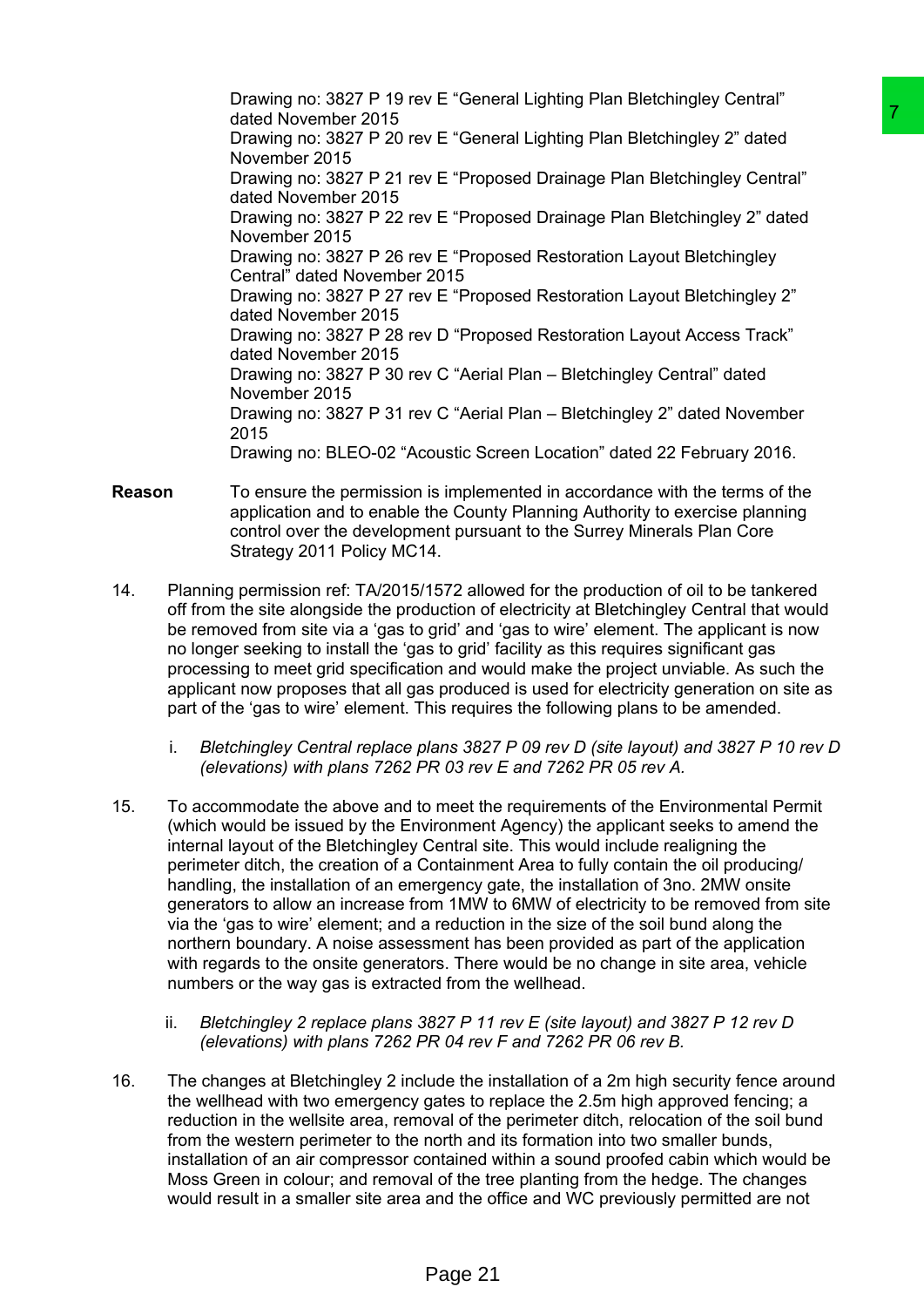Drawing no: 3827 P 19 rev E "General Lighting Plan Bletchingley Central" dated November 2015
Drawing no: 3827 P 20 rev E "General Lighting Plan Bletchingley 2" dated November 2015
Drawing no: 3827 P 21 rev E "Proposed Drainage Plan Bletchingley Central" dated November 2015
Drawing no: 3827 P 22 rev E "Proposed Drainage Plan Bletchingley 2" dated November 2015
Drawing no: 3827 P 26 rev E "Proposed Restoration Layout Bletchingley Central" dated November 2015
Drawing no: 3827 P 27 rev E "Proposed Restoration Layout Bletchingley 2" dated November 2015
Drawing no: 3827 P 28 rev D "Proposed Restoration Layout Access Track" dated November 2015
Drawing no: 3827 P 30 rev C "Aerial Plan – Bletchingley Central" dated November 2015
Drawing no: 3827 P 31 rev C "Aerial Plan – Bletchingley 2" dated November 2015
Drawing no: BLEO-02 "Acoustic Screen Location" dated 22 February 2016.

**Reason** To ensure the permission is implemented in accordance with the terms of the application and to enable the County Planning Authority to exercise planning control over the development pursuant to the Surrey Minerals Plan Core Strategy 2011 Policy MC14.

14. Planning permission ref: TA/2015/1572 allowed for the production of oil to be tankered off from the site alongside the production of electricity at Bletchingley Central that would be removed from site via a 'gas to grid' and 'gas to wire' element. The applicant is now no longer seeking to install the 'gas to grid' facility as this requires significant gas processing to meet grid specification and would make the project unviable. As such the applicant now proposes that all gas produced is used for electricity generation on site as part of the 'gas to wire' element. This requires the following plans to be amended.

    i. *Bletchingley Central replace plans 3827 P 09 rev D (site layout) and 3827 P 10 rev D (elevations) with plans 7262 PR 03 rev E and 7262 PR 05 rev A.*

15. To accommodate the above and to meet the requirements of the Environmental Permit (which would be issued by the Environment Agency) the applicant seeks to amend the internal layout of the Bletchingley Central site. This would include realigning the perimeter ditch, the creation of a Containment Area to fully contain the oil producing/ handling, the installation of an emergency gate, the installation of 3no. 2MW onsite generators to allow an increase from 1MW to 6MW of electricity to be removed from site via the 'gas to wire' element; and a reduction in the size of the soil bund along the northern boundary. A noise assessment has been provided as part of the application with regards to the onsite generators. There would be no change in site area, vehicle numbers or the way gas is extracted from the wellhead.

    ii. *Bletchingley 2 replace plans 3827 P 11 rev E (site layout) and 3827 P 12 rev D (elevations) with plans 7262 PR 04 rev F and 7262 PR 06 rev B.*

16. The changes at Bletchingley 2 include the installation of a 2m high security fence around the wellhead with two emergency gates to replace the 2.5m high approved fencing; a reduction in the wellsite area, removal of the perimeter ditch, relocation of the soil bund from the western perimeter to the north and its formation into two smaller bunds, installation of an air compressor contained within a sound proofed cabin which would be Moss Green in colour; and removal of the tree planting from the hedge. The changes would result in a smaller site area and the office and WC previously permitted are not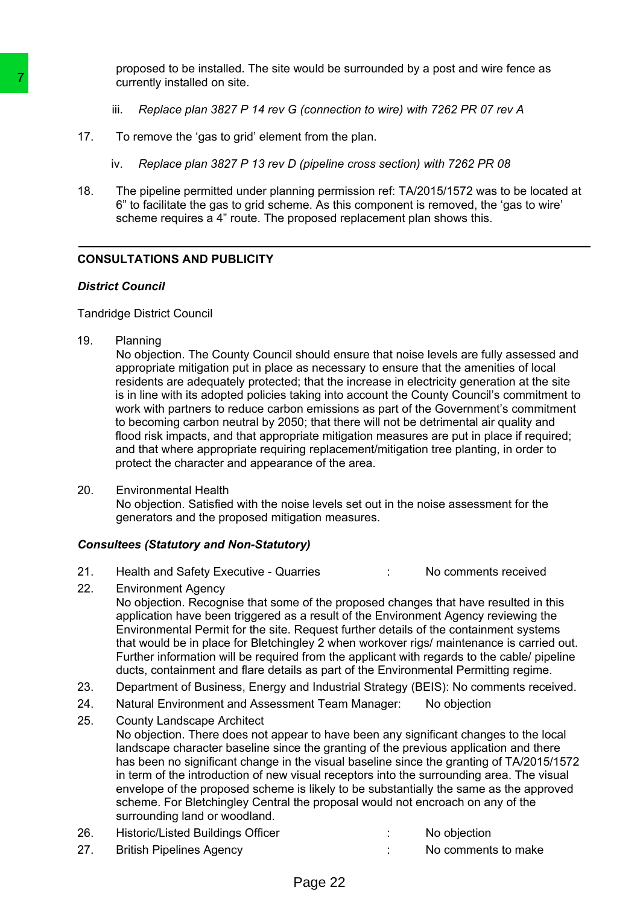proposed to be installed. The site would be surrounded by a post and wire fence as currently installed on site.

iii. *Replace plan 3827 P 14 rev G (connection to wire) with 7262 PR 07 rev A*

17. To remove the 'gas to grid' element from the plan.

iv. *Replace plan 3827 P 13 rev D (pipeline cross section) with 7262 PR 08*

18. The pipeline permitted under planning permission ref: TA/2015/1572 was to be located at 6" to facilitate the gas to grid scheme. As this component is removed, the 'gas to wire' scheme requires a 4" route. The proposed replacement plan shows this.

---

## CONSULTATIONS AND PUBLICITY

***District Council***

Tandridge District Council

19. Planning
No objection. The County Council should ensure that noise levels are fully assessed and appropriate mitigation put in place as necessary to ensure that the amenities of local residents are adequately protected; that the increase in electricity generation at the site is in line with its adopted policies taking into account the County Council's commitment to work with partners to reduce carbon emissions as part of the Government's commitment to becoming carbon neutral by 2050; that there will not be detrimental air quality and flood risk impacts, and that appropriate mitigation measures are put in place if required; and that where appropriate requiring replacement/mitigation tree planting, in order to protect the character and appearance of the area.

20. Environmental Health
No objection. Satisfied with the noise levels set out in the noise assessment for the generators and the proposed mitigation measures.

***Consultees (Statutory and Non-Statutory)***

21. Health and Safety Executive - Quarries : No comments received

22. Environment Agency
No objection. Recognise that some of the proposed changes that have resulted in this application have been triggered as a result of the Environment Agency reviewing the Environmental Permit for the site. Request further details of the containment systems that would be in place for Bletchingley 2 when workover rigs/ maintenance is carried out. Further information will be required from the applicant with regards to the cable/ pipeline ducts, containment and flare details as part of the Environmental Permitting regime.

23. Department of Business, Energy and Industrial Strategy (BEIS): No comments received.

24. Natural Environment and Assessment Team Manager: No objection

25. County Landscape Architect
No objection. There does not appear to have been any significant changes to the local landscape character baseline since the granting of the previous application and there has been no significant change in the visual baseline since the granting of TA/2015/1572 in term of the introduction of new visual receptors into the surrounding area. The visual envelope of the proposed scheme is likely to be substantially the same as the approved scheme. For Bletchingley Central the proposal would not encroach on any of the surrounding land or woodland.

26. Historic/Listed Buildings Officer : No objection

27. British Pipelines Agency : No comments to make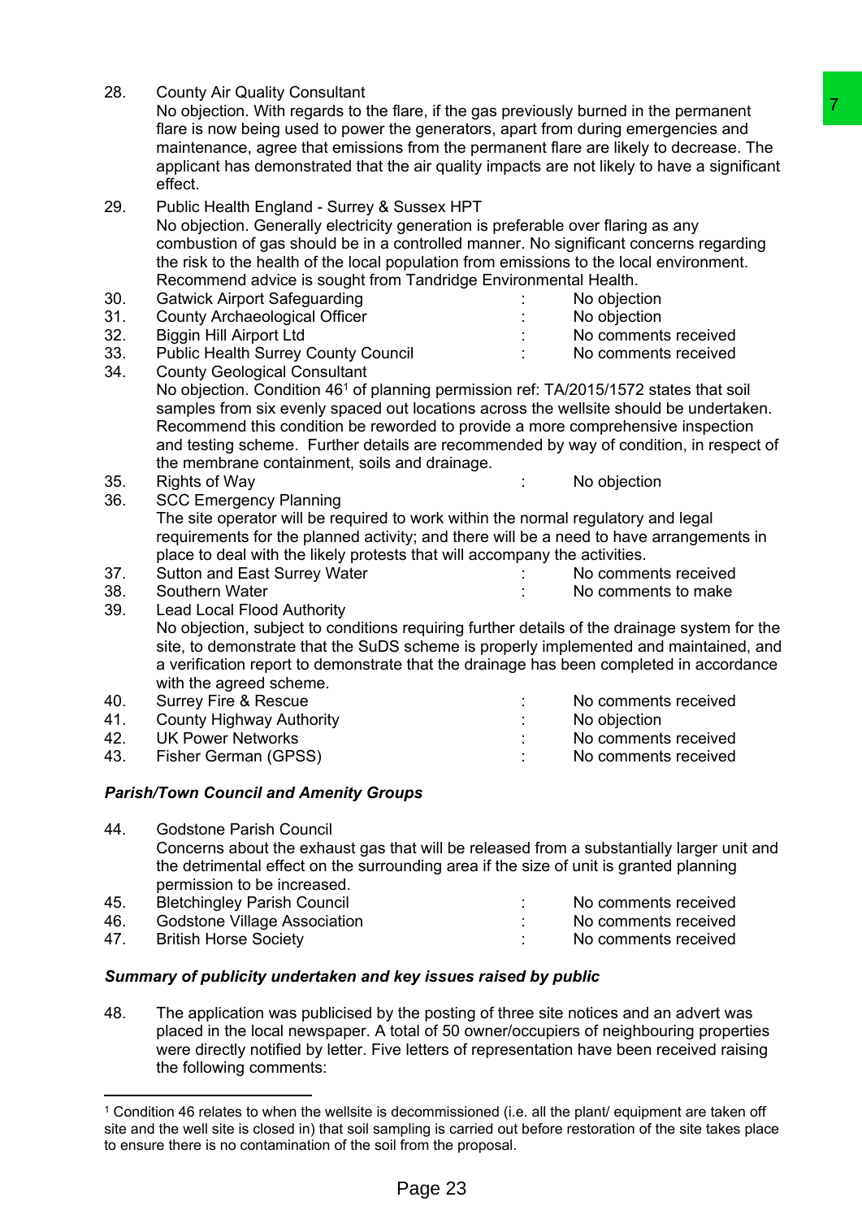28. County Air Quality Consultant
    No objection. With regards to the flare, if the gas previously burned in the permanent flare is now being used to power the generators, apart from during emergencies and maintenance, agree that emissions from the permanent flare are likely to decrease. The applicant has demonstrated that the air quality impacts are not likely to have a significant effect.

29. Public Health England - Surrey & Sussex HPT
    No objection. Generally electricity generation is preferable over flaring as any combustion of gas should be in a controlled manner. No significant concerns regarding the risk to the health of the local population from emissions to the local environment. Recommend advice is sought from Tandridge Environmental Health.

30. Gatwick Airport Safeguarding : No objection
31. County Archaeological Officer : No objection
32. Biggin Hill Airport Ltd : No comments received
33. Public Health Surrey County Council : No comments received
34. County Geological Consultant
    No objection. Condition 46[1] of planning permission ref: TA/2015/1572 states that soil samples from six evenly spaced out locations across the wellsite should be undertaken. Recommend this condition be reworded to provide a more comprehensive inspection and testing scheme. Further details are recommended by way of condition, in respect of the membrane containment, soils and drainage.
35. Rights of Way : No objection
36. SCC Emergency Planning
    The site operator will be required to work within the normal regulatory and legal requirements for the planned activity; and there will be a need to have arrangements in place to deal with the likely protests that will accompany the activities.
37. Sutton and East Surrey Water : No comments received
38. Southern Water : No comments to make
39. Lead Local Flood Authority
    No objection, subject to conditions requiring further details of the drainage system for the site, to demonstrate that the SuDS scheme is properly implemented and maintained, and a verification report to demonstrate that the drainage has been completed in accordance with the agreed scheme.
40. Surrey Fire & Rescue : No comments received
41. County Highway Authority : No objection
42. UK Power Networks : No comments received
43. Fisher German (GPSS) : No comments received

***Parish/Town Council and Amenity Groups***

44. Godstone Parish Council
    Concerns about the exhaust gas that will be released from a substantially larger unit and the detrimental effect on the surrounding area if the size of unit is granted planning permission to be increased.
45. Bletchingley Parish Council : No comments received
46. Godstone Village Association : No comments received
47. British Horse Society : No comments received

***Summary of publicity undertaken and key issues raised by public***

48. The application was publicised by the posting of three site notices and an advert was placed in the local newspaper. A total of 50 owner/occupiers of neighbouring properties were directly notified by letter. Five letters of representation have been received raising the following comments:

---

[1] Condition 46 relates to when the wellsite is decommissioned (i.e. all the plant/ equipment are taken off site and the well site is closed in) that soil sampling is carried out before restoration of the site takes place to ensure there is no contamination of the soil from the proposal.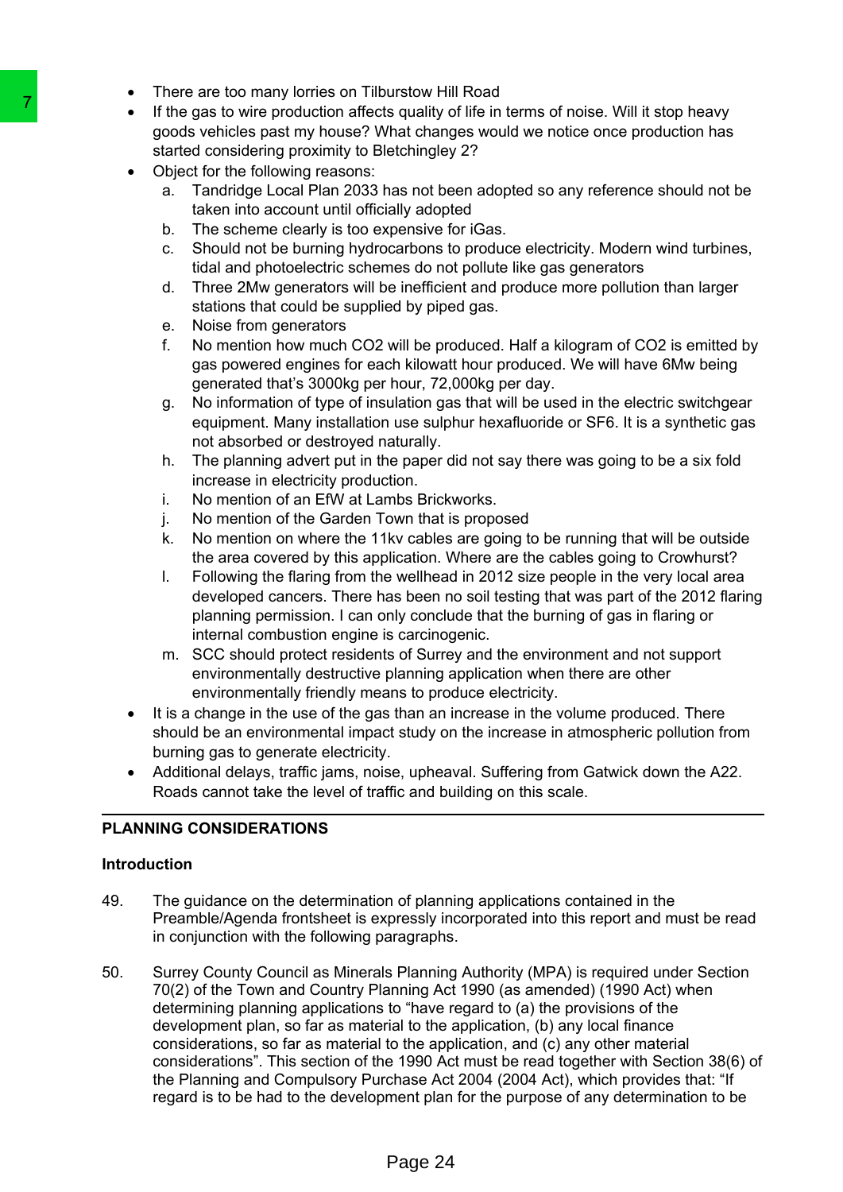- There are too many lorries on Tilburstow Hill Road
- If the gas to wire production affects quality of life in terms of noise. Will it stop heavy goods vehicles past my house? What changes would we notice once production has started considering proximity to Bletchingley 2?
- Object for the following reasons:
  a. Tandridge Local Plan 2033 has not been adopted so any reference should not be taken into account until officially adopted
  b. The scheme clearly is too expensive for iGas.
  c. Should not be burning hydrocarbons to produce electricity. Modern wind turbines, tidal and photoelectric schemes do not pollute like gas generators
  d. Three 2Mw generators will be inefficient and produce more pollution than larger stations that could be supplied by piped gas.
  e. Noise from generators
  f. No mention how much $CO_2$ will be produced. Half a kilogram of $CO_2$ is emitted by gas powered engines for each kilowatt hour produced. We will have 6Mw being generated that's 3000kg per hour, 72,000kg per day.
  g. No information of type of insulation gas that will be used in the electric switchgear equipment. Many installation use sulphur hexafluoride or $SF_6$. It is a synthetic gas not absorbed or destroyed naturally.
  h. The planning advert put in the paper did not say there was going to be a six fold increase in electricity production.
  i. No mention of an EfW at Lambs Brickworks.
  j. No mention of the Garden Town that is proposed
  k. No mention on where the 11kv cables are going to be running that will be outside the area covered by this application. Where are the cables going to Crowhurst?
  l. Following the flaring from the wellhead in 2012 size people in the very local area developed cancers. There has been no soil testing that was part of the 2012 flaring planning permission. I can only conclude that the burning of gas in flaring or internal combustion engine is carcinogenic.
  m. SCC should protect residents of Surrey and the environment and not support environmentally destructive planning application when there are other environmentally friendly means to produce electricity.
- It is a change in the use of the gas than an increase in the volume produced. There should be an environmental impact study on the increase in atmospheric pollution from burning gas to generate electricity.
- Additional delays, traffic jams, noise, upheaval. Suffering from Gatwick down the A22. Roads cannot take the level of traffic and building on this scale.

## PLANNING CONSIDERATIONS

### Introduction

49. The guidance on the determination of planning applications contained in the Preamble/Agenda frontsheet is expressly incorporated into this report and must be read in conjunction with the following paragraphs.

50. Surrey County Council as Minerals Planning Authority (MPA) is required under Section 70(2) of the Town and Country Planning Act 1990 (as amended) (1990 Act) when determining planning applications to "have regard to (a) the provisions of the development plan, so far as material to the application, (b) any local finance considerations, so far as material to the application, and (c) any other material considerations". This section of the 1990 Act must be read together with Section 38(6) of the Planning and Compulsory Purchase Act 2004 (2004 Act), which provides that: "If regard is to be had to the development plan for the purpose of any determination to be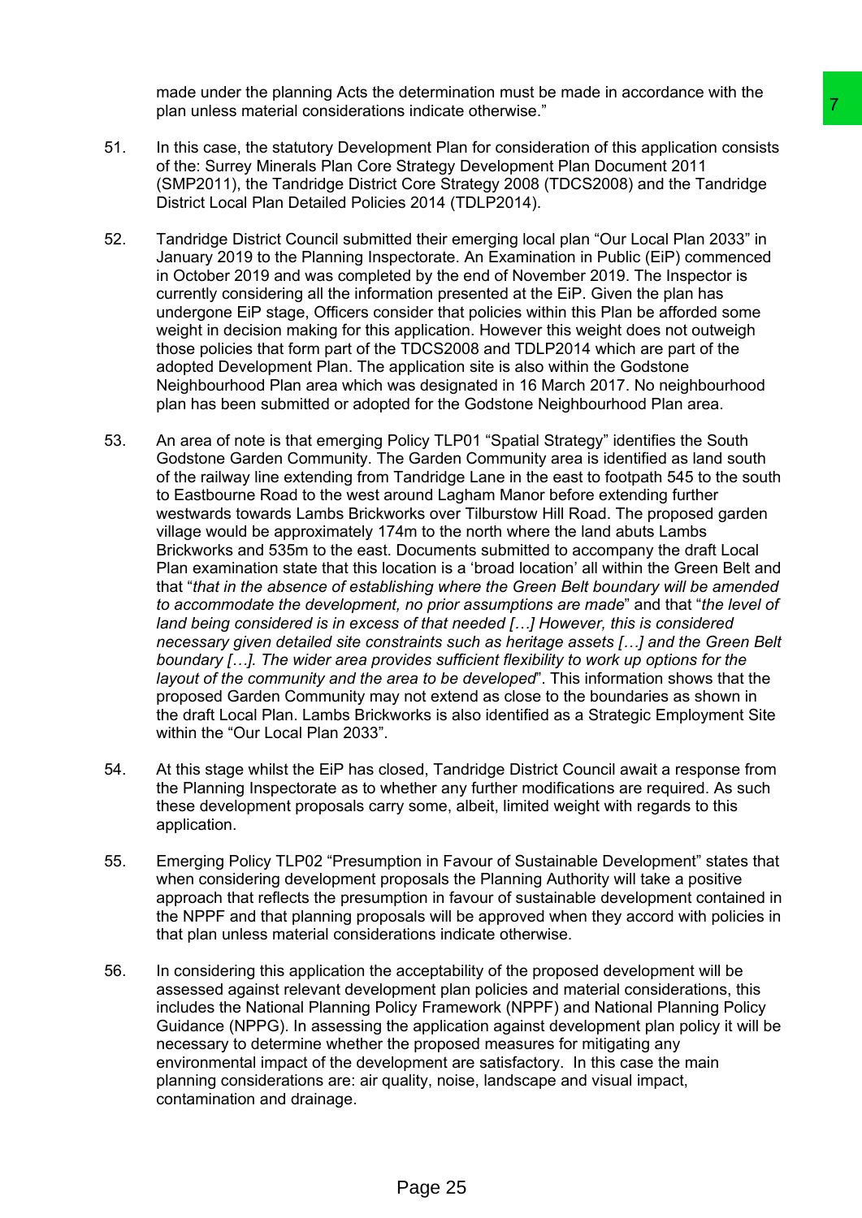made under the planning Acts the determination must be made in accordance with the plan unless material considerations indicate otherwise."

51. In this case, the statutory Development Plan for consideration of this application consists of the: Surrey Minerals Plan Core Strategy Development Plan Document 2011 (SMP2011), the Tandridge District Core Strategy 2008 (TDCS2008) and the Tandridge District Local Plan Detailed Policies 2014 (TDLP2014).

52. Tandridge District Council submitted their emerging local plan "Our Local Plan 2033" in January 2019 to the Planning Inspectorate. An Examination in Public (EiP) commenced in October 2019 and was completed by the end of November 2019. The Inspector is currently considering all the information presented at the EiP. Given the plan has undergone EiP stage, Officers consider that policies within this Plan be afforded some weight in decision making for this application. However this weight does not outweigh those policies that form part of the TDCS2008 and TDLP2014 which are part of the adopted Development Plan. The application site is also within the Godstone Neighbourhood Plan area which was designated in 16 March 2017. No neighbourhood plan has been submitted or adopted for the Godstone Neighbourhood Plan area.

53. An area of note is that emerging Policy TLP01 "Spatial Strategy" identifies the South Godstone Garden Community. The Garden Community area is identified as land south of the railway line extending from Tandridge Lane in the east to footpath 545 to the south to Eastbourne Road to the west around Lagham Manor before extending further westwards towards Lambs Brickworks over Tilburstow Hill Road. The proposed garden village would be approximately 174m to the north where the land abuts Lambs Brickworks and 535m to the east. Documents submitted to accompany the draft Local Plan examination state that this location is a 'broad location' all within the Green Belt and that "*that in the absence of establishing where the Green Belt boundary will be amended to accommodate the development, no prior assumptions are made*" and that "*the level of land being considered is in excess of that needed […] However, this is considered necessary given detailed site constraints such as heritage assets […] and the Green Belt boundary […]. The wider area provides sufficient flexibility to work up options for the layout of the community and the area to be developed*". This information shows that the proposed Garden Community may not extend as close to the boundaries as shown in the draft Local Plan. Lambs Brickworks is also identified as a Strategic Employment Site within the "Our Local Plan 2033".

54. At this stage whilst the EiP has closed, Tandridge District Council await a response from the Planning Inspectorate as to whether any further modifications are required. As such these development proposals carry some, albeit, limited weight with regards to this application.

55. Emerging Policy TLP02 "Presumption in Favour of Sustainable Development" states that when considering development proposals the Planning Authority will take a positive approach that reflects the presumption in favour of sustainable development contained in the NPPF and that planning proposals will be approved when they accord with policies in that plan unless material considerations indicate otherwise.

56. In considering this application the acceptability of the proposed development will be assessed against relevant development plan policies and material considerations, this includes the National Planning Policy Framework (NPPF) and National Planning Policy Guidance (NPPG). In assessing the application against development plan policy it will be necessary to determine whether the proposed measures for mitigating any environmental impact of the development are satisfactory. In this case the main planning considerations are: air quality, noise, landscape and visual impact, contamination and drainage.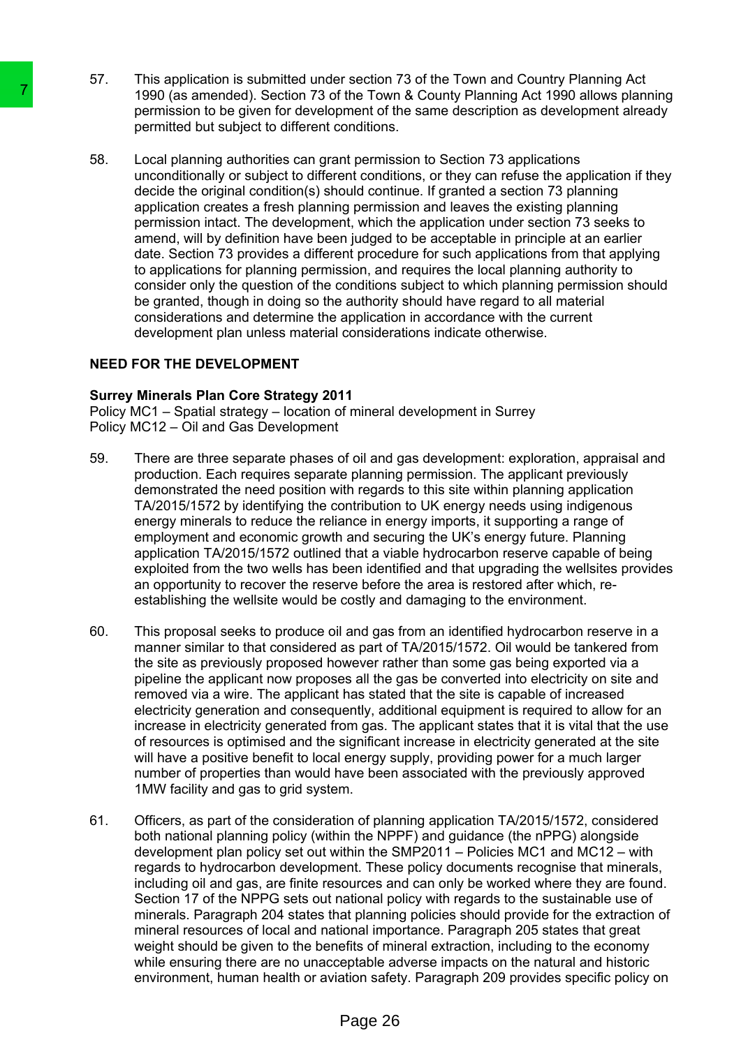57. This application is submitted under section 73 of the Town and Country Planning Act 1990 (as amended). Section 73 of the Town & County Planning Act 1990 allows planning permission to be given for development of the same description as development already permitted but subject to different conditions.

58. Local planning authorities can grant permission to Section 73 applications unconditionally or subject to different conditions, or they can refuse the application if they decide the original condition(s) should continue. If granted a section 73 planning application creates a fresh planning permission and leaves the existing planning permission intact. The development, which the application under section 73 seeks to amend, will by definition have been judged to be acceptable in principle at an earlier date. Section 73 provides a different procedure for such applications from that applying to applications for planning permission, and requires the local planning authority to consider only the question of the conditions subject to which planning permission should be granted, though in doing so the authority should have regard to all material considerations and determine the application in accordance with the current development plan unless material considerations indicate otherwise.

**NEED FOR THE DEVELOPMENT**

**Surrey Minerals Plan Core Strategy 2011**
Policy MC1 – Spatial strategy – location of mineral development in Surrey
Policy MC12 – Oil and Gas Development

59. There are three separate phases of oil and gas development: exploration, appraisal and production. Each requires separate planning permission. The applicant previously demonstrated the need position with regards to this site within planning application TA/2015/1572 by identifying the contribution to UK energy needs using indigenous energy minerals to reduce the reliance in energy imports, it supporting a range of employment and economic growth and securing the UK's energy future. Planning application TA/2015/1572 outlined that a viable hydrocarbon reserve capable of being exploited from the two wells has been identified and that upgrading the wellsites provides an opportunity to recover the reserve before the area is restored after which, re-establishing the wellsite would be costly and damaging to the environment.

60. This proposal seeks to produce oil and gas from an identified hydrocarbon reserve in a manner similar to that considered as part of TA/2015/1572. Oil would be tankered from the site as previously proposed however rather than some gas being exported via a pipeline the applicant now proposes all the gas be converted into electricity on site and removed via a wire. The applicant has stated that the site is capable of increased electricity generation and consequently, additional equipment is required to allow for an increase in electricity generated from gas. The applicant states that it is vital that the use of resources is optimised and the significant increase in electricity generated at the site will have a positive benefit to local energy supply, providing power for a much larger number of properties than would have been associated with the previously approved 1MW facility and gas to grid system.

61. Officers, as part of the consideration of planning application TA/2015/1572, considered both national planning policy (within the NPPF) and guidance (the nPPG) alongside development plan policy set out within the SMP2011 – Policies MC1 and MC12 – with regards to hydrocarbon development. These policy documents recognise that minerals, including oil and gas, are finite resources and can only be worked where they are found. Section 17 of the NPPG sets out national policy with regards to the sustainable use of minerals. Paragraph 204 states that planning policies should provide for the extraction of mineral resources of local and national importance. Paragraph 205 states that great weight should be given to the benefits of mineral extraction, including to the economy while ensuring there are no unacceptable adverse impacts on the natural and historic environment, human health or aviation safety. Paragraph 209 provides specific policy on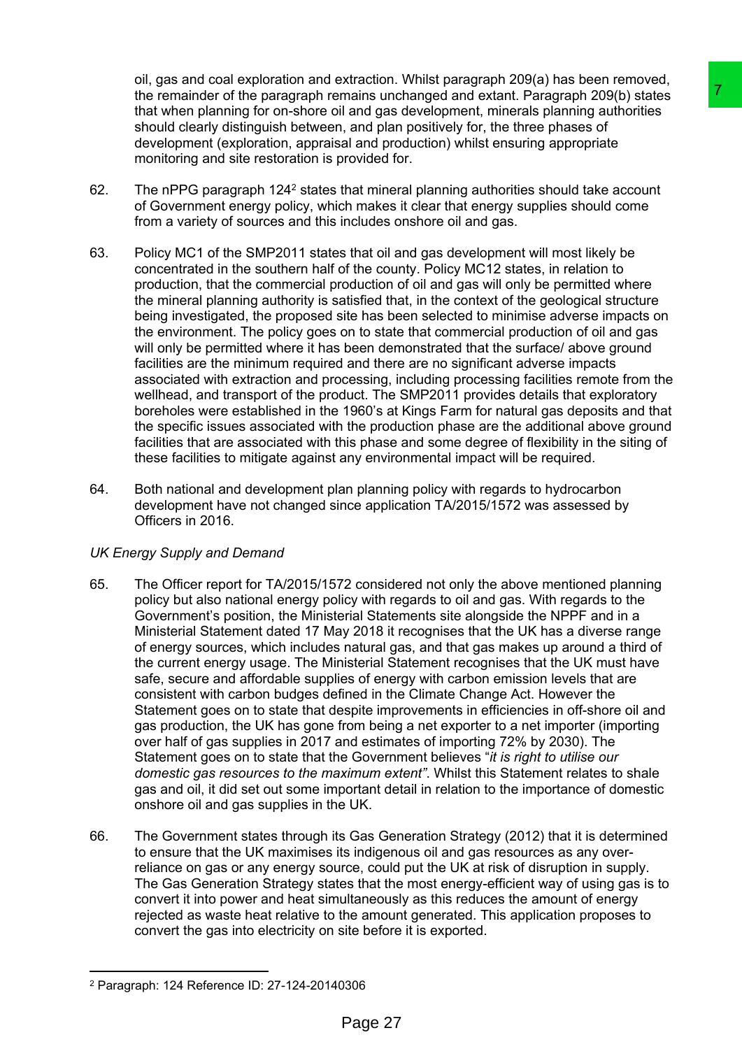oil, gas and coal exploration and extraction. Whilst paragraph 209(a) has been removed, the remainder of the paragraph remains unchanged and extant. Paragraph 209(b) states that when planning for on-shore oil and gas development, minerals planning authorities should clearly distinguish between, and plan positively for, the three phases of development (exploration, appraisal and production) whilst ensuring appropriate monitoring and site restoration is provided for.

62. The nPPG paragraph 124[2] states that mineral planning authorities should take account of Government energy policy, which makes it clear that energy supplies should come from a variety of sources and this includes onshore oil and gas.

63. Policy MC1 of the SMP2011 states that oil and gas development will most likely be concentrated in the southern half of the county. Policy MC12 states, in relation to production, that the commercial production of oil and gas will only be permitted where the mineral planning authority is satisfied that, in the context of the geological structure being investigated, the proposed site has been selected to minimise adverse impacts on the environment. The policy goes on to state that commercial production of oil and gas will only be permitted where it has been demonstrated that the surface/ above ground facilities are the minimum required and there are no significant adverse impacts associated with extraction and processing, including processing facilities remote from the wellhead, and transport of the product. The SMP2011 provides details that exploratory boreholes were established in the 1960's at Kings Farm for natural gas deposits and that the specific issues associated with the production phase are the additional above ground facilities that are associated with this phase and some degree of flexibility in the siting of these facilities to mitigate against any environmental impact will be required.

64. Both national and development plan planning policy with regards to hydrocarbon development have not changed since application TA/2015/1572 was assessed by Officers in 2016.

*UK Energy Supply and Demand*

65. The Officer report for TA/2015/1572 considered not only the above mentioned planning policy but also national energy policy with regards to oil and gas. With regards to the Government's position, the Ministerial Statements site alongside the NPPF and in a Ministerial Statement dated 17 May 2018 it recognises that the UK has a diverse range of energy sources, which includes natural gas, and that gas makes up around a third of the current energy usage. The Ministerial Statement recognises that the UK must have safe, secure and affordable supplies of energy with carbon emission levels that are consistent with carbon budges defined in the Climate Change Act. However the Statement goes on to state that despite improvements in efficiencies in off-shore oil and gas production, the UK has gone from being a net exporter to a net importer (importing over half of gas supplies in 2017 and estimates of importing 72% by 2030). The Statement goes on to state that the Government believes "*it is right to utilise our domestic gas resources to the maximum extent"*. Whilst this Statement relates to shale gas and oil, it did set out some important detail in relation to the importance of domestic onshore oil and gas supplies in the UK.

66. The Government states through its Gas Generation Strategy (2012) that it is determined to ensure that the UK maximises its indigenous oil and gas resources as any over-reliance on gas or any energy source, could put the UK at risk of disruption in supply. The Gas Generation Strategy states that the most energy-efficient way of using gas is to convert it into power and heat simultaneously as this reduces the amount of energy rejected as waste heat relative to the amount generated. This application proposes to convert the gas into electricity on site before it is exported.

[2] Paragraph: 124 Reference ID: 27-124-20140306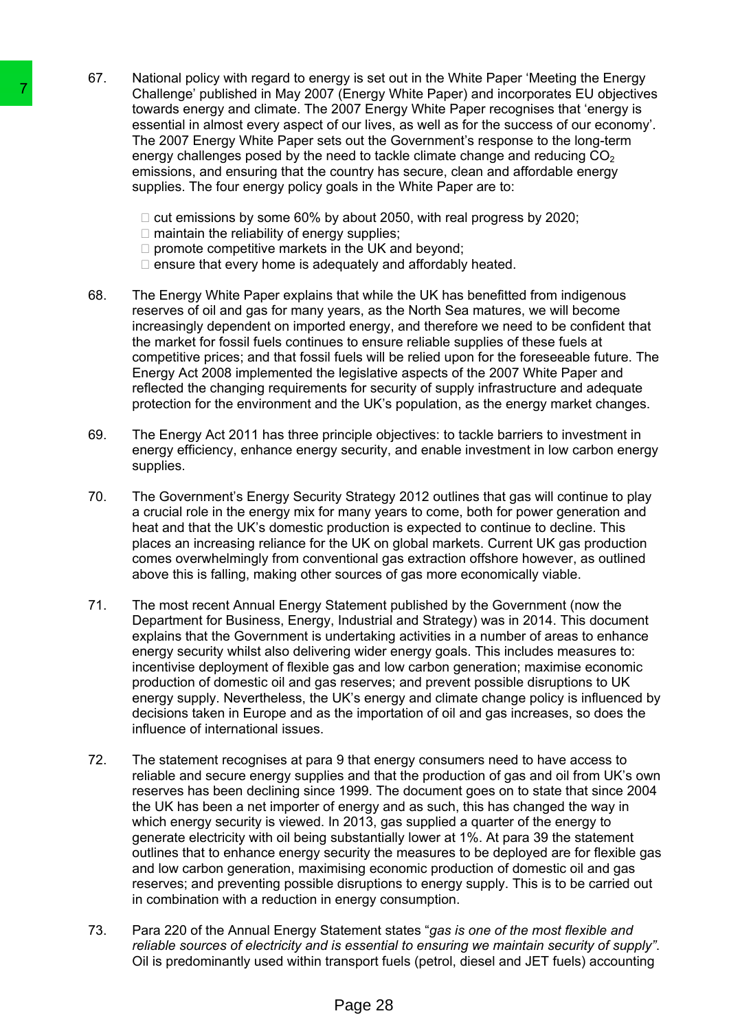67. National policy with regard to energy is set out in the White Paper 'Meeting the Energy Challenge' published in May 2007 (Energy White Paper) and incorporates EU objectives towards energy and climate. The 2007 Energy White Paper recognises that 'energy is essential in almost every aspect of our lives, as well as for the success of our economy'. The 2007 Energy White Paper sets out the Government's response to the long-term energy challenges posed by the need to tackle climate change and reducing $CO_2$ emissions, and ensuring that the country has secure, clean and affordable energy supplies. The four energy policy goals in the White Paper are to:

    - cut emissions by some 60% by about 2050, with real progress by 2020;
    - maintain the reliability of energy supplies;
    - promote competitive markets in the UK and beyond;
    - ensure that every home is adequately and affordably heated.

68. The Energy White Paper explains that while the UK has benefitted from indigenous reserves of oil and gas for many years, as the North Sea matures, we will become increasingly dependent on imported energy, and therefore we need to be confident that the market for fossil fuels continues to ensure reliable supplies of these fuels at competitive prices; and that fossil fuels will be relied upon for the foreseeable future. The Energy Act 2008 implemented the legislative aspects of the 2007 White Paper and reflected the changing requirements for security of supply infrastructure and adequate protection for the environment and the UK's population, as the energy market changes.

69. The Energy Act 2011 has three principle objectives: to tackle barriers to investment in energy efficiency, enhance energy security, and enable investment in low carbon energy supplies.

70. The Government's Energy Security Strategy 2012 outlines that gas will continue to play a crucial role in the energy mix for many years to come, both for power generation and heat and that the UK's domestic production is expected to continue to decline. This places an increasing reliance for the UK on global markets. Current UK gas production comes overwhelmingly from conventional gas extraction offshore however, as outlined above this is falling, making other sources of gas more economically viable.

71. The most recent Annual Energy Statement published by the Government (now the Department for Business, Energy, Industrial and Strategy) was in 2014. This document explains that the Government is undertaking activities in a number of areas to enhance energy security whilst also delivering wider energy goals. This includes measures to: incentivise deployment of flexible gas and low carbon generation; maximise economic production of domestic oil and gas reserves; and prevent possible disruptions to UK energy supply. Nevertheless, the UK's energy and climate change policy is influenced by decisions taken in Europe and as the importation of oil and gas increases, so does the influence of international issues.

72. The statement recognises at para 9 that energy consumers need to have access to reliable and secure energy supplies and that the production of gas and oil from UK's own reserves has been declining since 1999. The document goes on to state that since 2004 the UK has been a net importer of energy and as such, this has changed the way in which energy security is viewed. In 2013, gas supplied a quarter of the energy to generate electricity with oil being substantially lower at 1%. At para 39 the statement outlines that to enhance energy security the measures to be deployed are for flexible gas and low carbon generation, maximising economic production of domestic oil and gas reserves; and preventing possible disruptions to energy supply. This is to be carried out in combination with a reduction in energy consumption.

73. Para 220 of the Annual Energy Statement states "*gas is one of the most flexible and reliable sources of electricity and is essential to ensuring we maintain security of supply"*. Oil is predominantly used within transport fuels (petrol, diesel and JET fuels) accounting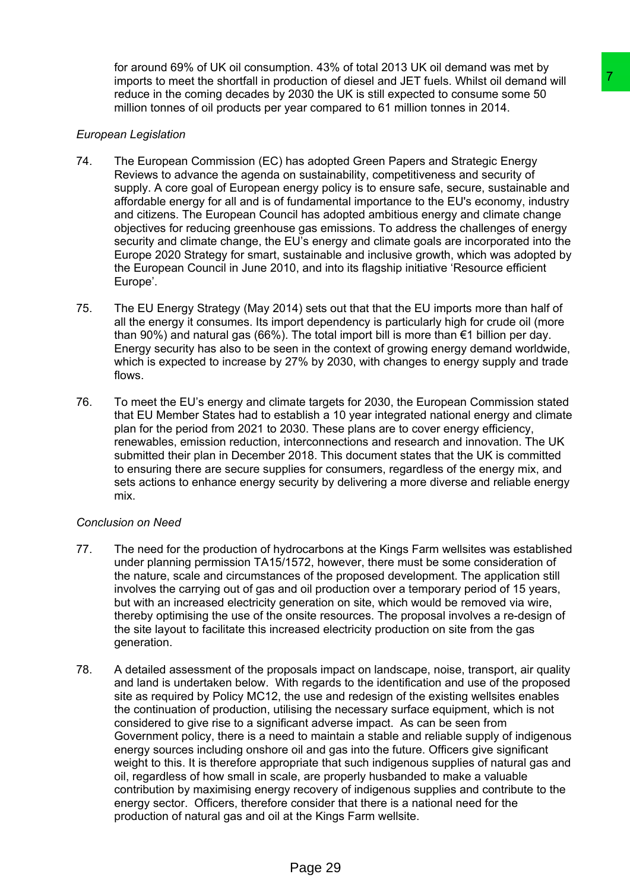for around 69% of UK oil consumption. 43% of total 2013 UK oil demand was met by imports to meet the shortfall in production of diesel and JET fuels. Whilst oil demand will reduce in the coming decades by 2030 the UK is still expected to consume some 50 million tonnes of oil products per year compared to 61 million tonnes in 2014.

*European Legislation*

74. The European Commission (EC) has adopted Green Papers and Strategic Energy Reviews to advance the agenda on sustainability, competitiveness and security of supply. A core goal of European energy policy is to ensure safe, secure, sustainable and affordable energy for all and is of fundamental importance to the EU's economy, industry and citizens. The European Council has adopted ambitious energy and climate change objectives for reducing greenhouse gas emissions. To address the challenges of energy security and climate change, the EU's energy and climate goals are incorporated into the Europe 2020 Strategy for smart, sustainable and inclusive growth, which was adopted by the European Council in June 2010, and into its flagship initiative 'Resource efficient Europe'.

75. The EU Energy Strategy (May 2014) sets out that that the EU imports more than half of all the energy it consumes. Its import dependency is particularly high for crude oil (more than 90%) and natural gas (66%). The total import bill is more than €1 billion per day. Energy security has also to be seen in the context of growing energy demand worldwide, which is expected to increase by 27% by 2030, with changes to energy supply and trade flows.

76. To meet the EU's energy and climate targets for 2030, the European Commission stated that EU Member States had to establish a 10 year integrated national energy and climate plan for the period from 2021 to 2030. These plans are to cover energy efficiency, renewables, emission reduction, interconnections and research and innovation. The UK submitted their plan in December 2018. This document states that the UK is committed to ensuring there are secure supplies for consumers, regardless of the energy mix, and sets actions to enhance energy security by delivering a more diverse and reliable energy mix.

*Conclusion on Need*

77. The need for the production of hydrocarbons at the Kings Farm wellsites was established under planning permission TA15/1572, however, there must be some consideration of the nature, scale and circumstances of the proposed development. The application still involves the carrying out of gas and oil production over a temporary period of 15 years, but with an increased electricity generation on site, which would be removed via wire, thereby optimising the use of the onsite resources. The proposal involves a re-design of the site layout to facilitate this increased electricity production on site from the gas generation.

78. A detailed assessment of the proposals impact on landscape, noise, transport, air quality and land is undertaken below. With regards to the identification and use of the proposed site as required by Policy MC12, the use and redesign of the existing wellsites enables the continuation of production, utilising the necessary surface equipment, which is not considered to give rise to a significant adverse impact. As can be seen from Government policy, there is a need to maintain a stable and reliable supply of indigenous energy sources including onshore oil and gas into the future. Officers give significant weight to this. It is therefore appropriate that such indigenous supplies of natural gas and oil, regardless of how small in scale, are properly husbanded to make a valuable contribution by maximising energy recovery of indigenous supplies and contribute to the energy sector. Officers, therefore consider that there is a national need for the production of natural gas and oil at the Kings Farm wellsite.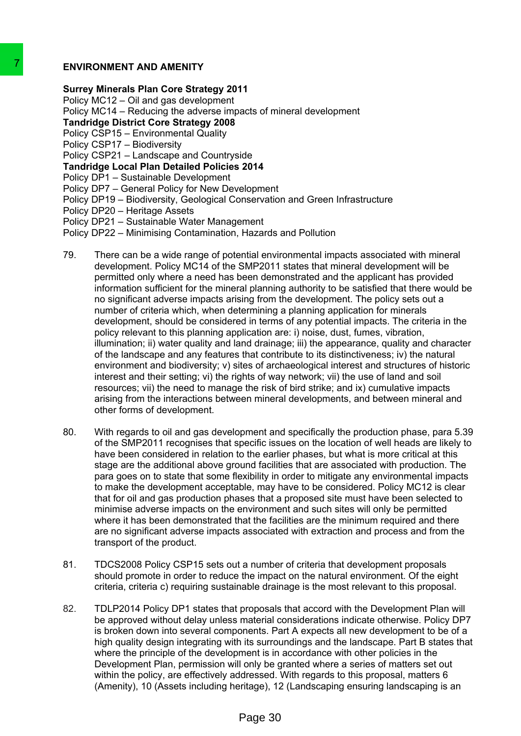## ENVIRONMENT AND AMENITY

**Surrey Minerals Plan Core Strategy 2011**
Policy MC12 – Oil and gas development
Policy MC14 – Reducing the adverse impacts of mineral development
**Tandridge District Core Strategy 2008**
Policy CSP15 – Environmental Quality
Policy CSP17 – Biodiversity
Policy CSP21 – Landscape and Countryside
**Tandridge Local Plan Detailed Policies 2014**
Policy DP1 – Sustainable Development
Policy DP7 – General Policy for New Development
Policy DP19 – Biodiversity, Geological Conservation and Green Infrastructure
Policy DP20 – Heritage Assets
Policy DP21 – Sustainable Water Management
Policy DP22 – Minimising Contamination, Hazards and Pollution

79. There can be a wide range of potential environmental impacts associated with mineral development. Policy MC14 of the SMP2011 states that mineral development will be permitted only where a need has been demonstrated and the applicant has provided information sufficient for the mineral planning authority to be satisfied that there would be no significant adverse impacts arising from the development. The policy sets out a number of criteria which, when determining a planning application for minerals development, should be considered in terms of any potential impacts. The criteria in the policy relevant to this planning application are: i) noise, dust, fumes, vibration, illumination; ii) water quality and land drainage; iii) the appearance, quality and character of the landscape and any features that contribute to its distinctiveness; iv) the natural environment and biodiversity; v) sites of archaeological interest and structures of historic interest and their setting; vi) the rights of way network; vii) the use of land and soil resources; vii) the need to manage the risk of bird strike; and ix) cumulative impacts arising from the interactions between mineral developments, and between mineral and other forms of development.

80. With regards to oil and gas development and specifically the production phase, para 5.39 of the SMP2011 recognises that specific issues on the location of well heads are likely to have been considered in relation to the earlier phases, but what is more critical at this stage are the additional above ground facilities that are associated with production. The para goes on to state that some flexibility in order to mitigate any environmental impacts to make the development acceptable, may have to be considered. Policy MC12 is clear that for oil and gas production phases that a proposed site must have been selected to minimise adverse impacts on the environment and such sites will only be permitted where it has been demonstrated that the facilities are the minimum required and there are no significant adverse impacts associated with extraction and process and from the transport of the product.

81. TDCS2008 Policy CSP15 sets out a number of criteria that development proposals should promote in order to reduce the impact on the natural environment. Of the eight criteria, criteria c) requiring sustainable drainage is the most relevant to this proposal.

82. TDLP2014 Policy DP1 states that proposals that accord with the Development Plan will be approved without delay unless material considerations indicate otherwise. Policy DP7 is broken down into several components. Part A expects all new development to be of a high quality design integrating with its surroundings and the landscape. Part B states that where the principle of the development is in accordance with other policies in the Development Plan, permission will only be granted where a series of matters set out within the policy, are effectively addressed. With regards to this proposal, matters 6 (Amenity), 10 (Assets including heritage), 12 (Landscaping ensuring landscaping is an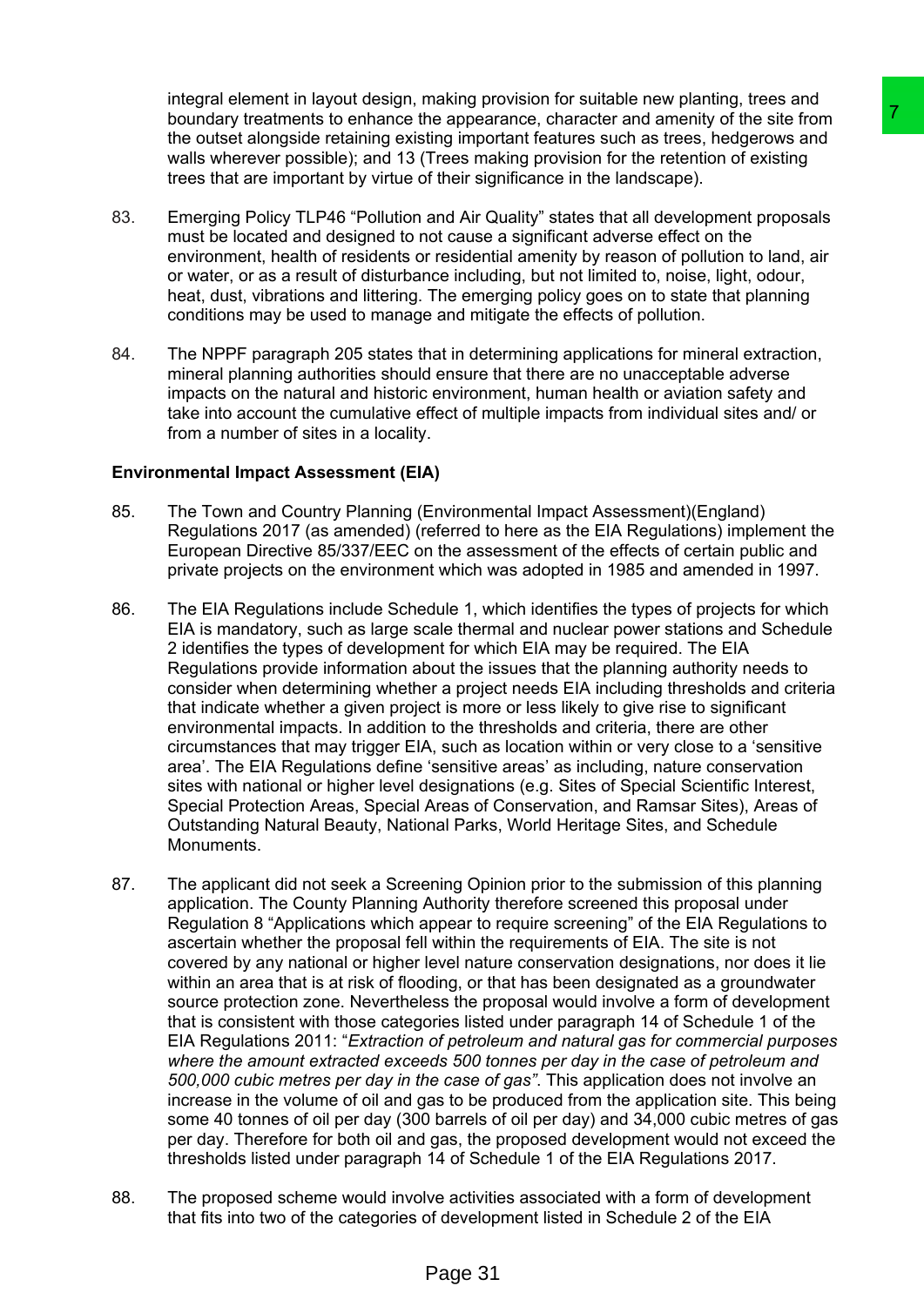integral element in layout design, making provision for suitable new planting, trees and boundary treatments to enhance the appearance, character and amenity of the site from the outset alongside retaining existing important features such as trees, hedgerows and walls wherever possible); and 13 (Trees making provision for the retention of existing trees that are important by virtue of their significance in the landscape).

83. Emerging Policy TLP46 "Pollution and Air Quality" states that all development proposals must be located and designed to not cause a significant adverse effect on the environment, health of residents or residential amenity by reason of pollution to land, air or water, or as a result of disturbance including, but not limited to, noise, light, odour, heat, dust, vibrations and littering. The emerging policy goes on to state that planning conditions may be used to manage and mitigate the effects of pollution.

84. The NPPF paragraph 205 states that in determining applications for mineral extraction, mineral planning authorities should ensure that there are no unacceptable adverse impacts on the natural and historic environment, human health or aviation safety and take into account the cumulative effect of multiple impacts from individual sites and/ or from a number of sites in a locality.

**Environmental Impact Assessment (EIA)**

85. The Town and Country Planning (Environmental Impact Assessment)(England) Regulations 2017 (as amended) (referred to here as the EIA Regulations) implement the European Directive 85/337/EEC on the assessment of the effects of certain public and private projects on the environment which was adopted in 1985 and amended in 1997.

86. The EIA Regulations include Schedule 1, which identifies the types of projects for which EIA is mandatory, such as large scale thermal and nuclear power stations and Schedule 2 identifies the types of development for which EIA may be required. The EIA Regulations provide information about the issues that the planning authority needs to consider when determining whether a project needs EIA including thresholds and criteria that indicate whether a given project is more or less likely to give rise to significant environmental impacts. In addition to the thresholds and criteria, there are other circumstances that may trigger EIA, such as location within or very close to a 'sensitive area'. The EIA Regulations define 'sensitive areas' as including, nature conservation sites with national or higher level designations (e.g. Sites of Special Scientific Interest, Special Protection Areas, Special Areas of Conservation, and Ramsar Sites), Areas of Outstanding Natural Beauty, National Parks, World Heritage Sites, and Schedule Monuments.

87. The applicant did not seek a Screening Opinion prior to the submission of this planning application. The County Planning Authority therefore screened this proposal under Regulation 8 "Applications which appear to require screening" of the EIA Regulations to ascertain whether the proposal fell within the requirements of EIA. The site is not covered by any national or higher level nature conservation designations, nor does it lie within an area that is at risk of flooding, or that has been designated as a groundwater source protection zone. Nevertheless the proposal would involve a form of development that is consistent with those categories listed under paragraph 14 of Schedule 1 of the EIA Regulations 2011: "*Extraction of petroleum and natural gas for commercial purposes where the amount extracted exceeds 500 tonnes per day in the case of petroleum and 500,000 cubic metres per day in the case of gas"*. This application does not involve an increase in the volume of oil and gas to be produced from the application site. This being some 40 tonnes of oil per day (300 barrels of oil per day) and 34,000 cubic metres of gas per day. Therefore for both oil and gas, the proposed development would not exceed the thresholds listed under paragraph 14 of Schedule 1 of the EIA Regulations 2017.

88. The proposed scheme would involve activities associated with a form of development that fits into two of the categories of development listed in Schedule 2 of the EIA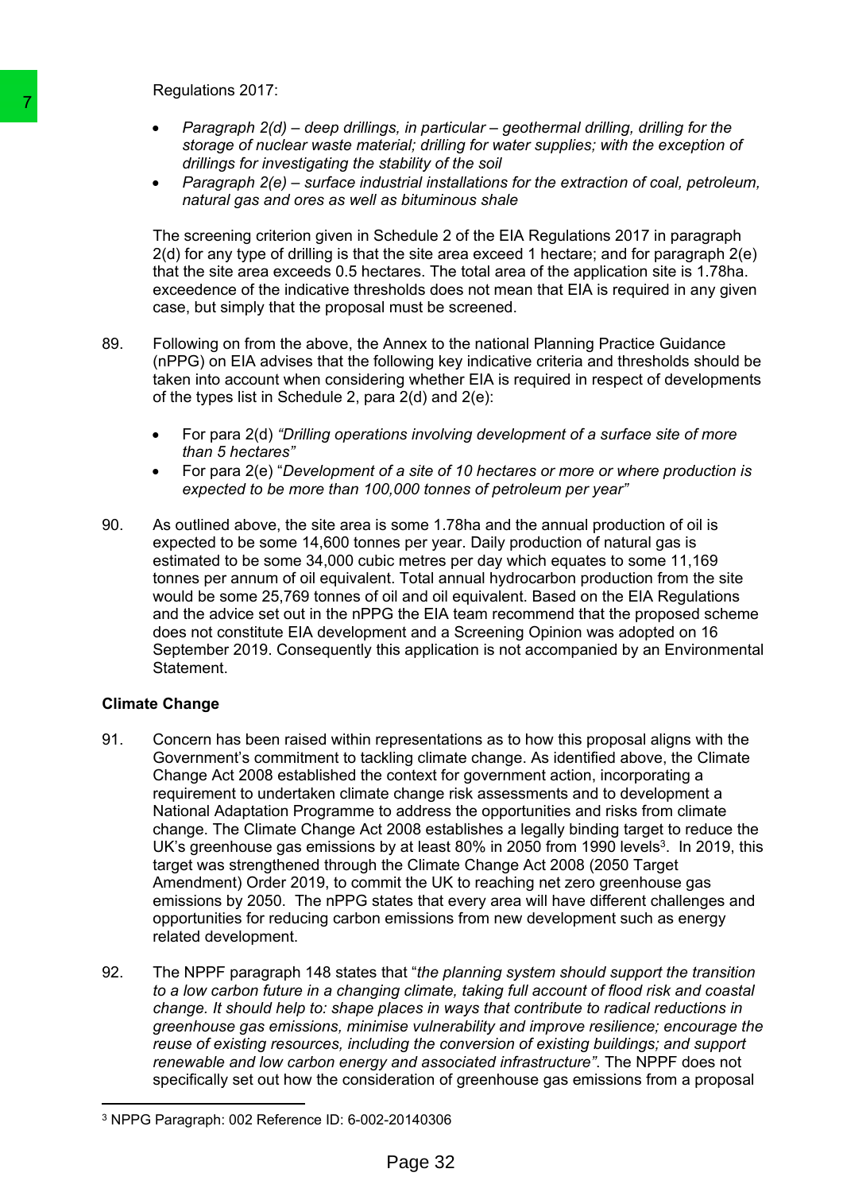Regulations 2017:

- *Paragraph 2(d) – deep drillings, in particular – geothermal drilling, drilling for the storage of nuclear waste material; drilling for water supplies; with the exception of drillings for investigating the stability of the soil*
- *Paragraph 2(e) – surface industrial installations for the extraction of coal, petroleum, natural gas and ores as well as bituminous shale*

The screening criterion given in Schedule 2 of the EIA Regulations 2017 in paragraph 2(d) for any type of drilling is that the site area exceed 1 hectare; and for paragraph 2(e) that the site area exceeds 0.5 hectares. The total area of the application site is 1.78ha. exceedence of the indicative thresholds does not mean that EIA is required in any given case, but simply that the proposal must be screened.

89. Following on from the above, the Annex to the national Planning Practice Guidance (nPPG) on EIA advises that the following key indicative criteria and thresholds should be taken into account when considering whether EIA is required in respect of developments of the types list in Schedule 2, para 2(d) and 2(e):

    - For para 2(d) *"Drilling operations involving development of a surface site of more than 5 hectares"*
    - For para 2(e) "*Development of a site of 10 hectares or more or where production is expected to be more than 100,000 tonnes of petroleum per year"*

90. As outlined above, the site area is some 1.78ha and the annual production of oil is expected to be some 14,600 tonnes per year. Daily production of natural gas is estimated to be some 34,000 cubic metres per day which equates to some 11,169 tonnes per annum of oil equivalent. Total annual hydrocarbon production from the site would be some 25,769 tonnes of oil and oil equivalent. Based on the EIA Regulations and the advice set out in the nPPG the EIA team recommend that the proposed scheme does not constitute EIA development and a Screening Opinion was adopted on 16 September 2019. Consequently this application is not accompanied by an Environmental Statement.

**Climate Change**

91. Concern has been raised within representations as to how this proposal aligns with the Government's commitment to tackling climate change. As identified above, the Climate Change Act 2008 established the context for government action, incorporating a requirement to undertaken climate change risk assessments and to development a National Adaptation Programme to address the opportunities and risks from climate change. The Climate Change Act 2008 establishes a legally binding target to reduce the UK's greenhouse gas emissions by at least 80% in 2050 from 1990 levels[3]. In 2019, this target was strengthened through the Climate Change Act 2008 (2050 Target Amendment) Order 2019, to commit the UK to reaching net zero greenhouse gas emissions by 2050. The nPPG states that every area will have different challenges and opportunities for reducing carbon emissions from new development such as energy related development.

92. The NPPF paragraph 148 states that "*the planning system should support the transition to a low carbon future in a changing climate, taking full account of flood risk and coastal change. It should help to: shape places in ways that contribute to radical reductions in greenhouse gas emissions, minimise vulnerability and improve resilience; encourage the reuse of existing resources, including the conversion of existing buildings; and support renewable and low carbon energy and associated infrastructure"*. The NPPF does not specifically set out how the consideration of greenhouse gas emissions from a proposal

[3] NPPG Paragraph: 002 Reference ID: 6-002-20140306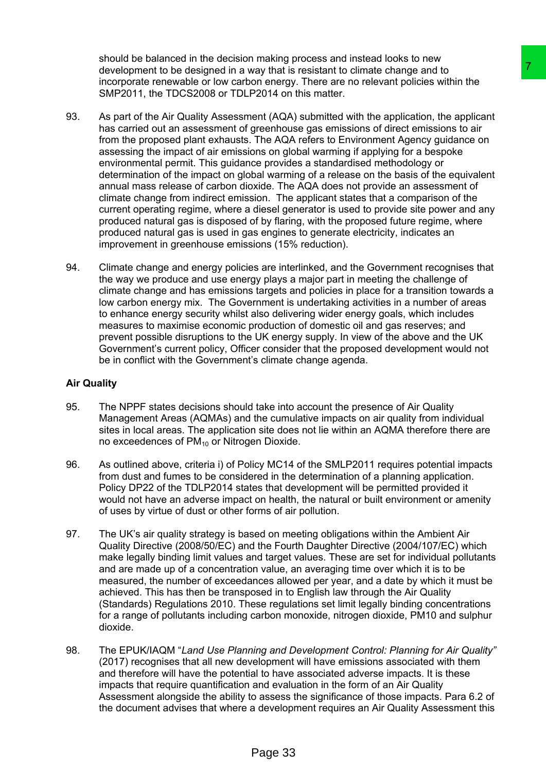should be balanced in the decision making process and instead looks to new development to be designed in a way that is resistant to climate change and to incorporate renewable or low carbon energy. There are no relevant policies within the SMP2011, the TDCS2008 or TDLP2014 on this matter.

93. As part of the Air Quality Assessment (AQA) submitted with the application, the applicant has carried out an assessment of greenhouse gas emissions of direct emissions to air from the proposed plant exhausts. The AQA refers to Environment Agency guidance on assessing the impact of air emissions on global warming if applying for a bespoke environmental permit. This guidance provides a standardised methodology or determination of the impact on global warming of a release on the basis of the equivalent annual mass release of carbon dioxide. The AQA does not provide an assessment of climate change from indirect emission. The applicant states that a comparison of the current operating regime, where a diesel generator is used to provide site power and any produced natural gas is disposed of by flaring, with the proposed future regime, where produced natural gas is used in gas engines to generate electricity, indicates an improvement in greenhouse emissions (15% reduction).

94. Climate change and energy policies are interlinked, and the Government recognises that the way we produce and use energy plays a major part in meeting the challenge of climate change and has emissions targets and policies in place for a transition towards a low carbon energy mix. The Government is undertaking activities in a number of areas to enhance energy security whilst also delivering wider energy goals, which includes measures to maximise economic production of domestic oil and gas reserves; and prevent possible disruptions to the UK energy supply. In view of the above and the UK Government's current policy, Officer consider that the proposed development would not be in conflict with the Government's climate change agenda.

**Air Quality**

95. The NPPF states decisions should take into account the presence of Air Quality Management Areas (AQMAs) and the cumulative impacts on air quality from individual sites in local areas. The application site does not lie within an AQMA therefore there are no exceedences of $PM_{10}$ or Nitrogen Dioxide.

96. As outlined above, criteria i) of Policy MC14 of the SMLP2011 requires potential impacts from dust and fumes to be considered in the determination of a planning application. Policy DP22 of the TDLP2014 states that development will be permitted provided it would not have an adverse impact on health, the natural or built environment or amenity of uses by virtue of dust or other forms of air pollution.

97. The UK's air quality strategy is based on meeting obligations within the Ambient Air Quality Directive (2008/50/EC) and the Fourth Daughter Directive (2004/107/EC) which make legally binding limit values and target values. These are set for individual pollutants and are made up of a concentration value, an averaging time over which it is to be measured, the number of exceedances allowed per year, and a date by which it must be achieved. This has then be transposed in to English law through the Air Quality (Standards) Regulations 2010. These regulations set limit legally binding concentrations for a range of pollutants including carbon monoxide, nitrogen dioxide, PM10 and sulphur dioxide.

98. The EPUK/IAQM "*Land Use Planning and Development Control: Planning for Air Quality"* (2017) recognises that all new development will have emissions associated with them and therefore will have the potential to have associated adverse impacts. It is these impacts that require quantification and evaluation in the form of an Air Quality Assessment alongside the ability to assess the significance of those impacts. Para 6.2 of the document advises that where a development requires an Air Quality Assessment this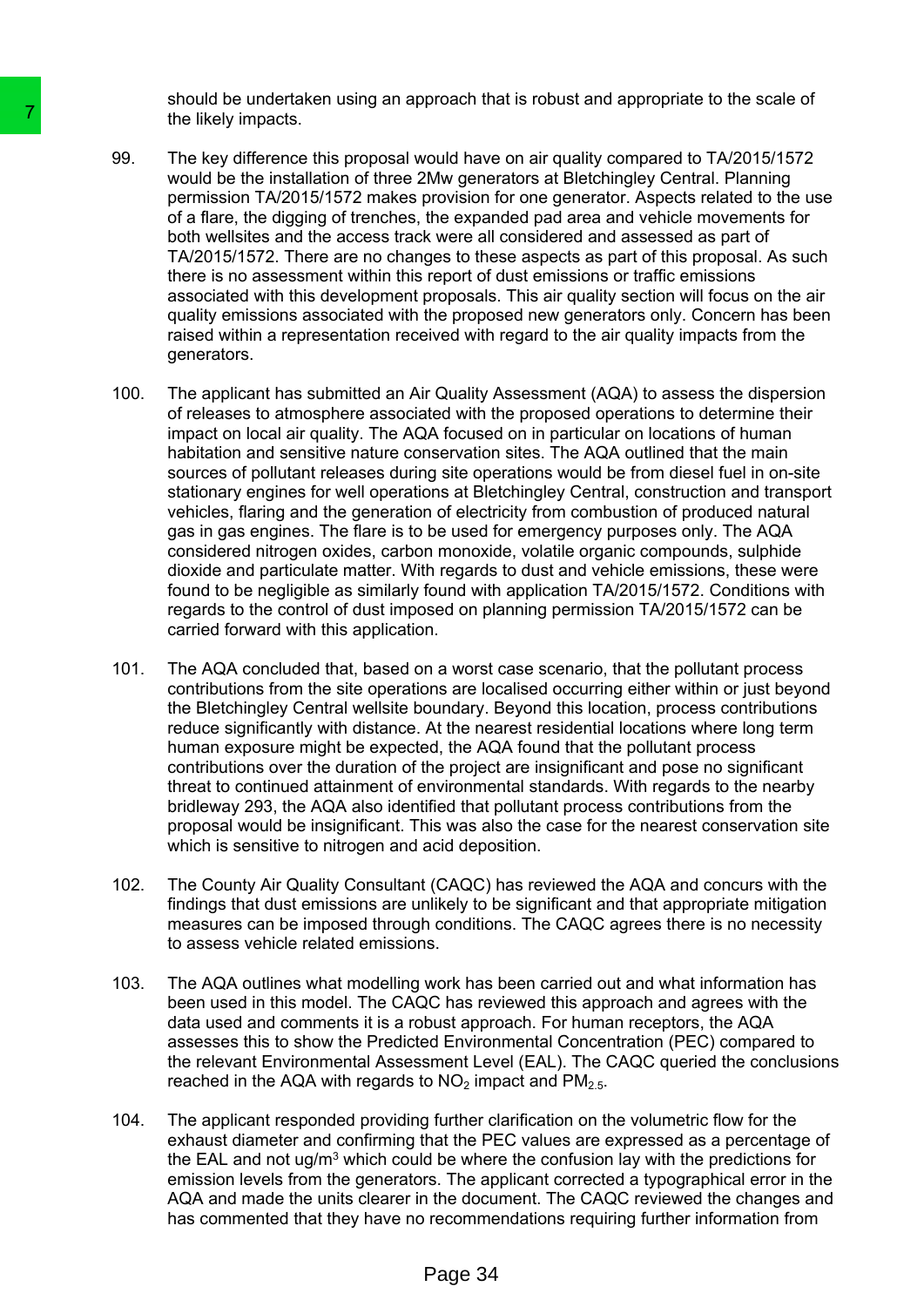should be undertaken using an approach that is robust and appropriate to the scale of the likely impacts.

99. The key difference this proposal would have on air quality compared to TA/2015/1572 would be the installation of three 2Mw generators at Bletchingley Central. Planning permission TA/2015/1572 makes provision for one generator. Aspects related to the use of a flare, the digging of trenches, the expanded pad area and vehicle movements for both wellsites and the access track were all considered and assessed as part of TA/2015/1572. There are no changes to these aspects as part of this proposal. As such there is no assessment within this report of dust emissions or traffic emissions associated with this development proposals. This air quality section will focus on the air quality emissions associated with the proposed new generators only. Concern has been raised within a representation received with regard to the air quality impacts from the generators.

100. The applicant has submitted an Air Quality Assessment (AQA) to assess the dispersion of releases to atmosphere associated with the proposed operations to determine their impact on local air quality. The AQA focused on in particular on locations of human habitation and sensitive nature conservation sites. The AQA outlined that the main sources of pollutant releases during site operations would be from diesel fuel in on-site stationary engines for well operations at Bletchingley Central, construction and transport vehicles, flaring and the generation of electricity from combustion of produced natural gas in gas engines. The flare is to be used for emergency purposes only. The AQA considered nitrogen oxides, carbon monoxide, volatile organic compounds, sulphide dioxide and particulate matter. With regards to dust and vehicle emissions, these were found to be negligible as similarly found with application TA/2015/1572. Conditions with regards to the control of dust imposed on planning permission TA/2015/1572 can be carried forward with this application.

101. The AQA concluded that, based on a worst case scenario, that the pollutant process contributions from the site operations are localised occurring either within or just beyond the Bletchingley Central wellsite boundary. Beyond this location, process contributions reduce significantly with distance. At the nearest residential locations where long term human exposure might be expected, the AQA found that the pollutant process contributions over the duration of the project are insignificant and pose no significant threat to continued attainment of environmental standards. With regards to the nearby bridleway 293, the AQA also identified that pollutant process contributions from the proposal would be insignificant. This was also the case for the nearest conservation site which is sensitive to nitrogen and acid deposition.

102. The County Air Quality Consultant (CAQC) has reviewed the AQA and concurs with the findings that dust emissions are unlikely to be significant and that appropriate mitigation measures can be imposed through conditions. The CAQC agrees there is no necessity to assess vehicle related emissions.

103. The AQA outlines what modelling work has been carried out and what information has been used in this model. The CAQC has reviewed this approach and agrees with the data used and comments it is a robust approach. For human receptors, the AQA assesses this to show the Predicted Environmental Concentration (PEC) compared to the relevant Environmental Assessment Level (EAL). The CAQC queried the conclusions reached in the AQA with regards to $NO_2$ impact and $PM_{2.5}$.

104. The applicant responded providing further clarification on the volumetric flow for the exhaust diameter and confirming that the PEC values are expressed as a percentage of the EAL and not ug/m$^3$ which could be where the confusion lay with the predictions for emission levels from the generators. The applicant corrected a typographical error in the AQA and made the units clearer in the document. The CAQC reviewed the changes and has commented that they have no recommendations requiring further information from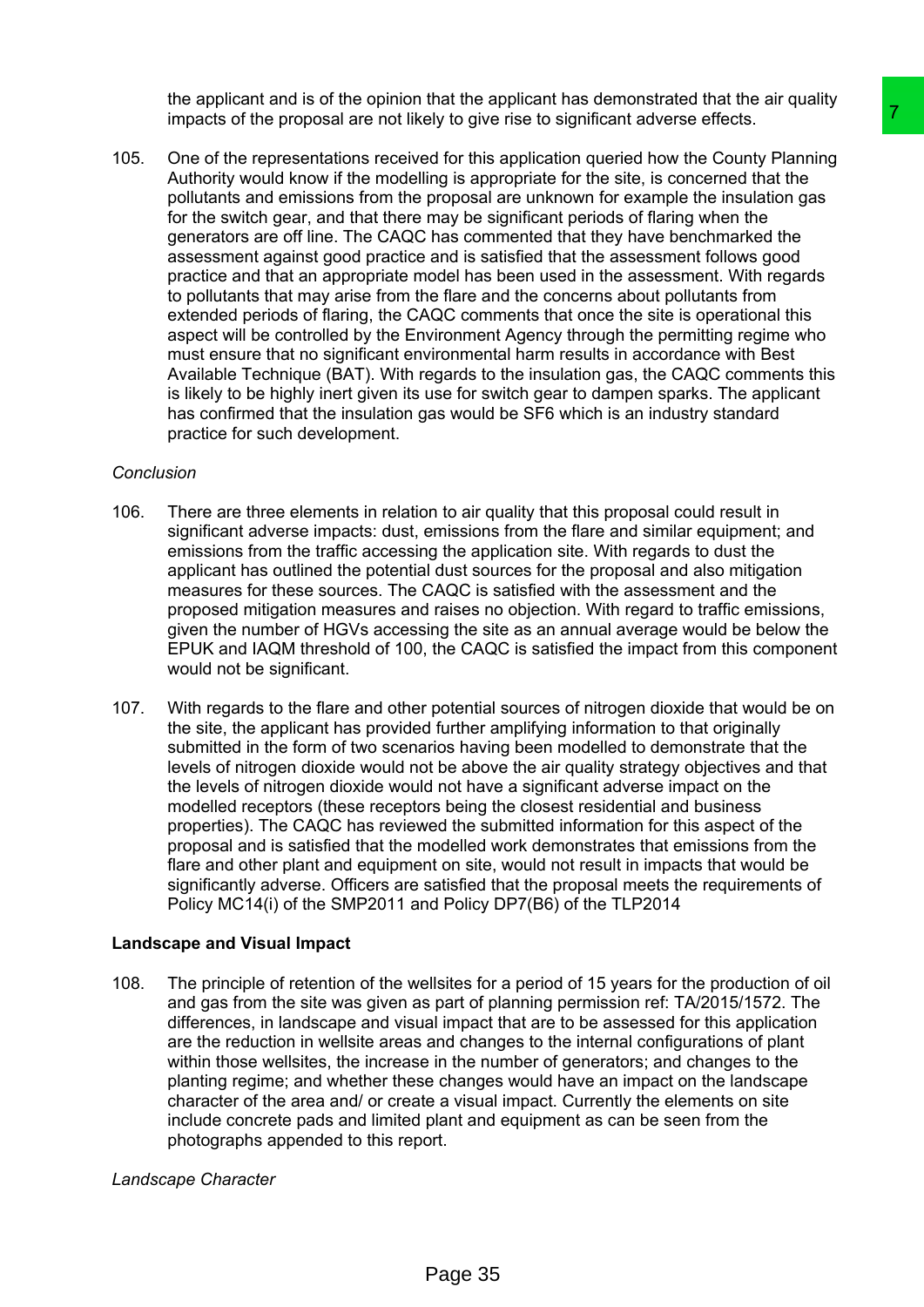the applicant and is of the opinion that the applicant has demonstrated that the air quality impacts of the proposal are not likely to give rise to significant adverse effects.

105. One of the representations received for this application queried how the County Planning Authority would know if the modelling is appropriate for the site, is concerned that the pollutants and emissions from the proposal are unknown for example the insulation gas for the switch gear, and that there may be significant periods of flaring when the generators are off line. The CAQC has commented that they have benchmarked the assessment against good practice and is satisfied that the assessment follows good practice and that an appropriate model has been used in the assessment. With regards to pollutants that may arise from the flare and the concerns about pollutants from extended periods of flaring, the CAQC comments that once the site is operational this aspect will be controlled by the Environment Agency through the permitting regime who must ensure that no significant environmental harm results in accordance with Best Available Technique (BAT). With regards to the insulation gas, the CAQC comments this is likely to be highly inert given its use for switch gear to dampen sparks. The applicant has confirmed that the insulation gas would be $SF_6$ which is an industry standard practice for such development.

*Conclusion*

106. There are three elements in relation to air quality that this proposal could result in significant adverse impacts: dust, emissions from the flare and similar equipment; and emissions from the traffic accessing the application site. With regards to dust the applicant has outlined the potential dust sources for the proposal and also mitigation measures for these sources. The CAQC is satisfied with the assessment and the proposed mitigation measures and raises no objection. With regard to traffic emissions, given the number of HGVs accessing the site as an annual average would be below the EPUK and IAQM threshold of 100, the CAQC is satisfied the impact from this component would not be significant.

107. With regards to the flare and other potential sources of nitrogen dioxide that would be on the site, the applicant has provided further amplifying information to that originally submitted in the form of two scenarios having been modelled to demonstrate that the levels of nitrogen dioxide would not be above the air quality strategy objectives and that the levels of nitrogen dioxide would not have a significant adverse impact on the modelled receptors (these receptors being the closest residential and business properties). The CAQC has reviewed the submitted information for this aspect of the proposal and is satisfied that the modelled work demonstrates that emissions from the flare and other plant and equipment on site, would not result in impacts that would be significantly adverse. Officers are satisfied that the proposal meets the requirements of Policy MC14(i) of the SMP2011 and Policy DP7(B6) of the TLP2014

**Landscape and Visual Impact**

108. The principle of retention of the wellsites for a period of 15 years for the production of oil and gas from the site was given as part of planning permission ref: TA/2015/1572. The differences, in landscape and visual impact that are to be assessed for this application are the reduction in wellsite areas and changes to the internal configurations of plant within those wellsites, the increase in the number of generators; and changes to the planting regime; and whether these changes would have an impact on the landscape character of the area and/ or create a visual impact. Currently the elements on site include concrete pads and limited plant and equipment as can be seen from the photographs appended to this report.

*Landscape Character*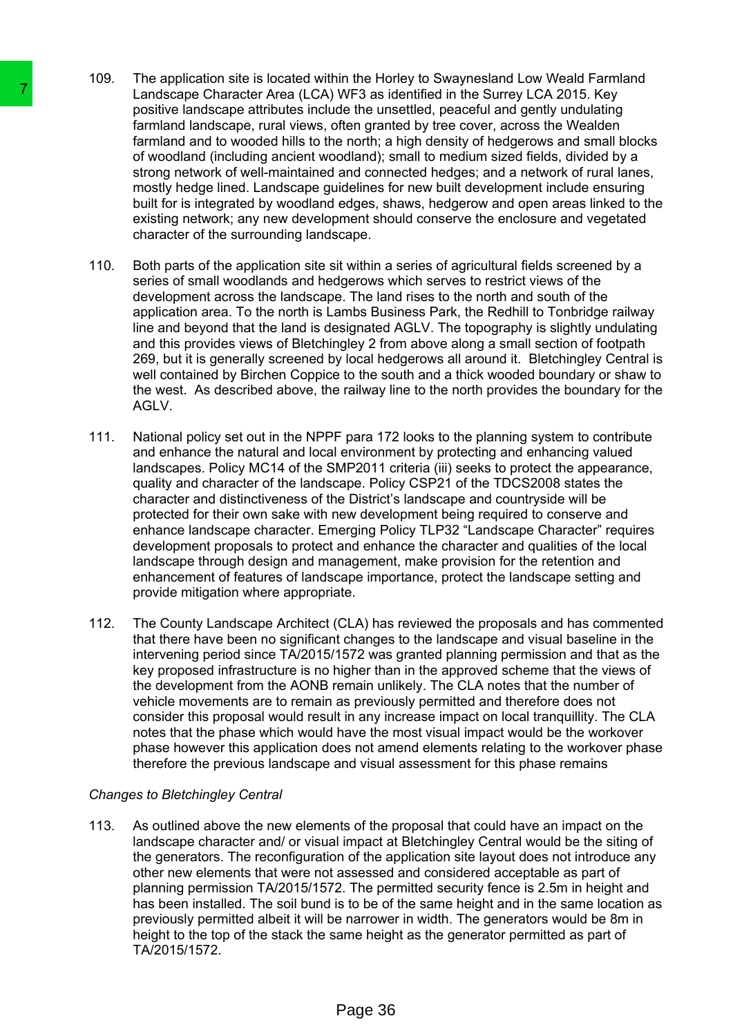109. The application site is located within the Horley to Swaynesland Low Weald Farmland Landscape Character Area (LCA) WF3 as identified in the Surrey LCA 2015. Key positive landscape attributes include the unsettled, peaceful and gently undulating farmland landscape, rural views, often granted by tree cover, across the Wealden farmland and to wooded hills to the north; a high density of hedgerows and small blocks of woodland (including ancient woodland); small to medium sized fields, divided by a strong network of well-maintained and connected hedges; and a network of rural lanes, mostly hedge lined. Landscape guidelines for new built development include ensuring built for is integrated by woodland edges, shaws, hedgerow and open areas linked to the existing network; any new development should conserve the enclosure and vegetated character of the surrounding landscape.

110. Both parts of the application site sit within a series of agricultural fields screened by a series of small woodlands and hedgerows which serves to restrict views of the development across the landscape. The land rises to the north and south of the application area. To the north is Lambs Business Park, the Redhill to Tonbridge railway line and beyond that the land is designated AGLV. The topography is slightly undulating and this provides views of Bletchingley 2 from above along a small section of footpath 269, but it is generally screened by local hedgerows all around it. Bletchingley Central is well contained by Birchen Coppice to the south and a thick wooded boundary or shaw to the west. As described above, the railway line to the north provides the boundary for the AGLV.

111. National policy set out in the NPPF para 172 looks to the planning system to contribute and enhance the natural and local environment by protecting and enhancing valued landscapes. Policy MC14 of the SMP2011 criteria (iii) seeks to protect the appearance, quality and character of the landscape. Policy CSP21 of the TDCS2008 states the character and distinctiveness of the District's landscape and countryside will be protected for their own sake with new development being required to conserve and enhance landscape character. Emerging Policy TLP32 "Landscape Character" requires development proposals to protect and enhance the character and qualities of the local landscape through design and management, make provision for the retention and enhancement of features of landscape importance, protect the landscape setting and provide mitigation where appropriate.

112. The County Landscape Architect (CLA) has reviewed the proposals and has commented that there have been no significant changes to the landscape and visual baseline in the intervening period since TA/2015/1572 was granted planning permission and that as the key proposed infrastructure is no higher than in the approved scheme that the views of the development from the AONB remain unlikely. The CLA notes that the number of vehicle movements are to remain as previously permitted and therefore does not consider this proposal would result in any increase impact on local tranquillity. The CLA notes that the phase which would have the most visual impact would be the workover phase however this application does not amend elements relating to the workover phase therefore the previous landscape and visual assessment for this phase remains

*Changes to Bletchingley Central*

113. As outlined above the new elements of the proposal that could have an impact on the landscape character and/ or visual impact at Bletchingley Central would be the siting of the generators. The reconfiguration of the application site layout does not introduce any other new elements that were not assessed and considered acceptable as part of planning permission TA/2015/1572. The permitted security fence is 2.5m in height and has been installed. The soil bund is to be of the same height and in the same location as previously permitted albeit it will be narrower in width. The generators would be 8m in height to the top of the stack the same height as the generator permitted as part of TA/2015/1572.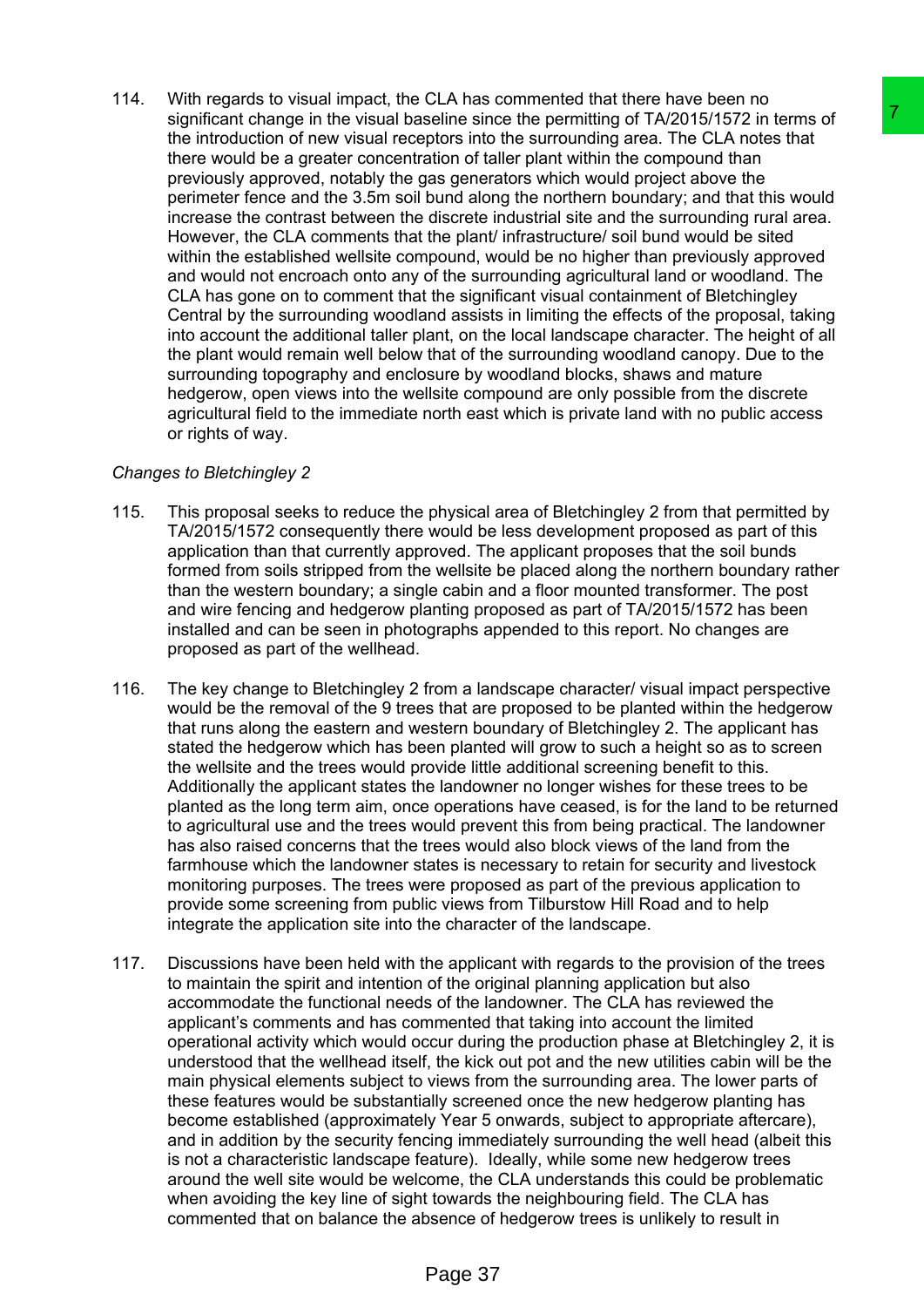114. With regards to visual impact, the CLA has commented that there have been no significant change in the visual baseline since the permitting of TA/2015/1572 in terms of the introduction of new visual receptors into the surrounding area. The CLA notes that there would be a greater concentration of taller plant within the compound than previously approved, notably the gas generators which would project above the perimeter fence and the 3.5m soil bund along the northern boundary; and that this would increase the contrast between the discrete industrial site and the surrounding rural area. However, the CLA comments that the plant/ infrastructure/ soil bund would be sited within the established wellsite compound, would be no higher than previously approved and would not encroach onto any of the surrounding agricultural land or woodland. The CLA has gone on to comment that the significant visual containment of Bletchingley Central by the surrounding woodland assists in limiting the effects of the proposal, taking into account the additional taller plant, on the local landscape character. The height of all the plant would remain well below that of the surrounding woodland canopy. Due to the surrounding topography and enclosure by woodland blocks, shaws and mature hedgerow, open views into the wellsite compound are only possible from the discrete agricultural field to the immediate north east which is private land with no public access or rights of way.

*Changes to Bletchingley 2*

115. This proposal seeks to reduce the physical area of Bletchingley 2 from that permitted by TA/2015/1572 consequently there would be less development proposed as part of this application than that currently approved. The applicant proposes that the soil bunds formed from soils stripped from the wellsite be placed along the northern boundary rather than the western boundary; a single cabin and a floor mounted transformer. The post and wire fencing and hedgerow planting proposed as part of TA/2015/1572 has been installed and can be seen in photographs appended to this report. No changes are proposed as part of the wellhead.

116. The key change to Bletchingley 2 from a landscape character/ visual impact perspective would be the removal of the 9 trees that are proposed to be planted within the hedgerow that runs along the eastern and western boundary of Bletchingley 2. The applicant has stated the hedgerow which has been planted will grow to such a height so as to screen the wellsite and the trees would provide little additional screening benefit to this. Additionally the applicant states the landowner no longer wishes for these trees to be planted as the long term aim, once operations have ceased, is for the land to be returned to agricultural use and the trees would prevent this from being practical. The landowner has also raised concerns that the trees would also block views of the land from the farmhouse which the landowner states is necessary to retain for security and livestock monitoring purposes. The trees were proposed as part of the previous application to provide some screening from public views from Tilburstow Hill Road and to help integrate the application site into the character of the landscape.

117. Discussions have been held with the applicant with regards to the provision of the trees to maintain the spirit and intention of the original planning application but also accommodate the functional needs of the landowner. The CLA has reviewed the applicant's comments and has commented that taking into account the limited operational activity which would occur during the production phase at Bletchingley 2, it is understood that the wellhead itself, the kick out pot and the new utilities cabin will be the main physical elements subject to views from the surrounding area. The lower parts of these features would be substantially screened once the new hedgerow planting has become established (approximately Year 5 onwards, subject to appropriate aftercare), and in addition by the security fencing immediately surrounding the well head (albeit this is not a characteristic landscape feature). Ideally, while some new hedgerow trees around the well site would be welcome, the CLA understands this could be problematic when avoiding the key line of sight towards the neighbouring field. The CLA has commented that on balance the absence of hedgerow trees is unlikely to result in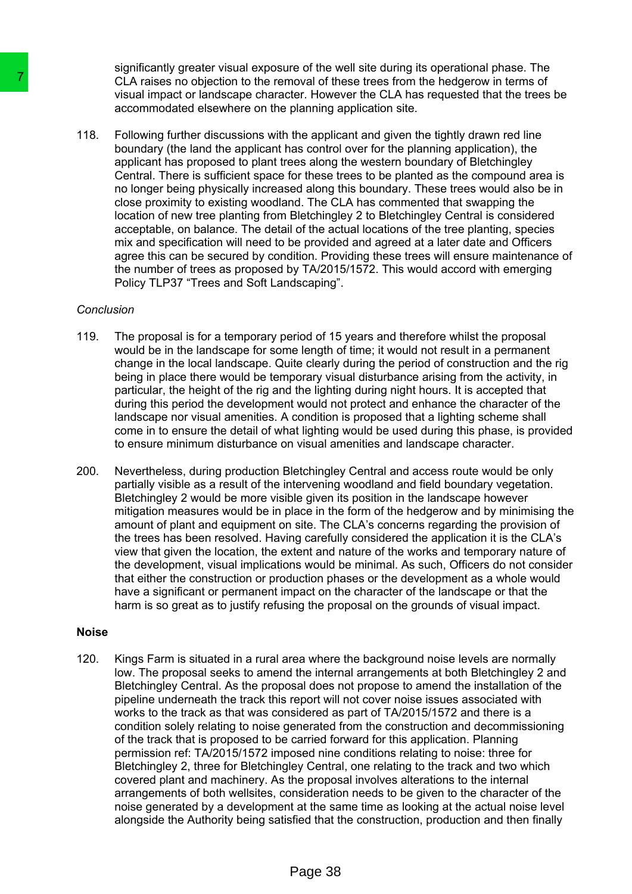significantly greater visual exposure of the well site during its operational phase. The CLA raises no objection to the removal of these trees from the hedgerow in terms of visual impact or landscape character. However the CLA has requested that the trees be accommodated elsewhere on the planning application site.

118. Following further discussions with the applicant and given the tightly drawn red line boundary (the land the applicant has control over for the planning application), the applicant has proposed to plant trees along the western boundary of Bletchingley Central. There is sufficient space for these trees to be planted as the compound area is no longer being physically increased along this boundary. These trees would also be in close proximity to existing woodland. The CLA has commented that swapping the location of new tree planting from Bletchingley 2 to Bletchingley Central is considered acceptable, on balance. The detail of the actual locations of the tree planting, species mix and specification will need to be provided and agreed at a later date and Officers agree this can be secured by condition. Providing these trees will ensure maintenance of the number of trees as proposed by TA/2015/1572. This would accord with emerging Policy TLP37 "Trees and Soft Landscaping".

*Conclusion*

119. The proposal is for a temporary period of 15 years and therefore whilst the proposal would be in the landscape for some length of time; it would not result in a permanent change in the local landscape. Quite clearly during the period of construction and the rig being in place there would be temporary visual disturbance arising from the activity, in particular, the height of the rig and the lighting during night hours. It is accepted that during this period the development would not protect and enhance the character of the landscape nor visual amenities. A condition is proposed that a lighting scheme shall come in to ensure the detail of what lighting would be used during this phase, is provided to ensure minimum disturbance on visual amenities and landscape character.

200. Nevertheless, during production Bletchingley Central and access route would be only partially visible as a result of the intervening woodland and field boundary vegetation. Bletchingley 2 would be more visible given its position in the landscape however mitigation measures would be in place in the form of the hedgerow and by minimising the amount of plant and equipment on site. The CLA's concerns regarding the provision of the trees has been resolved. Having carefully considered the application it is the CLA's view that given the location, the extent and nature of the works and temporary nature of the development, visual implications would be minimal. As such, Officers do not consider that either the construction or production phases or the development as a whole would have a significant or permanent impact on the character of the landscape or that the harm is so great as to justify refusing the proposal on the grounds of visual impact.

**Noise**

120. Kings Farm is situated in a rural area where the background noise levels are normally low. The proposal seeks to amend the internal arrangements at both Bletchingley 2 and Bletchingley Central. As the proposal does not propose to amend the installation of the pipeline underneath the track this report will not cover noise issues associated with works to the track as that was considered as part of TA/2015/1572 and there is a condition solely relating to noise generated from the construction and decommissioning of the track that is proposed to be carried forward for this application. Planning permission ref: TA/2015/1572 imposed nine conditions relating to noise: three for Bletchingley 2, three for Bletchingley Central, one relating to the track and two which covered plant and machinery. As the proposal involves alterations to the internal arrangements of both wellsites, consideration needs to be given to the character of the noise generated by a development at the same time as looking at the actual noise level alongside the Authority being satisfied that the construction, production and then finally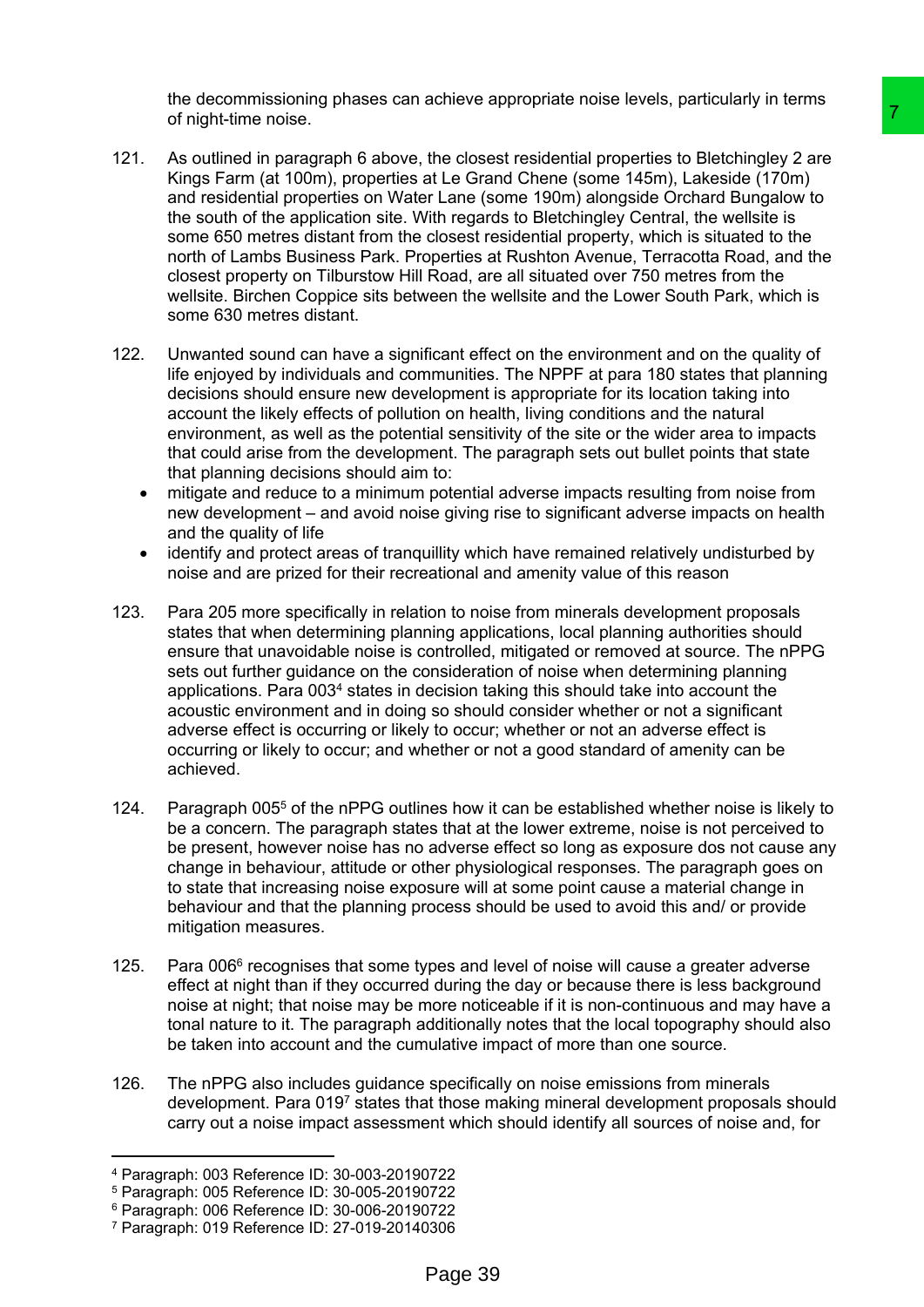the decommissioning phases can achieve appropriate noise levels, particularly in terms of night-time noise.

121. As outlined in paragraph 6 above, the closest residential properties to Bletchingley 2 are Kings Farm (at 100m), properties at Le Grand Chene (some 145m), Lakeside (170m) and residential properties on Water Lane (some 190m) alongside Orchard Bungalow to the south of the application site. With regards to Bletchingley Central, the wellsite is some 650 metres distant from the closest residential property, which is situated to the north of Lambs Business Park. Properties at Rushton Avenue, Terracotta Road, and the closest property on Tilburstow Hill Road, are all situated over 750 metres from the wellsite. Birchen Coppice sits between the wellsite and the Lower South Park, which is some 630 metres distant.

122. Unwanted sound can have a significant effect on the environment and on the quality of life enjoyed by individuals and communities. The NPPF at para 180 states that planning decisions should ensure new development is appropriate for its location taking into account the likely effects of pollution on health, living conditions and the natural environment, as well as the potential sensitivity of the site or the wider area to impacts that could arise from the development. The paragraph sets out bullet points that state that planning decisions should aim to:
    - mitigate and reduce to a minimum potential adverse impacts resulting from noise from new development – and avoid noise giving rise to significant adverse impacts on health and the quality of life
    - identify and protect areas of tranquillity which have remained relatively undisturbed by noise and are prized for their recreational and amenity value of this reason

123. Para 205 more specifically in relation to noise from minerals development proposals states that when determining planning applications, local planning authorities should ensure that unavoidable noise is controlled, mitigated or removed at source. The nPPG sets out further guidance on the consideration of noise when determining planning applications. Para 003[4] states in decision taking this should take into account the acoustic environment and in doing so should consider whether or not a significant adverse effect is occurring or likely to occur; whether or not an adverse effect is occurring or likely to occur; and whether or not a good standard of amenity can be achieved.

124. Paragraph 005[5] of the nPPG outlines how it can be established whether noise is likely to be a concern. The paragraph states that at the lower extreme, noise is not perceived to be present, however noise has no adverse effect so long as exposure dos not cause any change in behaviour, attitude or other physiological responses. The paragraph goes on to state that increasing noise exposure will at some point cause a material change in behaviour and that the planning process should be used to avoid this and/ or provide mitigation measures.

125. Para 006[6] recognises that some types and level of noise will cause a greater adverse effect at night than if they occurred during the day or because there is less background noise at night; that noise may be more noticeable if it is non-continuous and may have a tonal nature to it. The paragraph additionally notes that the local topography should also be taken into account and the cumulative impact of more than one source.

126. The nPPG also includes guidance specifically on noise emissions from minerals development. Para 019[7] states that those making mineral development proposals should carry out a noise impact assessment which should identify all sources of noise and, for

---

[4] Paragraph: 003 Reference ID: 30-003-20190722
[5] Paragraph: 005 Reference ID: 30-005-20190722
[6] Paragraph: 006 Reference ID: 30-006-20190722
[7] Paragraph: 019 Reference ID: 27-019-20140306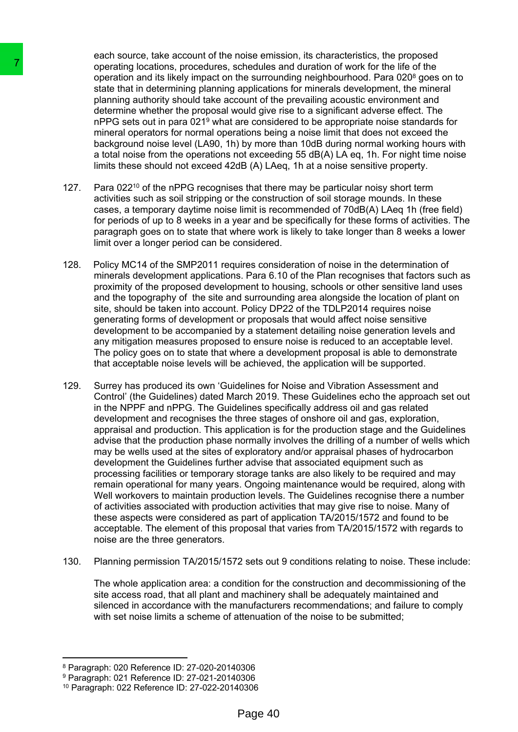each source, take account of the noise emission, its characteristics, the proposed operating locations, procedures, schedules and duration of work for the life of the operation and its likely impact on the surrounding neighbourhood. Para 020[8] goes on to state that in determining planning applications for minerals development, the mineral planning authority should take account of the prevailing acoustic environment and determine whether the proposal would give rise to a significant adverse effect. The nPPG sets out in para 021[9] what are considered to be appropriate noise standards for mineral operators for normal operations being a noise limit that does not exceed the background noise level (LA90, 1h) by more than 10dB during normal working hours with a total noise from the operations not exceeding 55 dB(A) LA eq, 1h. For night time noise limits these should not exceed 42dB (A) LAeq, 1h at a noise sensitive property.

127. Para 022[10] of the nPPG recognises that there may be particular noisy short term activities such as soil stripping or the construction of soil storage mounds. In these cases, a temporary daytime noise limit is recommended of 70dB(A) LAeq 1h (free field) for periods of up to 8 weeks in a year and be specifically for these forms of activities. The paragraph goes on to state that where work is likely to take longer than 8 weeks a lower limit over a longer period can be considered.

128. Policy MC14 of the SMP2011 requires consideration of noise in the determination of minerals development applications. Para 6.10 of the Plan recognises that factors such as proximity of the proposed development to housing, schools or other sensitive land uses and the topography of the site and surrounding area alongside the location of plant on site, should be taken into account. Policy DP22 of the TDLP2014 requires noise generating forms of development or proposals that would affect noise sensitive development to be accompanied by a statement detailing noise generation levels and any mitigation measures proposed to ensure noise is reduced to an acceptable level. The policy goes on to state that where a development proposal is able to demonstrate that acceptable noise levels will be achieved, the application will be supported.

129. Surrey has produced its own 'Guidelines for Noise and Vibration Assessment and Control' (the Guidelines) dated March 2019. These Guidelines echo the approach set out in the NPPF and nPPG. The Guidelines specifically address oil and gas related development and recognises the three stages of onshore oil and gas, exploration, appraisal and production. This application is for the production stage and the Guidelines advise that the production phase normally involves the drilling of a number of wells which may be wells used at the sites of exploratory and/or appraisal phases of hydrocarbon development the Guidelines further advise that associated equipment such as processing facilities or temporary storage tanks are also likely to be required and may remain operational for many years. Ongoing maintenance would be required, along with Well workovers to maintain production levels. The Guidelines recognise there a number of activities associated with production activities that may give rise to noise. Many of these aspects were considered as part of application TA/2015/1572 and found to be acceptable. The element of this proposal that varies from TA/2015/1572 with regards to noise are the three generators.

130. Planning permission TA/2015/1572 sets out 9 conditions relating to noise. These include:

The whole application area: a condition for the construction and decommissioning of the site access road, that all plant and machinery shall be adequately maintained and silenced in accordance with the manufacturers recommendations; and failure to comply with set noise limits a scheme of attenuation of the noise to be submitted;

---

[8] Paragraph: 020 Reference ID: 27-020-20140306

[9] Paragraph: 021 Reference ID: 27-021-20140306

[10] Paragraph: 022 Reference ID: 27-022-20140306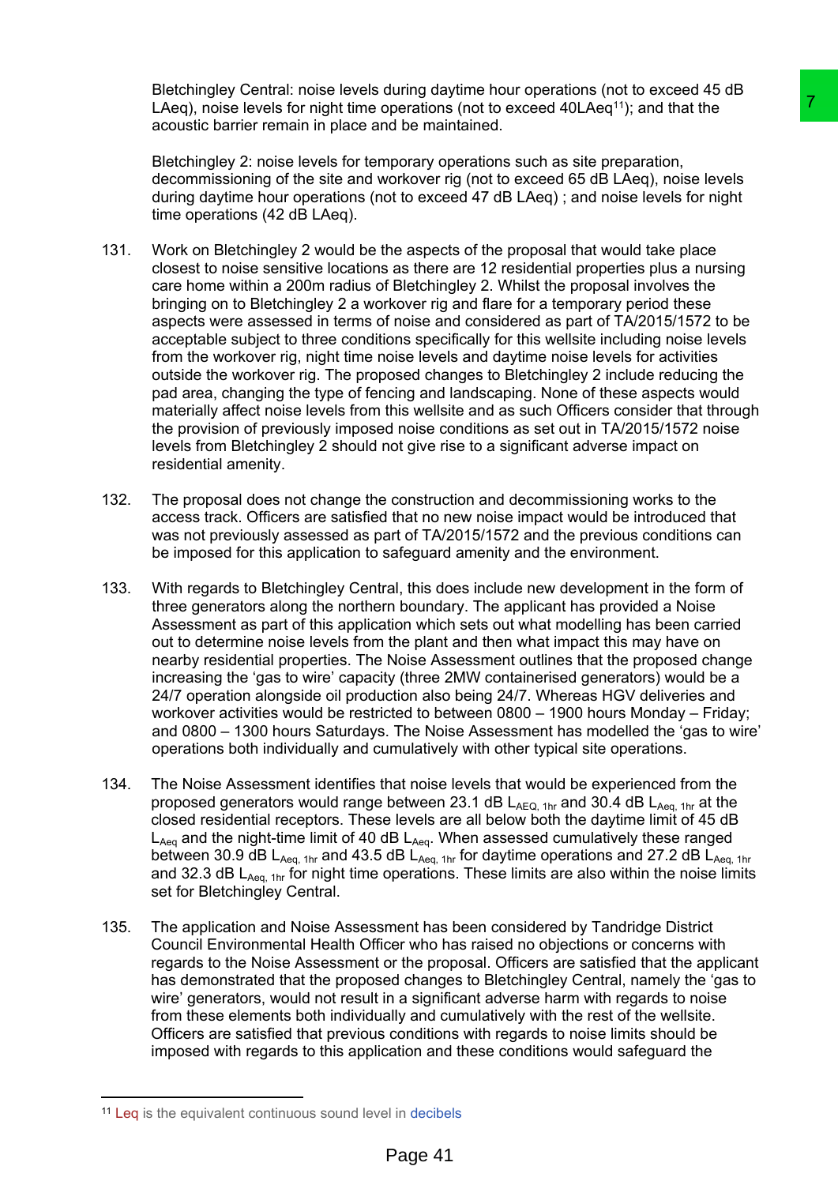Bletchingley Central: noise levels during daytime hour operations (not to exceed 45 dB LAeq), noise levels for night time operations (not to exceed 40LAeq[11]); and that the acoustic barrier remain in place and be maintained.

Bletchingley 2: noise levels for temporary operations such as site preparation, decommissioning of the site and workover rig (not to exceed 65 dB LAeq), noise levels during daytime hour operations (not to exceed 47 dB LAeq) ; and noise levels for night time operations (42 dB LAeq).

131. Work on Bletchingley 2 would be the aspects of the proposal that would take place closest to noise sensitive locations as there are 12 residential properties plus a nursing care home within a 200m radius of Bletchingley 2. Whilst the proposal involves the bringing on to Bletchingley 2 a workover rig and flare for a temporary period these aspects were assessed in terms of noise and considered as part of TA/2015/1572 to be acceptable subject to three conditions specifically for this wellsite including noise levels from the workover rig, night time noise levels and daytime noise levels for activities outside the workover rig. The proposed changes to Bletchingley 2 include reducing the pad area, changing the type of fencing and landscaping. None of these aspects would materially affect noise levels from this wellsite and as such Officers consider that through the provision of previously imposed noise conditions as set out in TA/2015/1572 noise levels from Bletchingley 2 should not give rise to a significant adverse impact on residential amenity.

132. The proposal does not change the construction and decommissioning works to the access track. Officers are satisfied that no new noise impact would be introduced that was not previously assessed as part of TA/2015/1572 and the previous conditions can be imposed for this application to safeguard amenity and the environment.

133. With regards to Bletchingley Central, this does include new development in the form of three generators along the northern boundary. The applicant has provided a Noise Assessment as part of this application which sets out what modelling has been carried out to determine noise levels from the plant and then what impact this may have on nearby residential properties. The Noise Assessment outlines that the proposed change increasing the 'gas to wire' capacity (three 2MW containerised generators) would be a 24/7 operation alongside oil production also being 24/7. Whereas HGV deliveries and workover activities would be restricted to between 0800 – 1900 hours Monday – Friday; and 0800 – 1300 hours Saturdays. The Noise Assessment has modelled the 'gas to wire' operations both individually and cumulatively with other typical site operations.

134. The Noise Assessment identifies that noise levels that would be experienced from the proposed generators would range between 23.1 dB $L_{AEQ,\ 1hr}$ and 30.4 dB $L_{Aeq,\ 1hr}$ at the closed residential receptors. These levels are all below both the daytime limit of 45 dB $L_{Aeq}$ and the night-time limit of 40 dB $L_{Aeq}$. When assessed cumulatively these ranged between 30.9 dB $L_{Aeq,\ 1hr}$ and 43.5 dB $L_{Aeq,\ 1hr}$ for daytime operations and 27.2 dB $L_{Aeq,\ 1hr}$ and 32.3 dB $L_{Aeq,\ 1hr}$ for night time operations. These limits are also within the noise limits set for Bletchingley Central.

135. The application and Noise Assessment has been considered by Tandridge District Council Environmental Health Officer who has raised no objections or concerns with regards to the Noise Assessment or the proposal. Officers are satisfied that the applicant has demonstrated that the proposed changes to Bletchingley Central, namely the 'gas to wire' generators, would not result in a significant adverse harm with regards to noise from these elements both individually and cumulatively with the rest of the wellsite. Officers are satisfied that previous conditions with regards to noise limits should be imposed with regards to this application and these conditions would safeguard the

[11] Leq is the equivalent continuous sound level in decibels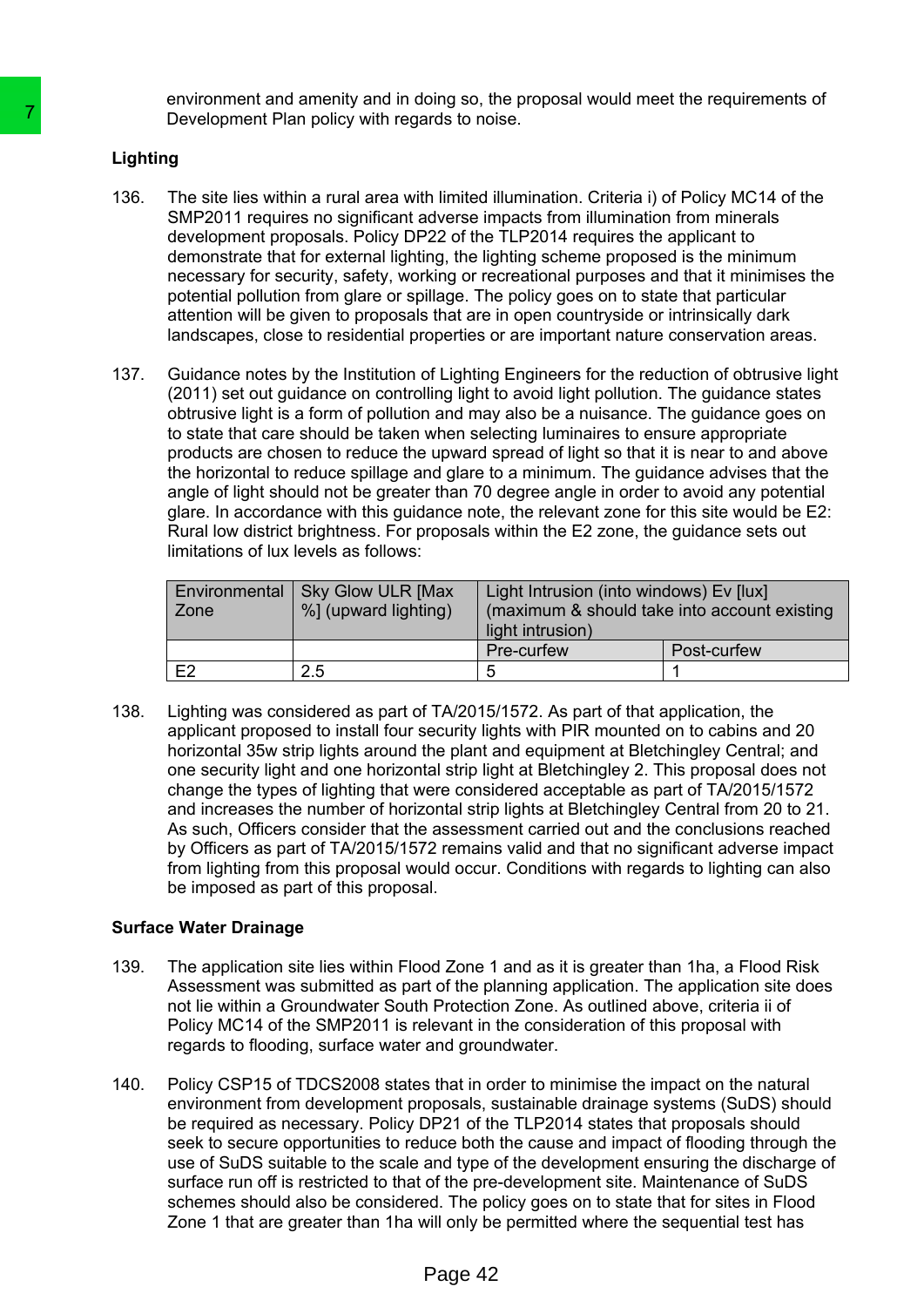environment and amenity and in doing so, the proposal would meet the requirements of Development Plan policy with regards to noise.

**Lighting**

136. The site lies within a rural area with limited illumination. Criteria i) of Policy MC14 of the SMP2011 requires no significant adverse impacts from illumination from minerals development proposals. Policy DP22 of the TLP2014 requires the applicant to demonstrate that for external lighting, the lighting scheme proposed is the minimum necessary for security, safety, working or recreational purposes and that it minimises the potential pollution from glare or spillage. The policy goes on to state that particular attention will be given to proposals that are in open countryside or intrinsically dark landscapes, close to residential properties or are important nature conservation areas.

137. Guidance notes by the Institution of Lighting Engineers for the reduction of obtrusive light (2011) set out guidance on controlling light to avoid light pollution. The guidance states obtrusive light is a form of pollution and may also be a nuisance. The guidance goes on to state that care should be taken when selecting luminaires to ensure appropriate products are chosen to reduce the upward spread of light so that it is near to and above the horizontal to reduce spillage and glare to a minimum. The guidance advises that the angle of light should not be greater than 70 degree angle in order to avoid any potential glare. In accordance with this guidance note, the relevant zone for this site would be E2: Rural low district brightness. For proposals within the E2 zone, the guidance sets out limitations of lux levels as follows:

| Environmental Zone | Sky Glow ULR [Max %] (upward lighting) | Light Intrusion (into windows) Ev [lux] (maximum & should take into account existing light intrusion) | |
|---|---|---|---|
| | | Pre-curfew | Post-curfew |
| E2 | 2.5 | 5 | 1 |

138. Lighting was considered as part of TA/2015/1572. As part of that application, the applicant proposed to install four security lights with PIR mounted on to cabins and 20 horizontal 35w strip lights around the plant and equipment at Bletchingley Central; and one security light and one horizontal strip light at Bletchingley 2. This proposal does not change the types of lighting that were considered acceptable as part of TA/2015/1572 and increases the number of horizontal strip lights at Bletchingley Central from 20 to 21. As such, Officers consider that the assessment carried out and the conclusions reached by Officers as part of TA/2015/1572 remains valid and that no significant adverse impact from lighting from this proposal would occur. Conditions with regards to lighting can also be imposed as part of this proposal.

**Surface Water Drainage**

139. The application site lies within Flood Zone 1 and as it is greater than 1ha, a Flood Risk Assessment was submitted as part of the planning application. The application site does not lie within a Groundwater South Protection Zone. As outlined above, criteria ii of Policy MC14 of the SMP2011 is relevant in the consideration of this proposal with regards to flooding, surface water and groundwater.

140. Policy CSP15 of TDCS2008 states that in order to minimise the impact on the natural environment from development proposals, sustainable drainage systems (SuDS) should be required as necessary. Policy DP21 of the TLP2014 states that proposals should seek to secure opportunities to reduce both the cause and impact of flooding through the use of SuDS suitable to the scale and type of the development ensuring the discharge of surface run off is restricted to that of the pre-development site. Maintenance of SuDS schemes should also be considered. The policy goes on to state that for sites in Flood Zone 1 that are greater than 1ha will only be permitted where the sequential test has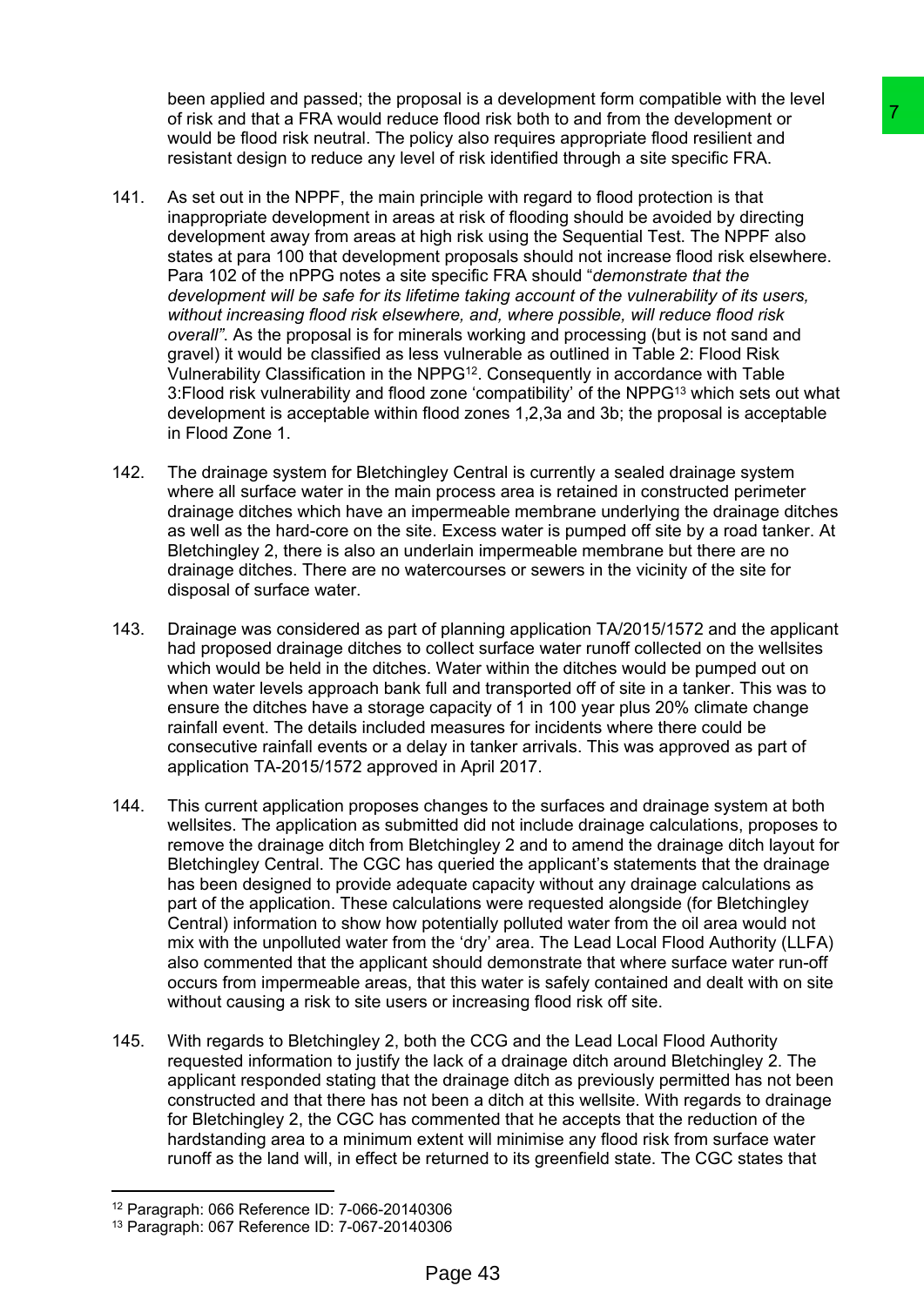been applied and passed; the proposal is a development form compatible with the level of risk and that a FRA would reduce flood risk both to and from the development or would be flood risk neutral. The policy also requires appropriate flood resilient and resistant design to reduce any level of risk identified through a site specific FRA.

141. As set out in the NPPF, the main principle with regard to flood protection is that inappropriate development in areas at risk of flooding should be avoided by directing development away from areas at high risk using the Sequential Test. The NPPF also states at para 100 that development proposals should not increase flood risk elsewhere. Para 102 of the nPPG notes a site specific FRA should "*demonstrate that the development will be safe for its lifetime taking account of the vulnerability of its users, without increasing flood risk elsewhere, and, where possible, will reduce flood risk overall"*. As the proposal is for minerals working and processing (but is not sand and gravel) it would be classified as less vulnerable as outlined in Table 2: Flood Risk Vulnerability Classification in the NPPG[12]. Consequently in accordance with Table 3:Flood risk vulnerability and flood zone 'compatibility' of the NPPG[13] which sets out what development is acceptable within flood zones 1,2,3a and 3b; the proposal is acceptable in Flood Zone 1.

142. The drainage system for Bletchingley Central is currently a sealed drainage system where all surface water in the main process area is retained in constructed perimeter drainage ditches which have an impermeable membrane underlying the drainage ditches as well as the hard-core on the site. Excess water is pumped off site by a road tanker. At Bletchingley 2, there is also an underlain impermeable membrane but there are no drainage ditches. There are no watercourses or sewers in the vicinity of the site for disposal of surface water.

143. Drainage was considered as part of planning application TA/2015/1572 and the applicant had proposed drainage ditches to collect surface water runoff collected on the wellsites which would be held in the ditches. Water within the ditches would be pumped out on when water levels approach bank full and transported off of site in a tanker. This was to ensure the ditches have a storage capacity of 1 in 100 year plus 20% climate change rainfall event. The details included measures for incidents where there could be consecutive rainfall events or a delay in tanker arrivals. This was approved as part of application TA-2015/1572 approved in April 2017.

144. This current application proposes changes to the surfaces and drainage system at both wellsites. The application as submitted did not include drainage calculations, proposes to remove the drainage ditch from Bletchingley 2 and to amend the drainage ditch layout for Bletchingley Central. The CGC has queried the applicant's statements that the drainage has been designed to provide adequate capacity without any drainage calculations as part of the application. These calculations were requested alongside (for Bletchingley Central) information to show how potentially polluted water from the oil area would not mix with the unpolluted water from the 'dry' area. The Lead Local Flood Authority (LLFA) also commented that the applicant should demonstrate that where surface water run-off occurs from impermeable areas, that this water is safely contained and dealt with on site without causing a risk to site users or increasing flood risk off site.

145. With regards to Bletchingley 2, both the CCG and the Lead Local Flood Authority requested information to justify the lack of a drainage ditch around Bletchingley 2. The applicant responded stating that the drainage ditch as previously permitted has not been constructed and that there has not been a ditch at this wellsite. With regards to drainage for Bletchingley 2, the CGC has commented that he accepts that the reduction of the hardstanding area to a minimum extent will minimise any flood risk from surface water runoff as the land will, in effect be returned to its greenfield state. The CGC states that

[12] Paragraph: 066 Reference ID: 7-066-20140306

[13] Paragraph: 067 Reference ID: 7-067-20140306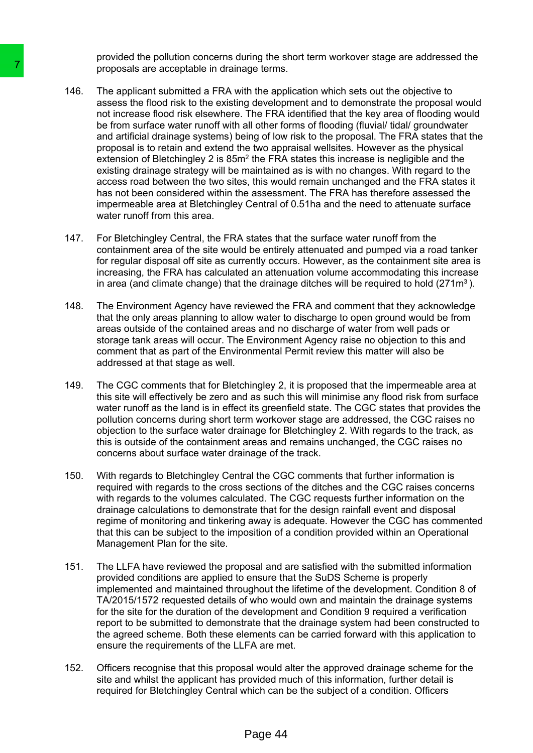provided the pollution concerns during the short term workover stage are addressed the proposals are acceptable in drainage terms.

146. The applicant submitted a FRA with the application which sets out the objective to assess the flood risk to the existing development and to demonstrate the proposal would not increase flood risk elsewhere. The FRA identified that the key area of flooding would be from surface water runoff with all other forms of flooding (fluvial/ tidal/ groundwater and artificial drainage systems) being of low risk to the proposal. The FRA states that the proposal is to retain and extend the two appraisal wellsites. However as the physical extension of Bletchingley 2 is 85m$^2$ the FRA states this increase is negligible and the existing drainage strategy will be maintained as is with no changes. With regard to the access road between the two sites, this would remain unchanged and the FRA states it has not been considered within the assessment. The FRA has therefore assessed the impermeable area at Bletchingley Central of 0.51ha and the need to attenuate surface water runoff from this area.

147. For Bletchingley Central, the FRA states that the surface water runoff from the containment area of the site would be entirely attenuated and pumped via a road tanker for regular disposal off site as currently occurs. However, as the containment site area is increasing, the FRA has calculated an attenuation volume accommodating this increase in area (and climate change) that the drainage ditches will be required to hold (271m$^3$ ).

148. The Environment Agency have reviewed the FRA and comment that they acknowledge that the only areas planning to allow water to discharge to open ground would be from areas outside of the contained areas and no discharge of water from well pads or storage tank areas will occur. The Environment Agency raise no objection to this and comment that as part of the Environmental Permit review this matter will also be addressed at that stage as well.

149. The CGC comments that for Bletchingley 2, it is proposed that the impermeable area at this site will effectively be zero and as such this will minimise any flood risk from surface water runoff as the land is in effect its greenfield state. The CGC states that provides the pollution concerns during short term workover stage are addressed, the CGC raises no objection to the surface water drainage for Bletchingley 2. With regards to the track, as this is outside of the containment areas and remains unchanged, the CGC raises no concerns about surface water drainage of the track.

150. With regards to Bletchingley Central the CGC comments that further information is required with regards to the cross sections of the ditches and the CGC raises concerns with regards to the volumes calculated. The CGC requests further information on the drainage calculations to demonstrate that for the design rainfall event and disposal regime of monitoring and tinkering away is adequate. However the CGC has commented that this can be subject to the imposition of a condition provided within an Operational Management Plan for the site.

151. The LLFA have reviewed the proposal and are satisfied with the submitted information provided conditions are applied to ensure that the SuDS Scheme is properly implemented and maintained throughout the lifetime of the development. Condition 8 of TA/2015/1572 requested details of who would own and maintain the drainage systems for the site for the duration of the development and Condition 9 required a verification report to be submitted to demonstrate that the drainage system had been constructed to the agreed scheme. Both these elements can be carried forward with this application to ensure the requirements of the LLFA are met.

152. Officers recognise that this proposal would alter the approved drainage scheme for the site and whilst the applicant has provided much of this information, further detail is required for Bletchingley Central which can be the subject of a condition. Officers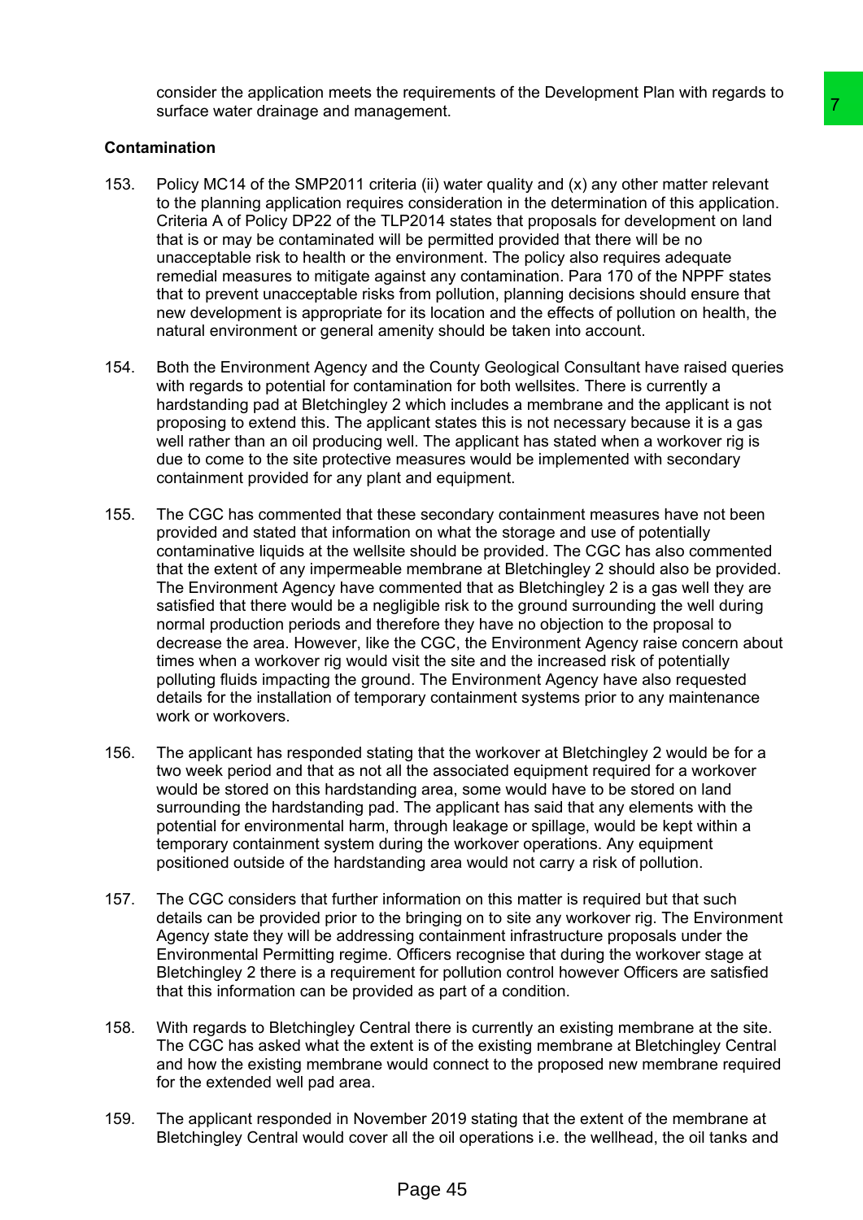consider the application meets the requirements of the Development Plan with regards to surface water drainage and management.

**Contamination**

153. Policy MC14 of the SMP2011 criteria (ii) water quality and (x) any other matter relevant to the planning application requires consideration in the determination of this application. Criteria A of Policy DP22 of the TLP2014 states that proposals for development on land that is or may be contaminated will be permitted provided that there will be no unacceptable risk to health or the environment. The policy also requires adequate remedial measures to mitigate against any contamination. Para 170 of the NPPF states that to prevent unacceptable risks from pollution, planning decisions should ensure that new development is appropriate for its location and the effects of pollution on health, the natural environment or general amenity should be taken into account.

154. Both the Environment Agency and the County Geological Consultant have raised queries with regards to potential for contamination for both wellsites. There is currently a hardstanding pad at Bletchingley 2 which includes a membrane and the applicant is not proposing to extend this. The applicant states this is not necessary because it is a gas well rather than an oil producing well. The applicant has stated when a workover rig is due to come to the site protective measures would be implemented with secondary containment provided for any plant and equipment.

155. The CGC has commented that these secondary containment measures have not been provided and stated that information on what the storage and use of potentially contaminative liquids at the wellsite should be provided. The CGC has also commented that the extent of any impermeable membrane at Bletchingley 2 should also be provided. The Environment Agency have commented that as Bletchingley 2 is a gas well they are satisfied that there would be a negligible risk to the ground surrounding the well during normal production periods and therefore they have no objection to the proposal to decrease the area. However, like the CGC, the Environment Agency raise concern about times when a workover rig would visit the site and the increased risk of potentially polluting fluids impacting the ground. The Environment Agency have also requested details for the installation of temporary containment systems prior to any maintenance work or workovers.

156. The applicant has responded stating that the workover at Bletchingley 2 would be for a two week period and that as not all the associated equipment required for a workover would be stored on this hardstanding area, some would have to be stored on land surrounding the hardstanding pad. The applicant has said that any elements with the potential for environmental harm, through leakage or spillage, would be kept within a temporary containment system during the workover operations. Any equipment positioned outside of the hardstanding area would not carry a risk of pollution.

157. The CGC considers that further information on this matter is required but that such details can be provided prior to the bringing on to site any workover rig. The Environment Agency state they will be addressing containment infrastructure proposals under the Environmental Permitting regime. Officers recognise that during the workover stage at Bletchingley 2 there is a requirement for pollution control however Officers are satisfied that this information can be provided as part of a condition.

158. With regards to Bletchingley Central there is currently an existing membrane at the site. The CGC has asked what the extent is of the existing membrane at Bletchingley Central and how the existing membrane would connect to the proposed new membrane required for the extended well pad area.

159. The applicant responded in November 2019 stating that the extent of the membrane at Bletchingley Central would cover all the oil operations i.e. the wellhead, the oil tanks and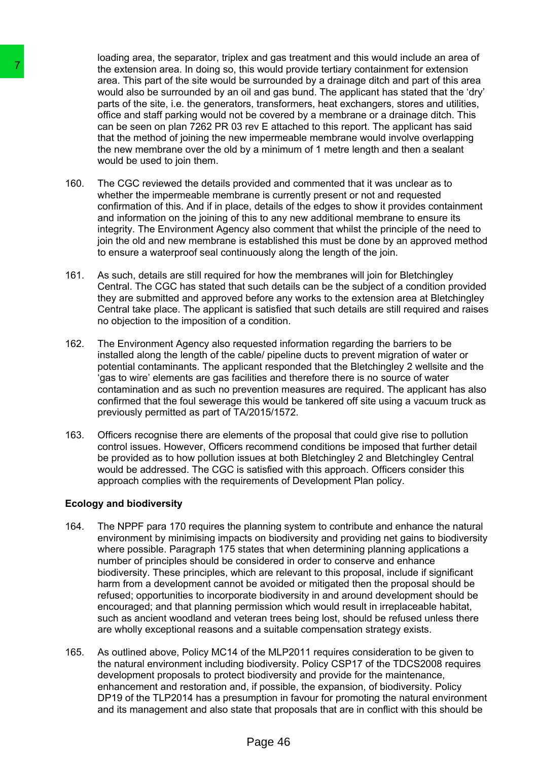loading area, the separator, triplex and gas treatment and this would include an area of the extension area. In doing so, this would provide tertiary containment for extension area. This part of the site would be surrounded by a drainage ditch and part of this area would also be surrounded by an oil and gas bund. The applicant has stated that the 'dry' parts of the site, i.e. the generators, transformers, heat exchangers, stores and utilities, office and staff parking would not be covered by a membrane or a drainage ditch. This can be seen on plan 7262 PR 03 rev E attached to this report. The applicant has said that the method of joining the new impermeable membrane would involve overlapping the new membrane over the old by a minimum of 1 metre length and then a sealant would be used to join them.

160. The CGC reviewed the details provided and commented that it was unclear as to whether the impermeable membrane is currently present or not and requested confirmation of this. And if in place, details of the edges to show it provides containment and information on the joining of this to any new additional membrane to ensure its integrity. The Environment Agency also comment that whilst the principle of the need to join the old and new membrane is established this must be done by an approved method to ensure a waterproof seal continuously along the length of the join.

161. As such, details are still required for how the membranes will join for Bletchingley Central. The CGC has stated that such details can be the subject of a condition provided they are submitted and approved before any works to the extension area at Bletchingley Central take place. The applicant is satisfied that such details are still required and raises no objection to the imposition of a condition.

162. The Environment Agency also requested information regarding the barriers to be installed along the length of the cable/ pipeline ducts to prevent migration of water or potential contaminants. The applicant responded that the Bletchingley 2 wellsite and the 'gas to wire' elements are gas facilities and therefore there is no source of water contamination and as such no prevention measures are required. The applicant has also confirmed that the foul sewerage this would be tankered off site using a vacuum truck as previously permitted as part of TA/2015/1572.

163. Officers recognise there are elements of the proposal that could give rise to pollution control issues. However, Officers recommend conditions be imposed that further detail be provided as to how pollution issues at both Bletchingley 2 and Bletchingley Central would be addressed. The CGC is satisfied with this approach. Officers consider this approach complies with the requirements of Development Plan policy.

**Ecology and biodiversity**

164. The NPPF para 170 requires the planning system to contribute and enhance the natural environment by minimising impacts on biodiversity and providing net gains to biodiversity where possible. Paragraph 175 states that when determining planning applications a number of principles should be considered in order to conserve and enhance biodiversity. These principles, which are relevant to this proposal, include if significant harm from a development cannot be avoided or mitigated then the proposal should be refused; opportunities to incorporate biodiversity in and around development should be encouraged; and that planning permission which would result in irreplaceable habitat, such as ancient woodland and veteran trees being lost, should be refused unless there are wholly exceptional reasons and a suitable compensation strategy exists.

165. As outlined above, Policy MC14 of the MLP2011 requires consideration to be given to the natural environment including biodiversity. Policy CSP17 of the TDCS2008 requires development proposals to protect biodiversity and provide for the maintenance, enhancement and restoration and, if possible, the expansion, of biodiversity. Policy DP19 of the TLP2014 has a presumption in favour for promoting the natural environment and its management and also state that proposals that are in conflict with this should be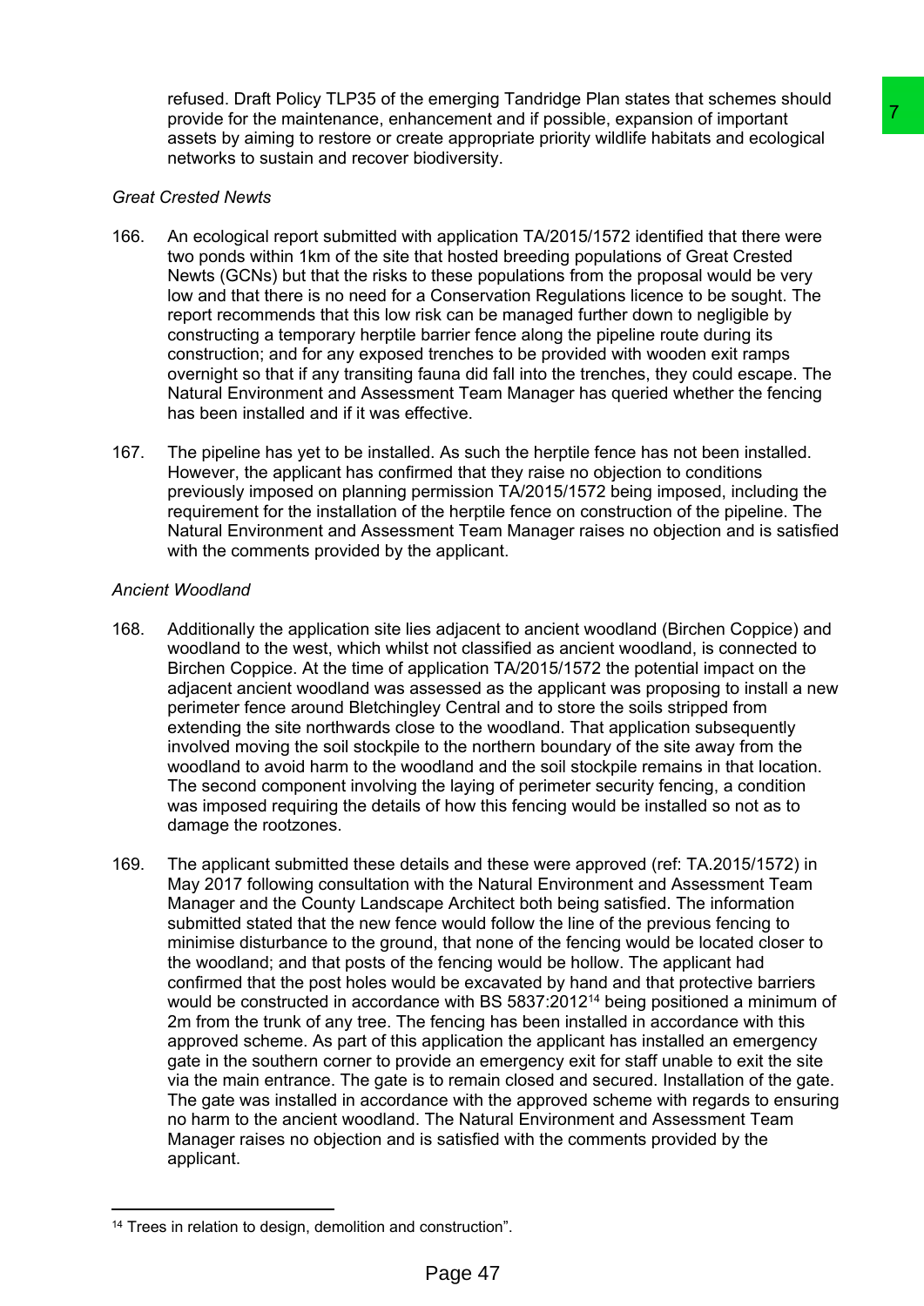refused. Draft Policy TLP35 of the emerging Tandridge Plan states that schemes should provide for the maintenance, enhancement and if possible, expansion of important assets by aiming to restore or create appropriate priority wildlife habitats and ecological networks to sustain and recover biodiversity.

*Great Crested Newts*

166. An ecological report submitted with application TA/2015/1572 identified that there were two ponds within 1km of the site that hosted breeding populations of Great Crested Newts (GCNs) but that the risks to these populations from the proposal would be very low and that there is no need for a Conservation Regulations licence to be sought. The report recommends that this low risk can be managed further down to negligible by constructing a temporary herptile barrier fence along the pipeline route during its construction; and for any exposed trenches to be provided with wooden exit ramps overnight so that if any transiting fauna did fall into the trenches, they could escape. The Natural Environment and Assessment Team Manager has queried whether the fencing has been installed and if it was effective.

167. The pipeline has yet to be installed. As such the herptile fence has not been installed. However, the applicant has confirmed that they raise no objection to conditions previously imposed on planning permission TA/2015/1572 being imposed, including the requirement for the installation of the herptile fence on construction of the pipeline. The Natural Environment and Assessment Team Manager raises no objection and is satisfied with the comments provided by the applicant.

*Ancient Woodland*

168. Additionally the application site lies adjacent to ancient woodland (Birchen Coppice) and woodland to the west, which whilst not classified as ancient woodland, is connected to Birchen Coppice. At the time of application TA/2015/1572 the potential impact on the adjacent ancient woodland was assessed as the applicant was proposing to install a new perimeter fence around Bletchingley Central and to store the soils stripped from extending the site northwards close to the woodland. That application subsequently involved moving the soil stockpile to the northern boundary of the site away from the woodland to avoid harm to the woodland and the soil stockpile remains in that location. The second component involving the laying of perimeter security fencing, a condition was imposed requiring the details of how this fencing would be installed so not as to damage the rootzones.

169. The applicant submitted these details and these were approved (ref: TA.2015/1572) in May 2017 following consultation with the Natural Environment and Assessment Team Manager and the County Landscape Architect both being satisfied. The information submitted stated that the new fence would follow the line of the previous fencing to minimise disturbance to the ground, that none of the fencing would be located closer to the woodland; and that posts of the fencing would be hollow. The applicant had confirmed that the post holes would be excavated by hand and that protective barriers would be constructed in accordance with BS 5837:2012[14] being positioned a minimum of 2m from the trunk of any tree. The fencing has been installed in accordance with this approved scheme. As part of this application the applicant has installed an emergency gate in the southern corner to provide an emergency exit for staff unable to exit the site via the main entrance. The gate is to remain closed and secured. Installation of the gate. The gate was installed in accordance with the approved scheme with regards to ensuring no harm to the ancient woodland. The Natural Environment and Assessment Team Manager raises no objection and is satisfied with the comments provided by the applicant.

---

[14] Trees in relation to design, demolition and construction".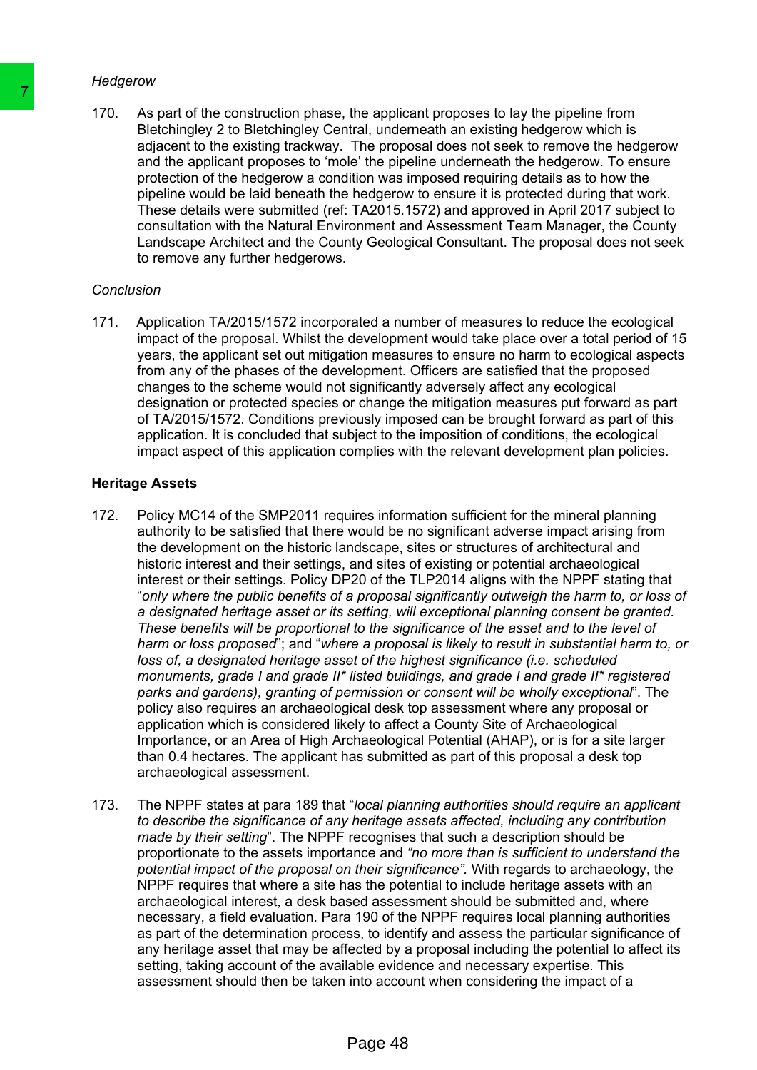*Hedgerow*

170. As part of the construction phase, the applicant proposes to lay the pipeline from Bletchingley 2 to Bletchingley Central, underneath an existing hedgerow which is adjacent to the existing trackway. The proposal does not seek to remove the hedgerow and the applicant proposes to 'mole' the pipeline underneath the hedgerow. To ensure protection of the hedgerow a condition was imposed requiring details as to how the pipeline would be laid beneath the hedgerow to ensure it is protected during that work. These details were submitted (ref: TA2015.1572) and approved in April 2017 subject to consultation with the Natural Environment and Assessment Team Manager, the County Landscape Architect and the County Geological Consultant. The proposal does not seek to remove any further hedgerows.

*Conclusion*

171. Application TA/2015/1572 incorporated a number of measures to reduce the ecological impact of the proposal. Whilst the development would take place over a total period of 15 years, the applicant set out mitigation measures to ensure no harm to ecological aspects from any of the phases of the development. Officers are satisfied that the proposed changes to the scheme would not significantly adversely affect any ecological designation or protected species or change the mitigation measures put forward as part of TA/2015/1572. Conditions previously imposed can be brought forward as part of this application. It is concluded that subject to the imposition of conditions, the ecological impact aspect of this application complies with the relevant development plan policies.

**Heritage Assets**

172. Policy MC14 of the SMP2011 requires information sufficient for the mineral planning authority to be satisfied that there would be no significant adverse impact arising from the development on the historic landscape, sites or structures of architectural and historic interest and their settings, and sites of existing or potential archaeological interest or their settings. Policy DP20 of the TLP2014 aligns with the NPPF stating that "*only where the public benefits of a proposal significantly outweigh the harm to, or loss of a designated heritage asset or its setting, will exceptional planning consent be granted. These benefits will be proportional to the significance of the asset and to the level of harm or loss proposed*"; and "*where a proposal is likely to result in substantial harm to, or loss of, a designated heritage asset of the highest significance (i.e. scheduled monuments, grade I and grade II\* listed buildings, and grade I and grade II\* registered parks and gardens), granting of permission or consent will be wholly exceptional*". The policy also requires an archaeological desk top assessment where any proposal or application which is considered likely to affect a County Site of Archaeological Importance, or an Area of High Archaeological Potential (AHAP), or is for a site larger than 0.4 hectares. The applicant has submitted as part of this proposal a desk top archaeological assessment.

173. The NPPF states at para 189 that "*local planning authorities should require an applicant to describe the significance of any heritage assets affected, including any contribution made by their setting*". The NPPF recognises that such a description should be proportionate to the assets importance and *"no more than is sufficient to understand the potential impact of the proposal on their significance"*. With regards to archaeology, the NPPF requires that where a site has the potential to include heritage assets with an archaeological interest, a desk based assessment should be submitted and, where necessary, a field evaluation. Para 190 of the NPPF requires local planning authorities as part of the determination process, to identify and assess the particular significance of any heritage asset that may be affected by a proposal including the potential to affect its setting, taking account of the available evidence and necessary expertise. This assessment should then be taken into account when considering the impact of a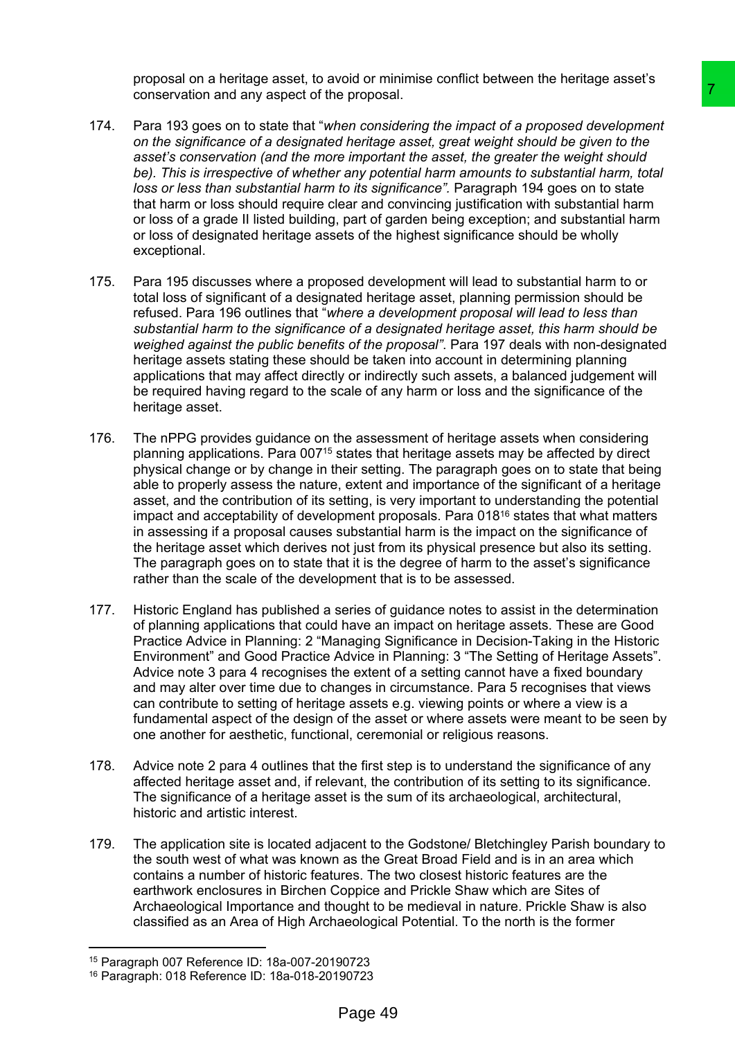proposal on a heritage asset, to avoid or minimise conflict between the heritage asset's conservation and any aspect of the proposal.

174. Para 193 goes on to state that "*when considering the impact of a proposed development on the significance of a designated heritage asset, great weight should be given to the asset's conservation (and the more important the asset, the greater the weight should be). This is irrespective of whether any potential harm amounts to substantial harm, total loss or less than substantial harm to its significance*". Paragraph 194 goes on to state that harm or loss should require clear and convincing justification with substantial harm or loss of a grade II listed building, part of garden being exception; and substantial harm or loss of designated heritage assets of the highest significance should be wholly exceptional.

175. Para 195 discusses where a proposed development will lead to substantial harm to or total loss of significant of a designated heritage asset, planning permission should be refused. Para 196 outlines that "*where a development proposal will lead to less than substantial harm to the significance of a designated heritage asset, this harm should be weighed against the public benefits of the proposal*". Para 197 deals with non-designated heritage assets stating these should be taken into account in determining planning applications that may affect directly or indirectly such assets, a balanced judgement will be required having regard to the scale of any harm or loss and the significance of the heritage asset.

176. The nPPG provides guidance on the assessment of heritage assets when considering planning applications. Para 007[15] states that heritage assets may be affected by direct physical change or by change in their setting. The paragraph goes on to state that being able to properly assess the nature, extent and importance of the significant of a heritage asset, and the contribution of its setting, is very important to understanding the potential impact and acceptability of development proposals. Para 018[16] states that what matters in assessing if a proposal causes substantial harm is the impact on the significance of the heritage asset which derives not just from its physical presence but also its setting. The paragraph goes on to state that it is the degree of harm to the asset's significance rather than the scale of the development that is to be assessed.

177. Historic England has published a series of guidance notes to assist in the determination of planning applications that could have an impact on heritage assets. These are Good Practice Advice in Planning: 2 "Managing Significance in Decision-Taking in the Historic Environment" and Good Practice Advice in Planning: 3 "The Setting of Heritage Assets". Advice note 3 para 4 recognises the extent of a setting cannot have a fixed boundary and may alter over time due to changes in circumstance. Para 5 recognises that views can contribute to setting of heritage assets e.g. viewing points or where a view is a fundamental aspect of the design of the asset or where assets were meant to be seen by one another for aesthetic, functional, ceremonial or religious reasons.

178. Advice note 2 para 4 outlines that the first step is to understand the significance of any affected heritage asset and, if relevant, the contribution of its setting to its significance. The significance of a heritage asset is the sum of its archaeological, architectural, historic and artistic interest.

179. The application site is located adjacent to the Godstone/ Bletchingley Parish boundary to the south west of what was known as the Great Broad Field and is in an area which contains a number of historic features. The two closest historic features are the earthwork enclosures in Birchen Coppice and Prickle Shaw which are Sites of Archaeological Importance and thought to be medieval in nature. Prickle Shaw is also classified as an Area of High Archaeological Potential. To the north is the former

---

[15] Paragraph 007 Reference ID: 18a-007-20190723

[16] Paragraph: 018 Reference ID: 18a-018-20190723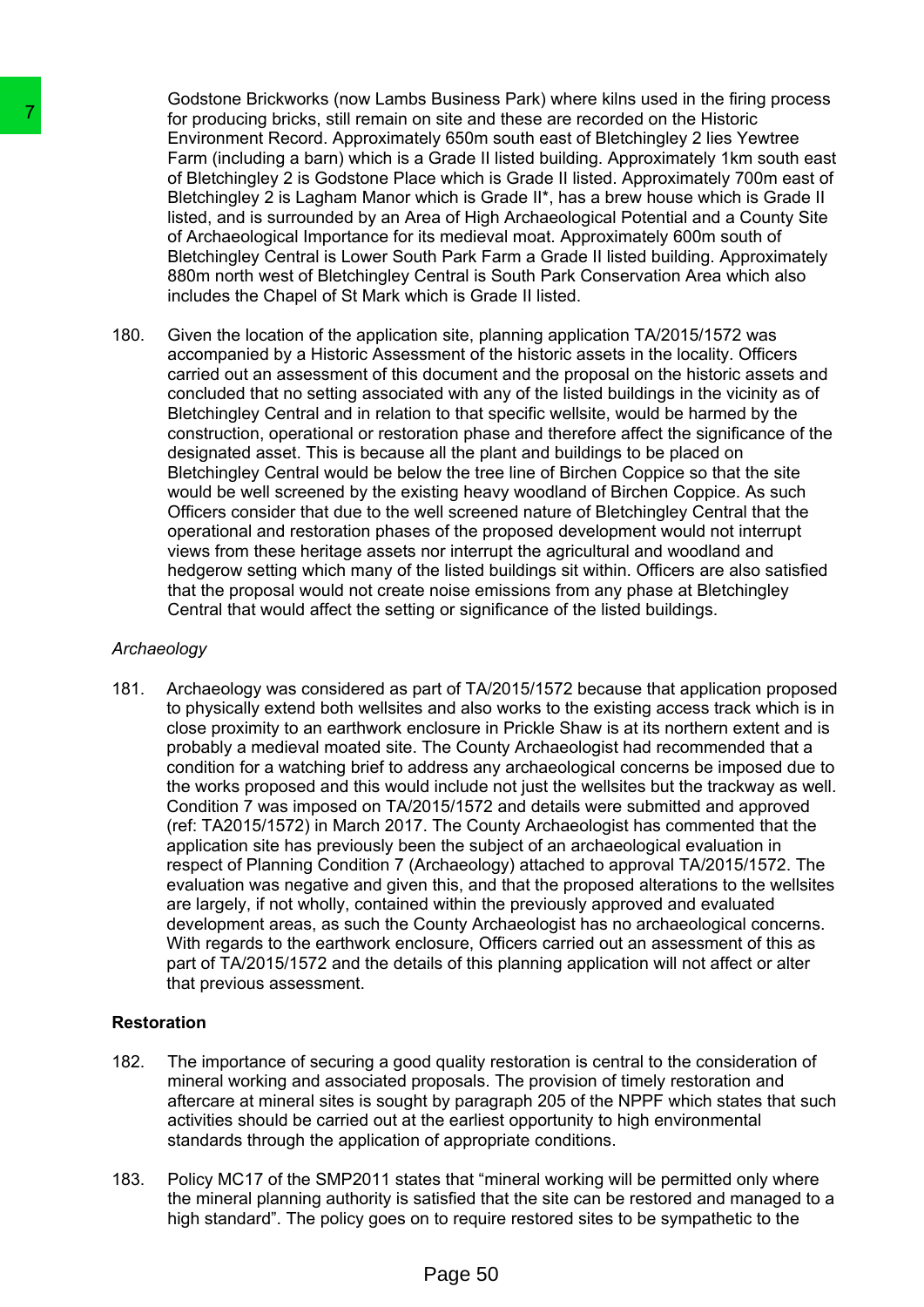Godstone Brickworks (now Lambs Business Park) where kilns used in the firing process for producing bricks, still remain on site and these are recorded on the Historic Environment Record. Approximately 650m south east of Bletchingley 2 lies Yewtree Farm (including a barn) which is a Grade II listed building. Approximately 1km south east of Bletchingley 2 is Godstone Place which is Grade II listed. Approximately 700m east of Bletchingley 2 is Lagham Manor which is Grade II*, has a brew house which is Grade II listed, and is surrounded by an Area of High Archaeological Potential and a County Site of Archaeological Importance for its medieval moat. Approximately 600m south of Bletchingley Central is Lower South Park Farm a Grade II listed building. Approximately 880m north west of Bletchingley Central is South Park Conservation Area which also includes the Chapel of St Mark which is Grade II listed.

180. Given the location of the application site, planning application TA/2015/1572 was accompanied by a Historic Assessment of the historic assets in the locality. Officers carried out an assessment of this document and the proposal on the historic assets and concluded that no setting associated with any of the listed buildings in the vicinity as of Bletchingley Central and in relation to that specific wellsite, would be harmed by the construction, operational or restoration phase and therefore affect the significance of the designated asset. This is because all the plant and buildings to be placed on Bletchingley Central would be below the tree line of Birchen Coppice so that the site would be well screened by the existing heavy woodland of Birchen Coppice. As such Officers consider that due to the well screened nature of Bletchingley Central that the operational and restoration phases of the proposed development would not interrupt views from these heritage assets nor interrupt the agricultural and woodland and hedgerow setting which many of the listed buildings sit within. Officers are also satisfied that the proposal would not create noise emissions from any phase at Bletchingley Central that would affect the setting or significance of the listed buildings.

*Archaeology*

181. Archaeology was considered as part of TA/2015/1572 because that application proposed to physically extend both wellsites and also works to the existing access track which is in close proximity to an earthwork enclosure in Prickle Shaw is at its northern extent and is probably a medieval moated site. The County Archaeologist had recommended that a condition for a watching brief to address any archaeological concerns be imposed due to the works proposed and this would include not just the wellsites but the trackway as well. Condition 7 was imposed on TA/2015/1572 and details were submitted and approved (ref: TA2015/1572) in March 2017. The County Archaeologist has commented that the application site has previously been the subject of an archaeological evaluation in respect of Planning Condition 7 (Archaeology) attached to approval TA/2015/1572. The evaluation was negative and given this, and that the proposed alterations to the wellsites are largely, if not wholly, contained within the previously approved and evaluated development areas, as such the County Archaeologist has no archaeological concerns. With regards to the earthwork enclosure, Officers carried out an assessment of this as part of TA/2015/1572 and the details of this planning application will not affect or alter that previous assessment.

**Restoration**

182. The importance of securing a good quality restoration is central to the consideration of mineral working and associated proposals. The provision of timely restoration and aftercare at mineral sites is sought by paragraph 205 of the NPPF which states that such activities should be carried out at the earliest opportunity to high environmental standards through the application of appropriate conditions.

183. Policy MC17 of the SMP2011 states that "mineral working will be permitted only where the mineral planning authority is satisfied that the site can be restored and managed to a high standard". The policy goes on to require restored sites to be sympathetic to the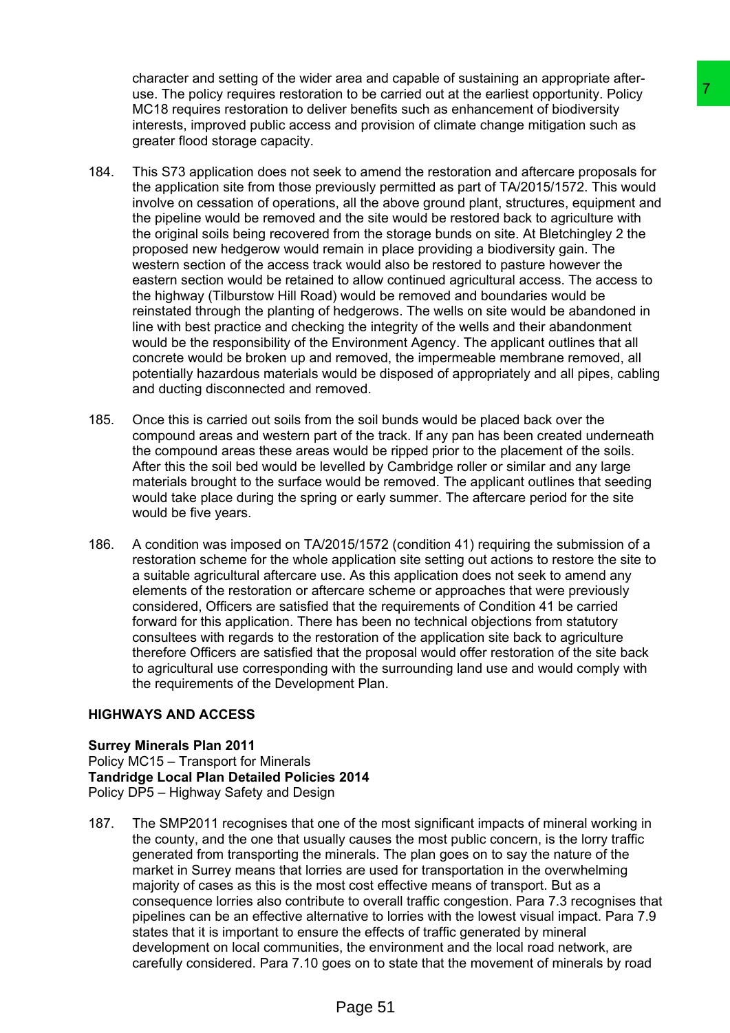character and setting of the wider area and capable of sustaining an appropriate after-use. The policy requires restoration to be carried out at the earliest opportunity. Policy MC18 requires restoration to deliver benefits such as enhancement of biodiversity interests, improved public access and provision of climate change mitigation such as greater flood storage capacity.

184. This S73 application does not seek to amend the restoration and aftercare proposals for the application site from those previously permitted as part of TA/2015/1572. This would involve on cessation of operations, all the above ground plant, structures, equipment and the pipeline would be removed and the site would be restored back to agriculture with the original soils being recovered from the storage bunds on site. At Bletchingley 2 the proposed new hedgerow would remain in place providing a biodiversity gain. The western section of the access track would also be restored to pasture however the eastern section would be retained to allow continued agricultural access. The access to the highway (Tilburstow Hill Road) would be removed and boundaries would be reinstated through the planting of hedgerows. The wells on site would be abandoned in line with best practice and checking the integrity of the wells and their abandonment would be the responsibility of the Environment Agency. The applicant outlines that all concrete would be broken up and removed, the impermeable membrane removed, all potentially hazardous materials would be disposed of appropriately and all pipes, cabling and ducting disconnected and removed.

185. Once this is carried out soils from the soil bunds would be placed back over the compound areas and western part of the track. If any pan has been created underneath the compound areas these areas would be ripped prior to the placement of the soils. After this the soil bed would be levelled by Cambridge roller or similar and any large materials brought to the surface would be removed. The applicant outlines that seeding would take place during the spring or early summer. The aftercare period for the site would be five years.

186. A condition was imposed on TA/2015/1572 (condition 41) requiring the submission of a restoration scheme for the whole application site setting out actions to restore the site to a suitable agricultural aftercare use. As this application does not seek to amend any elements of the restoration or aftercare scheme or approaches that were previously considered, Officers are satisfied that the requirements of Condition 41 be carried forward for this application. There has been no technical objections from statutory consultees with regards to the restoration of the application site back to agriculture therefore Officers are satisfied that the proposal would offer restoration of the site back to agricultural use corresponding with the surrounding land use and would comply with the requirements of the Development Plan.

## HIGHWAYS AND ACCESS

**Surrey Minerals Plan 2011**
Policy MC15 – Transport for Minerals
**Tandridge Local Plan Detailed Policies 2014**
Policy DP5 – Highway Safety and Design

187. The SMP2011 recognises that one of the most significant impacts of mineral working in the county, and the one that usually causes the most public concern, is the lorry traffic generated from transporting the minerals. The plan goes on to say the nature of the market in Surrey means that lorries are used for transportation in the overwhelming majority of cases as this is the most cost effective means of transport. But as a consequence lorries also contribute to overall traffic congestion. Para 7.3 recognises that pipelines can be an effective alternative to lorries with the lowest visual impact. Para 7.9 states that it is important to ensure the effects of traffic generated by mineral development on local communities, the environment and the local road network, are carefully considered. Para 7.10 goes on to state that the movement of minerals by road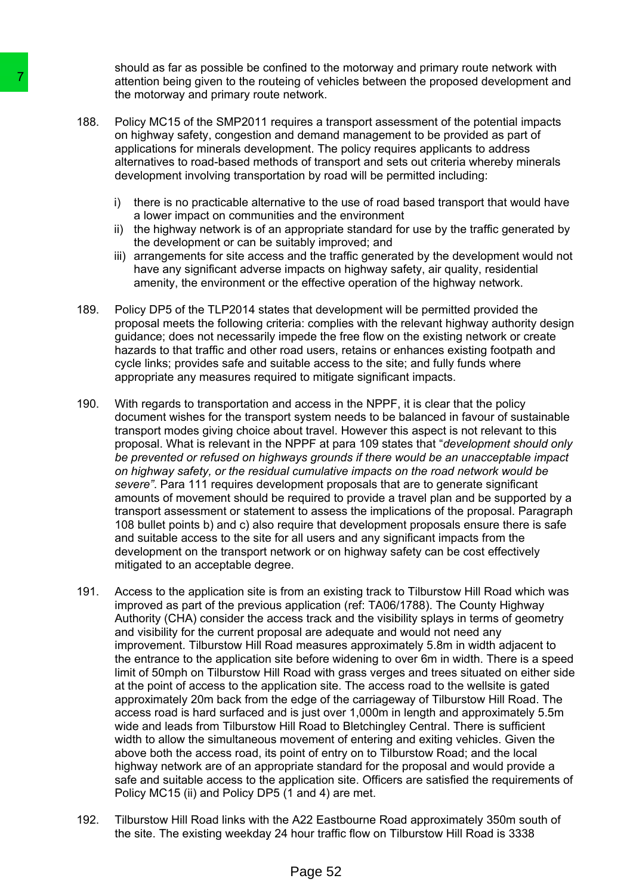should as far as possible be confined to the motorway and primary route network with attention being given to the routeing of vehicles between the proposed development and the motorway and primary route network.

188. Policy MC15 of the SMP2011 requires a transport assessment of the potential impacts on highway safety, congestion and demand management to be provided as part of applications for minerals development. The policy requires applicants to address alternatives to road-based methods of transport and sets out criteria whereby minerals development involving transportation by road will be permitted including:

    i) there is no practicable alternative to the use of road based transport that would have a lower impact on communities and the environment
    ii) the highway network is of an appropriate standard for use by the traffic generated by the development or can be suitably improved; and
    iii) arrangements for site access and the traffic generated by the development would not have any significant adverse impacts on highway safety, air quality, residential amenity, the environment or the effective operation of the highway network.

189. Policy DP5 of the TLP2014 states that development will be permitted provided the proposal meets the following criteria: complies with the relevant highway authority design guidance; does not necessarily impede the free flow on the existing network or create hazards to that traffic and other road users, retains or enhances existing footpath and cycle links; provides safe and suitable access to the site; and fully funds where appropriate any measures required to mitigate significant impacts.

190. With regards to transportation and access in the NPPF, it is clear that the policy document wishes for the transport system needs to be balanced in favour of sustainable transport modes giving choice about travel. However this aspect is not relevant to this proposal. What is relevant in the NPPF at para 109 states that "*development should only be prevented or refused on highways grounds if there would be an unacceptable impact on highway safety, or the residual cumulative impacts on the road network would be severe"*. Para 111 requires development proposals that are to generate significant amounts of movement should be required to provide a travel plan and be supported by a transport assessment or statement to assess the implications of the proposal. Paragraph 108 bullet points b) and c) also require that development proposals ensure there is safe and suitable access to the site for all users and any significant impacts from the development on the transport network or on highway safety can be cost effectively mitigated to an acceptable degree.

191. Access to the application site is from an existing track to Tilburstow Hill Road which was improved as part of the previous application (ref: TA06/1788). The County Highway Authority (CHA) consider the access track and the visibility splays in terms of geometry and visibility for the current proposal are adequate and would not need any improvement. Tilburstow Hill Road measures approximately 5.8m in width adjacent to the entrance to the application site before widening to over 6m in width. There is a speed limit of 50mph on Tilburstow Hill Road with grass verges and trees situated on either side at the point of access to the application site. The access road to the wellsite is gated approximately 20m back from the edge of the carriageway of Tilburstow Hill Road. The access road is hard surfaced and is just over 1,000m in length and approximately 5.5m wide and leads from Tilburstow Hill Road to Bletchingley Central. There is sufficient width to allow the simultaneous movement of entering and exiting vehicles. Given the above both the access road, its point of entry on to Tilburstow Road; and the local highway network are of an appropriate standard for the proposal and would provide a safe and suitable access to the application site. Officers are satisfied the requirements of Policy MC15 (ii) and Policy DP5 (1 and 4) are met.

192. Tilburstow Hill Road links with the A22 Eastbourne Road approximately 350m south of the site. The existing weekday 24 hour traffic flow on Tilburstow Hill Road is 3338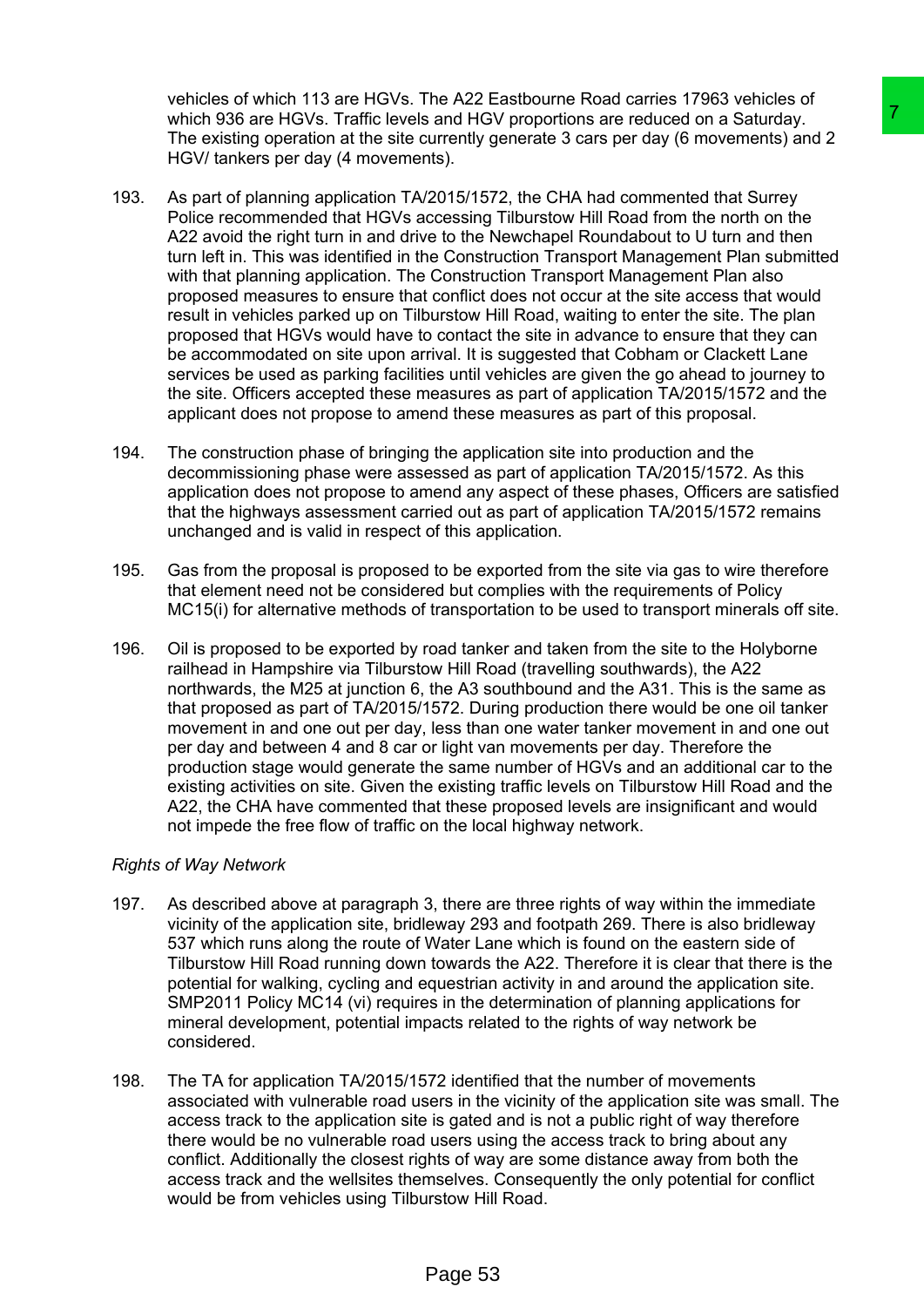vehicles of which 113 are HGVs. The A22 Eastbourne Road carries 17963 vehicles of which 936 are HGVs. Traffic levels and HGV proportions are reduced on a Saturday. The existing operation at the site currently generate 3 cars per day (6 movements) and 2 HGV/ tankers per day (4 movements).

193. As part of planning application TA/2015/1572, the CHA had commented that Surrey Police recommended that HGVs accessing Tilburstow Hill Road from the north on the A22 avoid the right turn in and drive to the Newchapel Roundabout to U turn and then turn left in. This was identified in the Construction Transport Management Plan submitted with that planning application. The Construction Transport Management Plan also proposed measures to ensure that conflict does not occur at the site access that would result in vehicles parked up on Tilburstow Hill Road, waiting to enter the site. The plan proposed that HGVs would have to contact the site in advance to ensure that they can be accommodated on site upon arrival. It is suggested that Cobham or Clackett Lane services be used as parking facilities until vehicles are given the go ahead to journey to the site. Officers accepted these measures as part of application TA/2015/1572 and the applicant does not propose to amend these measures as part of this proposal.

194. The construction phase of bringing the application site into production and the decommissioning phase were assessed as part of application TA/2015/1572. As this application does not propose to amend any aspect of these phases, Officers are satisfied that the highways assessment carried out as part of application TA/2015/1572 remains unchanged and is valid in respect of this application.

195. Gas from the proposal is proposed to be exported from the site via gas to wire therefore that element need not be considered but complies with the requirements of Policy MC15(i) for alternative methods of transportation to be used to transport minerals off site.

196. Oil is proposed to be exported by road tanker and taken from the site to the Holyborne railhead in Hampshire via Tilburstow Hill Road (travelling southwards), the A22 northwards, the M25 at junction 6, the A3 southbound and the A31. This is the same as that proposed as part of TA/2015/1572. During production there would be one oil tanker movement in and one out per day, less than one water tanker movement in and one out per day and between 4 and 8 car or light van movements per day. Therefore the production stage would generate the same number of HGVs and an additional car to the existing activities on site. Given the existing traffic levels on Tilburstow Hill Road and the A22, the CHA have commented that these proposed levels are insignificant and would not impede the free flow of traffic on the local highway network.

*Rights of Way Network*

197. As described above at paragraph 3, there are three rights of way within the immediate vicinity of the application site, bridleway 293 and footpath 269. There is also bridleway 537 which runs along the route of Water Lane which is found on the eastern side of Tilburstow Hill Road running down towards the A22. Therefore it is clear that there is the potential for walking, cycling and equestrian activity in and around the application site. SMP2011 Policy MC14 (vi) requires in the determination of planning applications for mineral development, potential impacts related to the rights of way network be considered.

198. The TA for application TA/2015/1572 identified that the number of movements associated with vulnerable road users in the vicinity of the application site was small. The access track to the application site is gated and is not a public right of way therefore there would be no vulnerable road users using the access track to bring about any conflict. Additionally the closest rights of way are some distance away from both the access track and the wellsites themselves. Consequently the only potential for conflict would be from vehicles using Tilburstow Hill Road.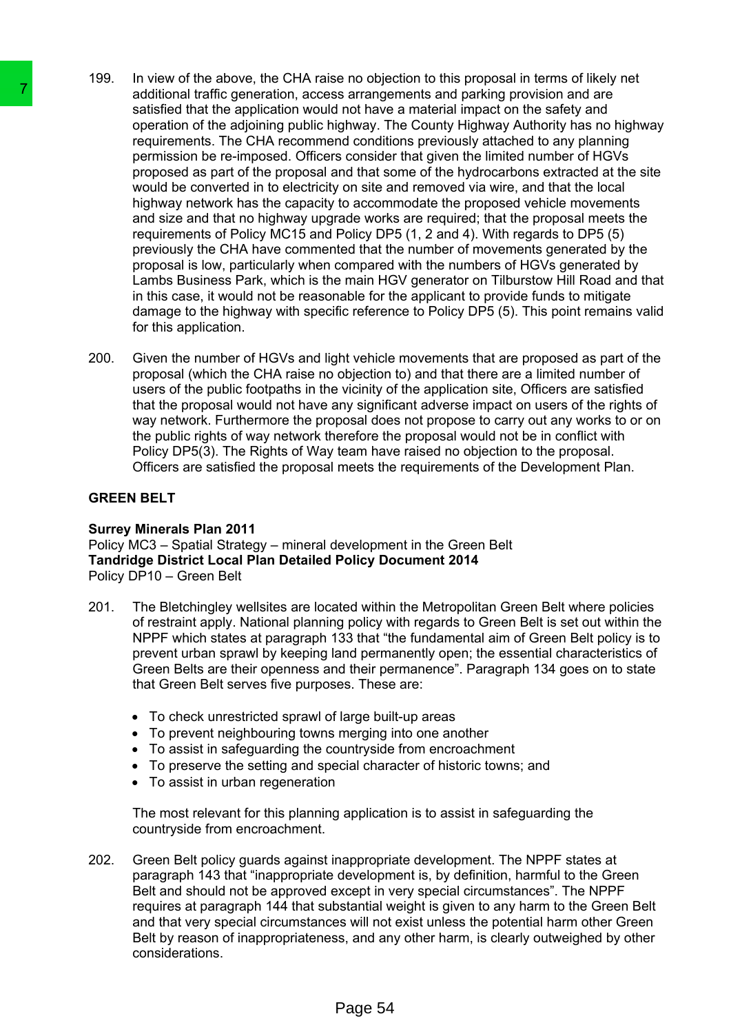199. In view of the above, the CHA raise no objection to this proposal in terms of likely net additional traffic generation, access arrangements and parking provision and are satisfied that the application would not have a material impact on the safety and operation of the adjoining public highway. The County Highway Authority has no highway requirements. The CHA recommend conditions previously attached to any planning permission be re-imposed. Officers consider that given the limited number of HGVs proposed as part of the proposal and that some of the hydrocarbons extracted at the site would be converted in to electricity on site and removed via wire, and that the local highway network has the capacity to accommodate the proposed vehicle movements and size and that no highway upgrade works are required; that the proposal meets the requirements of Policy MC15 and Policy DP5 (1, 2 and 4). With regards to DP5 (5) previously the CHA have commented that the number of movements generated by the proposal is low, particularly when compared with the numbers of HGVs generated by Lambs Business Park, which is the main HGV generator on Tilburstow Hill Road and that in this case, it would not be reasonable for the applicant to provide funds to mitigate damage to the highway with specific reference to Policy DP5 (5). This point remains valid for this application.

200. Given the number of HGVs and light vehicle movements that are proposed as part of the proposal (which the CHA raise no objection to) and that there are a limited number of users of the public footpaths in the vicinity of the application site, Officers are satisfied that the proposal would not have any significant adverse impact on users of the rights of way network. Furthermore the proposal does not propose to carry out any works to or on the public rights of way network therefore the proposal would not be in conflict with Policy DP5(3). The Rights of Way team have raised no objection to the proposal. Officers are satisfied the proposal meets the requirements of the Development Plan.

## GREEN BELT

**Surrey Minerals Plan 2011**
Policy MC3 – Spatial Strategy – mineral development in the Green Belt
**Tandridge District Local Plan Detailed Policy Document 2014**
Policy DP10 – Green Belt

201. The Bletchingley wellsites are located within the Metropolitan Green Belt where policies of restraint apply. National planning policy with regards to Green Belt is set out within the NPPF which states at paragraph 133 that "the fundamental aim of Green Belt policy is to prevent urban sprawl by keeping land permanently open; the essential characteristics of Green Belts are their openness and their permanence". Paragraph 134 goes on to state that Green Belt serves five purposes. These are:

- To check unrestricted sprawl of large built-up areas
- To prevent neighbouring towns merging into one another
- To assist in safeguarding the countryside from encroachment
- To preserve the setting and special character of historic towns; and
- To assist in urban regeneration

The most relevant for this planning application is to assist in safeguarding the countryside from encroachment.

202. Green Belt policy guards against inappropriate development. The NPPF states at paragraph 143 that "inappropriate development is, by definition, harmful to the Green Belt and should not be approved except in very special circumstances". The NPPF requires at paragraph 144 that substantial weight is given to any harm to the Green Belt and that very special circumstances will not exist unless the potential harm other Green Belt by reason of inappropriateness, and any other harm, is clearly outweighed by other considerations.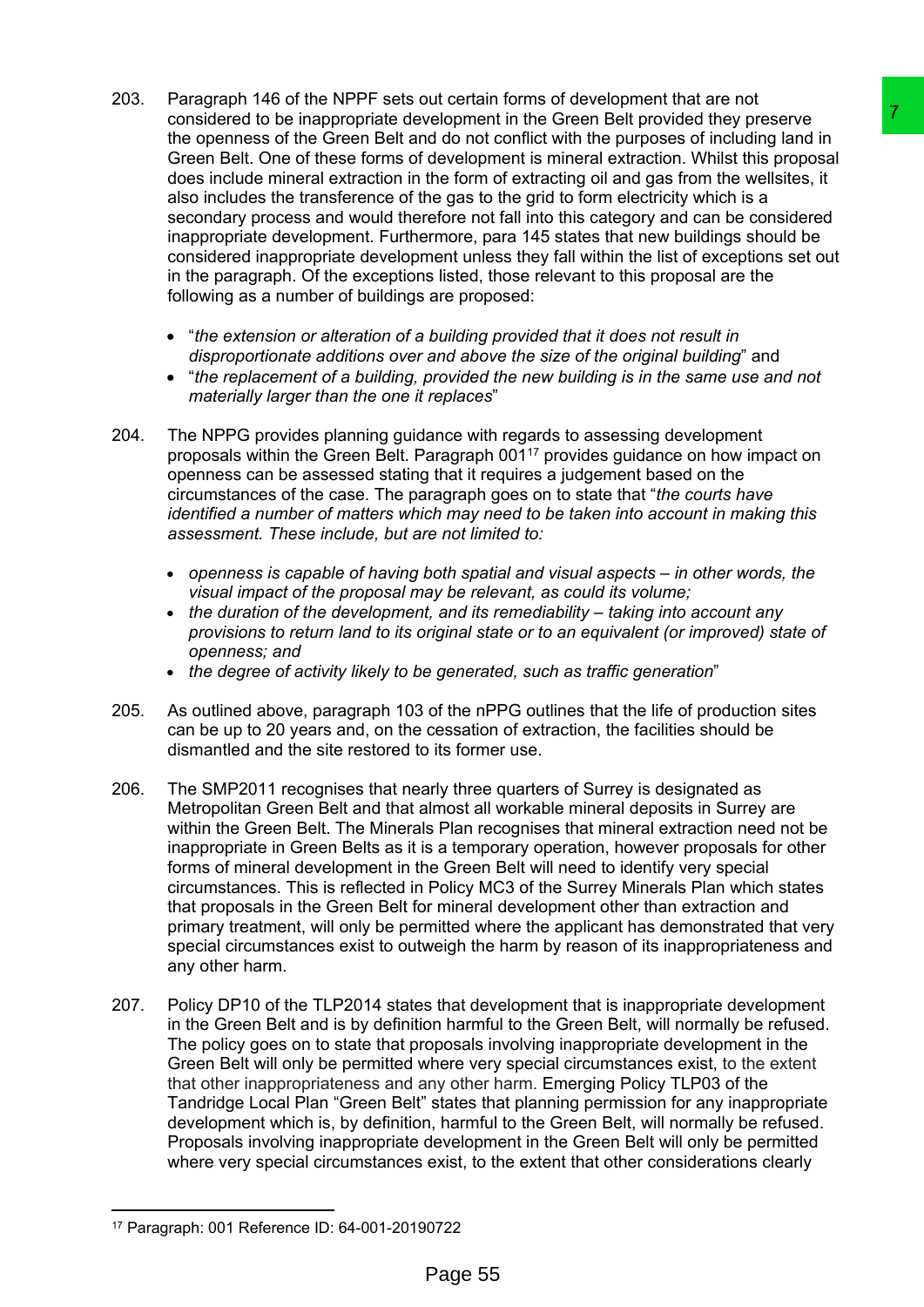203. Paragraph 146 of the NPPF sets out certain forms of development that are not considered to be inappropriate development in the Green Belt provided they preserve the openness of the Green Belt and do not conflict with the purposes of including land in Green Belt. One of these forms of development is mineral extraction. Whilst this proposal does include mineral extraction in the form of extracting oil and gas from the wellsites, it also includes the transference of the gas to the grid to form electricity which is a secondary process and would therefore not fall into this category and can be considered inappropriate development. Furthermore, para 145 states that new buildings should be considered inappropriate development unless they fall within the list of exceptions set out in the paragraph. Of the exceptions listed, those relevant to this proposal are the following as a number of buildings are proposed:

- "*the extension or alteration of a building provided that it does not result in disproportionate additions over and above the size of the original building*" and
- "*the replacement of a building, provided the new building is in the same use and not materially larger than the one it replaces*"

204. The NPPG provides planning guidance with regards to assessing development proposals within the Green Belt. Paragraph 001[17] provides guidance on how impact on openness can be assessed stating that it requires a judgement based on the circumstances of the case. The paragraph goes on to state that "*the courts have identified a number of matters which may need to be taken into account in making this assessment. These include, but are not limited to:*

- *openness is capable of having both spatial and visual aspects – in other words, the visual impact of the proposal may be relevant, as could its volume;*
- *the duration of the development, and its remediability – taking into account any provisions to return land to its original state or to an equivalent (or improved) state of openness; and*
- *the degree of activity likely to be generated, such as traffic generation*"

205. As outlined above, paragraph 103 of the nPPG outlines that the life of production sites can be up to 20 years and, on the cessation of extraction, the facilities should be dismantled and the site restored to its former use.

206. The SMP2011 recognises that nearly three quarters of Surrey is designated as Metropolitan Green Belt and that almost all workable mineral deposits in Surrey are within the Green Belt. The Minerals Plan recognises that mineral extraction need not be inappropriate in Green Belts as it is a temporary operation, however proposals for other forms of mineral development in the Green Belt will need to identify very special circumstances. This is reflected in Policy MC3 of the Surrey Minerals Plan which states that proposals in the Green Belt for mineral development other than extraction and primary treatment, will only be permitted where the applicant has demonstrated that very special circumstances exist to outweigh the harm by reason of its inappropriateness and any other harm.

207. Policy DP10 of the TLP2014 states that development that is inappropriate development in the Green Belt and is by definition harmful to the Green Belt, will normally be refused. The policy goes on to state that proposals involving inappropriate development in the Green Belt will only be permitted where very special circumstances exist, to the extent that other inappropriateness and any other harm. Emerging Policy TLP03 of the Tandridge Local Plan "Green Belt" states that planning permission for any inappropriate development which is, by definition, harmful to the Green Belt, will normally be refused. Proposals involving inappropriate development in the Green Belt will only be permitted where very special circumstances exist, to the extent that other considerations clearly

[17] Paragraph: 001 Reference ID: 64-001-20190722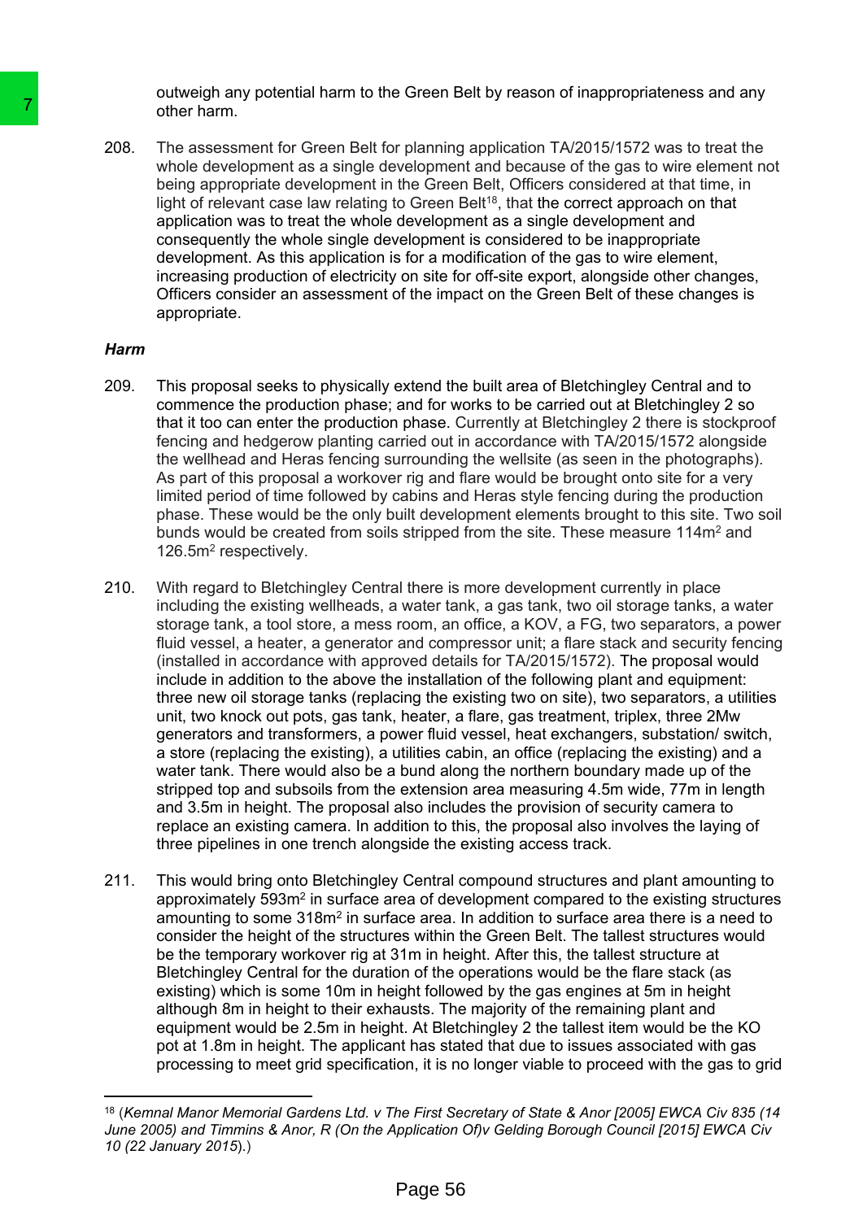outweigh any potential harm to the Green Belt by reason of inappropriateness and any other harm.

208. The assessment for Green Belt for planning application TA/2015/1572 was to treat the whole development as a single development and because of the gas to wire element not being appropriate development in the Green Belt, Officers considered at that time, in light of relevant case law relating to Green Belt[18], that the correct approach on that application was to treat the whole development as a single development and consequently the whole single development is considered to be inappropriate development. As this application is for a modification of the gas to wire element, increasing production of electricity on site for off-site export, alongside other changes, Officers consider an assessment of the impact on the Green Belt of these changes is appropriate.

***Harm***

209. This proposal seeks to physically extend the built area of Bletchingley Central and to commence the production phase; and for works to be carried out at Bletchingley 2 so that it too can enter the production phase. Currently at Bletchingley 2 there is stockproof fencing and hedgerow planting carried out in accordance with TA/2015/1572 alongside the wellhead and Heras fencing surrounding the wellsite (as seen in the photographs). As part of this proposal a workover rig and flare would be brought onto site for a very limited period of time followed by cabins and Heras style fencing during the production phase. These would be the only built development elements brought to this site. Two soil bunds would be created from soils stripped from the site. These measure 114m$^2$ and 126.5m$^2$ respectively.

210. With regard to Bletchingley Central there is more development currently in place including the existing wellheads, a water tank, a gas tank, two oil storage tanks, a water storage tank, a tool store, a mess room, an office, a KOV, a FG, two separators, a power fluid vessel, a heater, a generator and compressor unit; a flare stack and security fencing (installed in accordance with approved details for TA/2015/1572). The proposal would include in addition to the above the installation of the following plant and equipment: three new oil storage tanks (replacing the existing two on site), two separators, a utilities unit, two knock out pots, gas tank, heater, a flare, gas treatment, triplex, three 2Mw generators and transformers, a power fluid vessel, heat exchangers, substation/ switch, a store (replacing the existing), a utilities cabin, an office (replacing the existing) and a water tank. There would also be a bund along the northern boundary made up of the stripped top and subsoils from the extension area measuring 4.5m wide, 77m in length and 3.5m in height. The proposal also includes the provision of security camera to replace an existing camera. In addition to this, the proposal also involves the laying of three pipelines in one trench alongside the existing access track.

211. This would bring onto Bletchingley Central compound structures and plant amounting to approximately 593m$^2$ in surface area of development compared to the existing structures amounting to some 318m$^2$ in surface area. In addition to surface area there is a need to consider the height of the structures within the Green Belt. The tallest structures would be the temporary workover rig at 31m in height. After this, the tallest structure at Bletchingley Central for the duration of the operations would be the flare stack (as existing) which is some 10m in height followed by the gas engines at 5m in height although 8m in height to their exhausts. The majority of the remaining plant and equipment would be 2.5m in height. At Bletchingley 2 the tallest item would be the KO pot at 1.8m in height. The applicant has stated that due to issues associated with gas processing to meet grid specification, it is no longer viable to proceed with the gas to grid

---

[18] (*Kemnal Manor Memorial Gardens Ltd. v The First Secretary of State & Anor [2005] EWCA Civ 835 (14 June 2005) and Timmins & Anor, R (On the Application Of)v Gelding Borough Council [2015] EWCA Civ 10 (22 January 2015*).)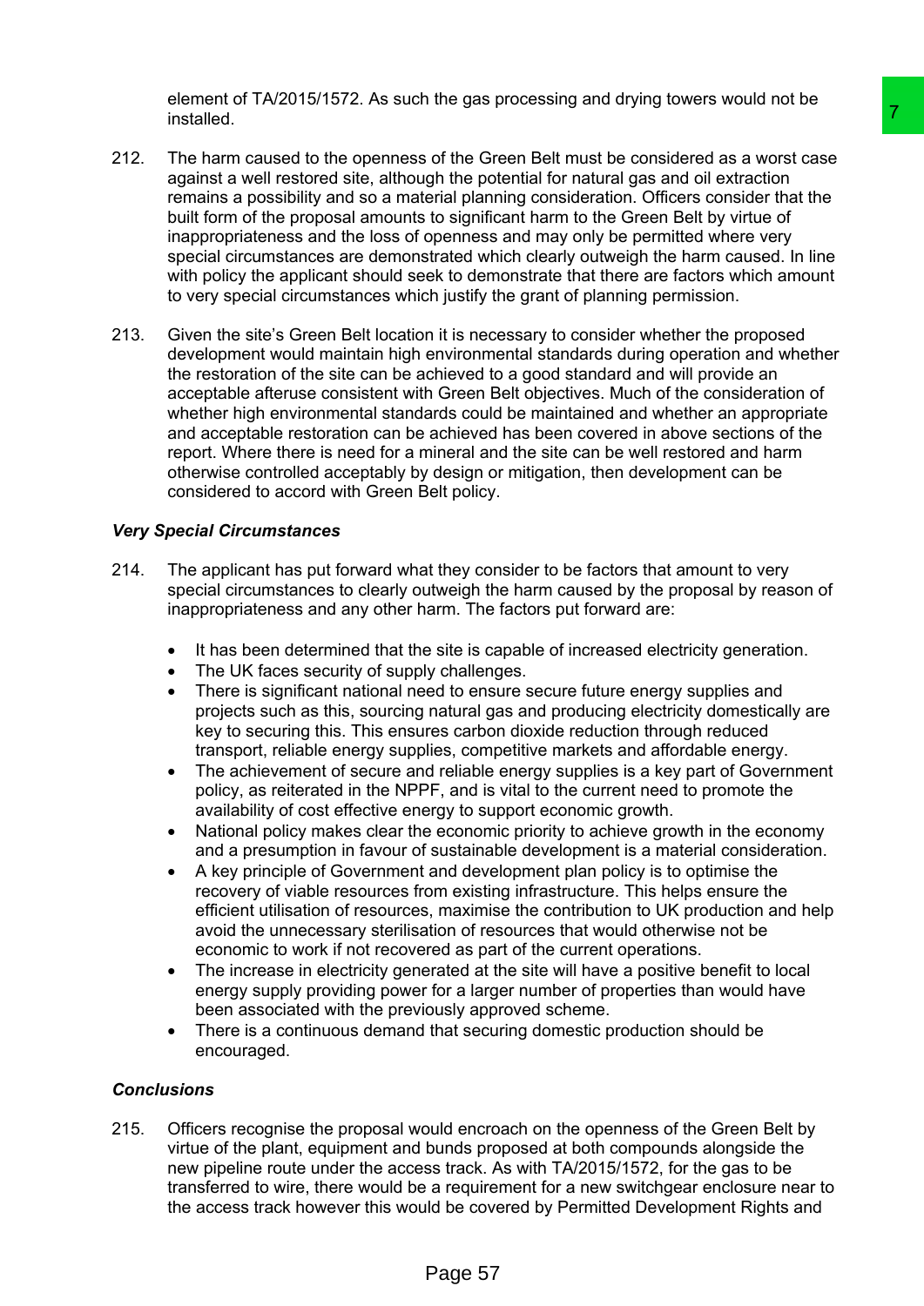element of TA/2015/1572. As such the gas processing and drying towers would not be installed.

212. The harm caused to the openness of the Green Belt must be considered as a worst case against a well restored site, although the potential for natural gas and oil extraction remains a possibility and so a material planning consideration. Officers consider that the built form of the proposal amounts to significant harm to the Green Belt by virtue of inappropriateness and the loss of openness and may only be permitted where very special circumstances are demonstrated which clearly outweigh the harm caused. In line with policy the applicant should seek to demonstrate that there are factors which amount to very special circumstances which justify the grant of planning permission.

213. Given the site's Green Belt location it is necessary to consider whether the proposed development would maintain high environmental standards during operation and whether the restoration of the site can be achieved to a good standard and will provide an acceptable afteruse consistent with Green Belt objectives. Much of the consideration of whether high environmental standards could be maintained and whether an appropriate and acceptable restoration can be achieved has been covered in above sections of the report. Where there is need for a mineral and the site can be well restored and harm otherwise controlled acceptably by design or mitigation, then development can be considered to accord with Green Belt policy.

***Very Special Circumstances***

214. The applicant has put forward what they consider to be factors that amount to very special circumstances to clearly outweigh the harm caused by the proposal by reason of inappropriateness and any other harm. The factors put forward are:

- It has been determined that the site is capable of increased electricity generation.
- The UK faces security of supply challenges.
- There is significant national need to ensure secure future energy supplies and projects such as this, sourcing natural gas and producing electricity domestically are key to securing this. This ensures carbon dioxide reduction through reduced transport, reliable energy supplies, competitive markets and affordable energy.
- The achievement of secure and reliable energy supplies is a key part of Government policy, as reiterated in the NPPF, and is vital to the current need to promote the availability of cost effective energy to support economic growth.
- National policy makes clear the economic priority to achieve growth in the economy and a presumption in favour of sustainable development is a material consideration.
- A key principle of Government and development plan policy is to optimise the recovery of viable resources from existing infrastructure. This helps ensure the efficient utilisation of resources, maximise the contribution to UK production and help avoid the unnecessary sterilisation of resources that would otherwise not be economic to work if not recovered as part of the current operations.
- The increase in electricity generated at the site will have a positive benefit to local energy supply providing power for a larger number of properties than would have been associated with the previously approved scheme.
- There is a continuous demand that securing domestic production should be encouraged.

***Conclusions***

215. Officers recognise the proposal would encroach on the openness of the Green Belt by virtue of the plant, equipment and bunds proposed at both compounds alongside the new pipeline route under the access track. As with TA/2015/1572, for the gas to be transferred to wire, there would be a requirement for a new switchgear enclosure near to the access track however this would be covered by Permitted Development Rights and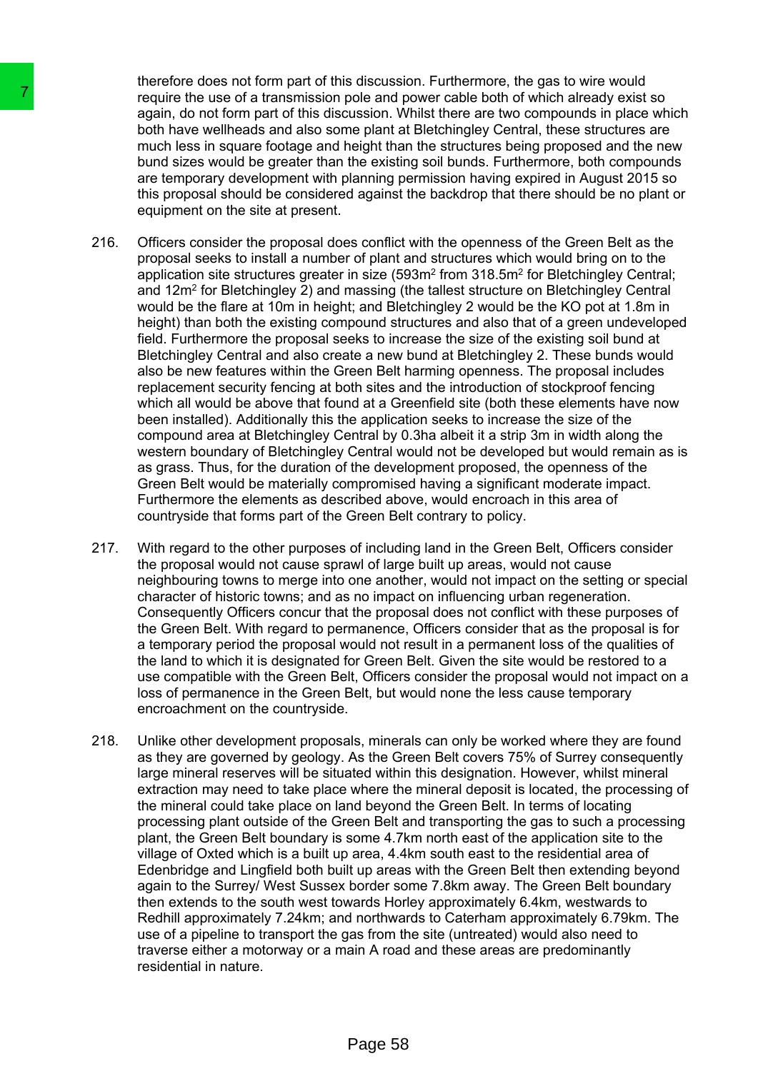therefore does not form part of this discussion. Furthermore, the gas to wire would require the use of a transmission pole and power cable both of which already exist so again, do not form part of this discussion. Whilst there are two compounds in place which both have wellheads and also some plant at Bletchingley Central, these structures are much less in square footage and height than the structures being proposed and the new bund sizes would be greater than the existing soil bunds. Furthermore, both compounds are temporary development with planning permission having expired in August 2015 so this proposal should be considered against the backdrop that there should be no plant or equipment on the site at present.

216. Officers consider the proposal does conflict with the openness of the Green Belt as the proposal seeks to install a number of plant and structures which would bring on to the application site structures greater in size (593m$^2$ from 318.5m$^2$ for Bletchingley Central; and 12m$^2$ for Bletchingley 2) and massing (the tallest structure on Bletchingley Central would be the flare at 10m in height; and Bletchingley 2 would be the KO pot at 1.8m in height) than both the existing compound structures and also that of a green undeveloped field. Furthermore the proposal seeks to increase the size of the existing soil bund at Bletchingley Central and also create a new bund at Bletchingley 2. These bunds would also be new features within the Green Belt harming openness. The proposal includes replacement security fencing at both sites and the introduction of stockproof fencing which all would be above that found at a Greenfield site (both these elements have now been installed). Additionally this the application seeks to increase the size of the compound area at Bletchingley Central by 0.3ha albeit it a strip 3m in width along the western boundary of Bletchingley Central would not be developed but would remain as is as grass. Thus, for the duration of the development proposed, the openness of the Green Belt would be materially compromised having a significant moderate impact. Furthermore the elements as described above, would encroach in this area of countryside that forms part of the Green Belt contrary to policy.

217. With regard to the other purposes of including land in the Green Belt, Officers consider the proposal would not cause sprawl of large built up areas, would not cause neighbouring towns to merge into one another, would not impact on the setting or special character of historic towns; and as no impact on influencing urban regeneration. Consequently Officers concur that the proposal does not conflict with these purposes of the Green Belt. With regard to permanence, Officers consider that as the proposal is for a temporary period the proposal would not result in a permanent loss of the qualities of the land to which it is designated for Green Belt. Given the site would be restored to a use compatible with the Green Belt, Officers consider the proposal would not impact on a loss of permanence in the Green Belt, but would none the less cause temporary encroachment on the countryside.

218. Unlike other development proposals, minerals can only be worked where they are found as they are governed by geology. As the Green Belt covers 75% of Surrey consequently large mineral reserves will be situated within this designation. However, whilst mineral extraction may need to take place where the mineral deposit is located, the processing of the mineral could take place on land beyond the Green Belt. In terms of locating processing plant outside of the Green Belt and transporting the gas to such a processing plant, the Green Belt boundary is some 4.7km north east of the application site to the village of Oxted which is a built up area, 4.4km south east to the residential area of Edenbridge and Lingfield both built up areas with the Green Belt then extending beyond again to the Surrey/ West Sussex border some 7.8km away. The Green Belt boundary then extends to the south west towards Horley approximately 6.4km, westwards to Redhill approximately 7.24km; and northwards to Caterham approximately 6.79km. The use of a pipeline to transport the gas from the site (untreated) would also need to traverse either a motorway or a main A road and these areas are predominantly residential in nature.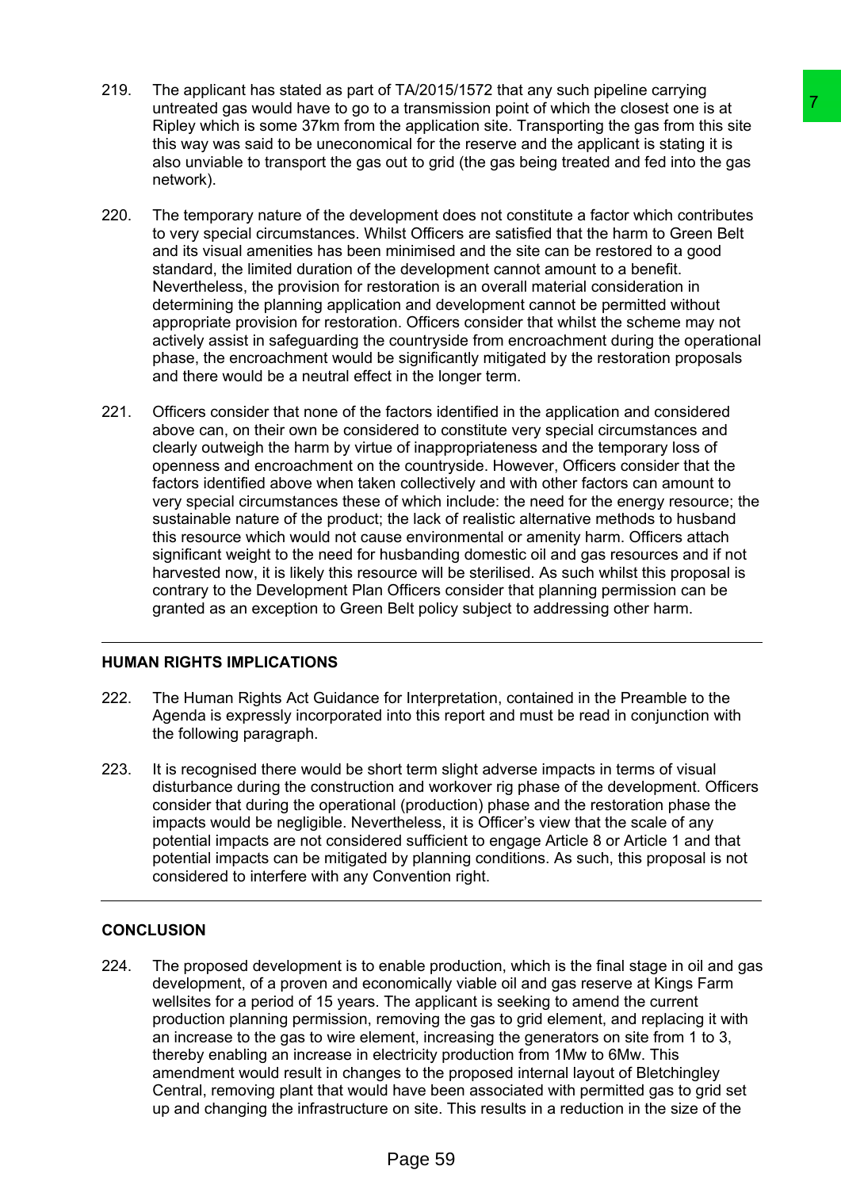219. The applicant has stated as part of TA/2015/1572 that any such pipeline carrying untreated gas would have to go to a transmission point of which the closest one is at Ripley which is some 37km from the application site. Transporting the gas from this site this way was said to be uneconomical for the reserve and the applicant is stating it is also unviable to transport the gas out to grid (the gas being treated and fed into the gas network).

220. The temporary nature of the development does not constitute a factor which contributes to very special circumstances. Whilst Officers are satisfied that the harm to Green Belt and its visual amenities has been minimised and the site can be restored to a good standard, the limited duration of the development cannot amount to a benefit. Nevertheless, the provision for restoration is an overall material consideration in determining the planning application and development cannot be permitted without appropriate provision for restoration. Officers consider that whilst the scheme may not actively assist in safeguarding the countryside from encroachment during the operational phase, the encroachment would be significantly mitigated by the restoration proposals and there would be a neutral effect in the longer term.

221. Officers consider that none of the factors identified in the application and considered above can, on their own be considered to constitute very special circumstances and clearly outweigh the harm by virtue of inappropriateness and the temporary loss of openness and encroachment on the countryside. However, Officers consider that the factors identified above when taken collectively and with other factors can amount to very special circumstances these of which include: the need for the energy resource; the sustainable nature of the product; the lack of realistic alternative methods to husband this resource which would not cause environmental or amenity harm. Officers attach significant weight to the need for husbanding domestic oil and gas resources and if not harvested now, it is likely this resource will be sterilised. As such whilst this proposal is contrary to the Development Plan Officers consider that planning permission can be granted as an exception to Green Belt policy subject to addressing other harm.

## HUMAN RIGHTS IMPLICATIONS

222. The Human Rights Act Guidance for Interpretation, contained in the Preamble to the Agenda is expressly incorporated into this report and must be read in conjunction with the following paragraph.

223. It is recognised there would be short term slight adverse impacts in terms of visual disturbance during the construction and workover rig phase of the development. Officers consider that during the operational (production) phase and the restoration phase the impacts would be negligible. Nevertheless, it is Officer's view that the scale of any potential impacts are not considered sufficient to engage Article 8 or Article 1 and that potential impacts can be mitigated by planning conditions. As such, this proposal is not considered to interfere with any Convention right.

## CONCLUSION

224. The proposed development is to enable production, which is the final stage in oil and gas development, of a proven and economically viable oil and gas reserve at Kings Farm wellsites for a period of 15 years. The applicant is seeking to amend the current production planning permission, removing the gas to grid element, and replacing it with an increase to the gas to wire element, increasing the generators on site from 1 to 3, thereby enabling an increase in electricity production from 1Mw to 6Mw. This amendment would result in changes to the proposed internal layout of Bletchingley Central, removing plant that would have been associated with permitted gas to grid set up and changing the infrastructure on site. This results in a reduction in the size of the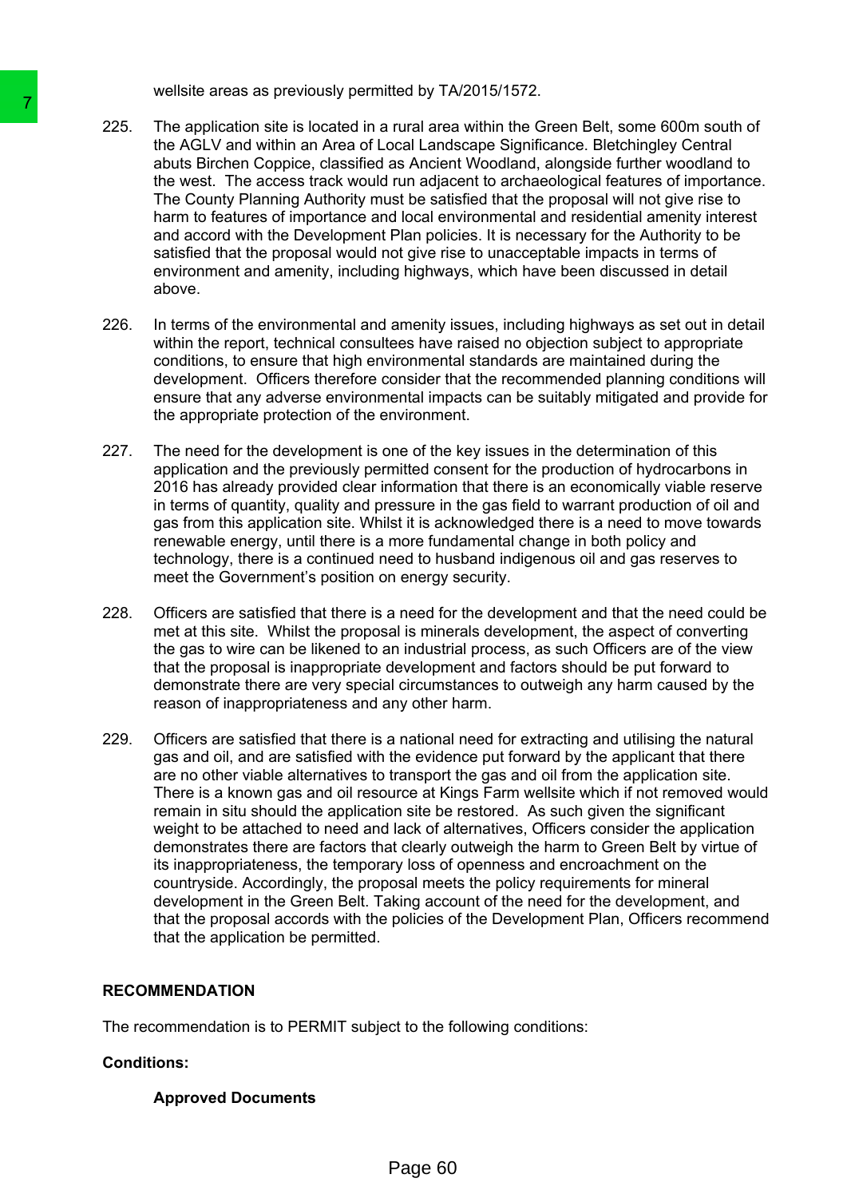wellsite areas as previously permitted by TA/2015/1572.

225. The application site is located in a rural area within the Green Belt, some 600m south of the AGLV and within an Area of Local Landscape Significance. Bletchingley Central abuts Birchen Coppice, classified as Ancient Woodland, alongside further woodland to the west. The access track would run adjacent to archaeological features of importance. The County Planning Authority must be satisfied that the proposal will not give rise to harm to features of importance and local environmental and residential amenity interest and accord with the Development Plan policies. It is necessary for the Authority to be satisfied that the proposal would not give rise to unacceptable impacts in terms of environment and amenity, including highways, which have been discussed in detail above.

226. In terms of the environmental and amenity issues, including highways as set out in detail within the report, technical consultees have raised no objection subject to appropriate conditions, to ensure that high environmental standards are maintained during the development. Officers therefore consider that the recommended planning conditions will ensure that any adverse environmental impacts can be suitably mitigated and provide for the appropriate protection of the environment.

227. The need for the development is one of the key issues in the determination of this application and the previously permitted consent for the production of hydrocarbons in 2016 has already provided clear information that there is an economically viable reserve in terms of quantity, quality and pressure in the gas field to warrant production of oil and gas from this application site. Whilst it is acknowledged there is a need to move towards renewable energy, until there is a more fundamental change in both policy and technology, there is a continued need to husband indigenous oil and gas reserves to meet the Government's position on energy security.

228. Officers are satisfied that there is a need for the development and that the need could be met at this site. Whilst the proposal is minerals development, the aspect of converting the gas to wire can be likened to an industrial process, as such Officers are of the view that the proposal is inappropriate development and factors should be put forward to demonstrate there are very special circumstances to outweigh any harm caused by the reason of inappropriateness and any other harm.

229. Officers are satisfied that there is a national need for extracting and utilising the natural gas and oil, and are satisfied with the evidence put forward by the applicant that there are no other viable alternatives to transport the gas and oil from the application site. There is a known gas and oil resource at Kings Farm wellsite which if not removed would remain in situ should the application site be restored. As such given the significant weight to be attached to need and lack of alternatives, Officers consider the application demonstrates there are factors that clearly outweigh the harm to Green Belt by virtue of its inappropriateness, the temporary loss of openness and encroachment on the countryside. Accordingly, the proposal meets the policy requirements for mineral development in the Green Belt. Taking account of the need for the development, and that the proposal accords with the policies of the Development Plan, Officers recommend that the application be permitted.

**RECOMMENDATION**

The recommendation is to PERMIT subject to the following conditions:

**Conditions:**

**Approved Documents**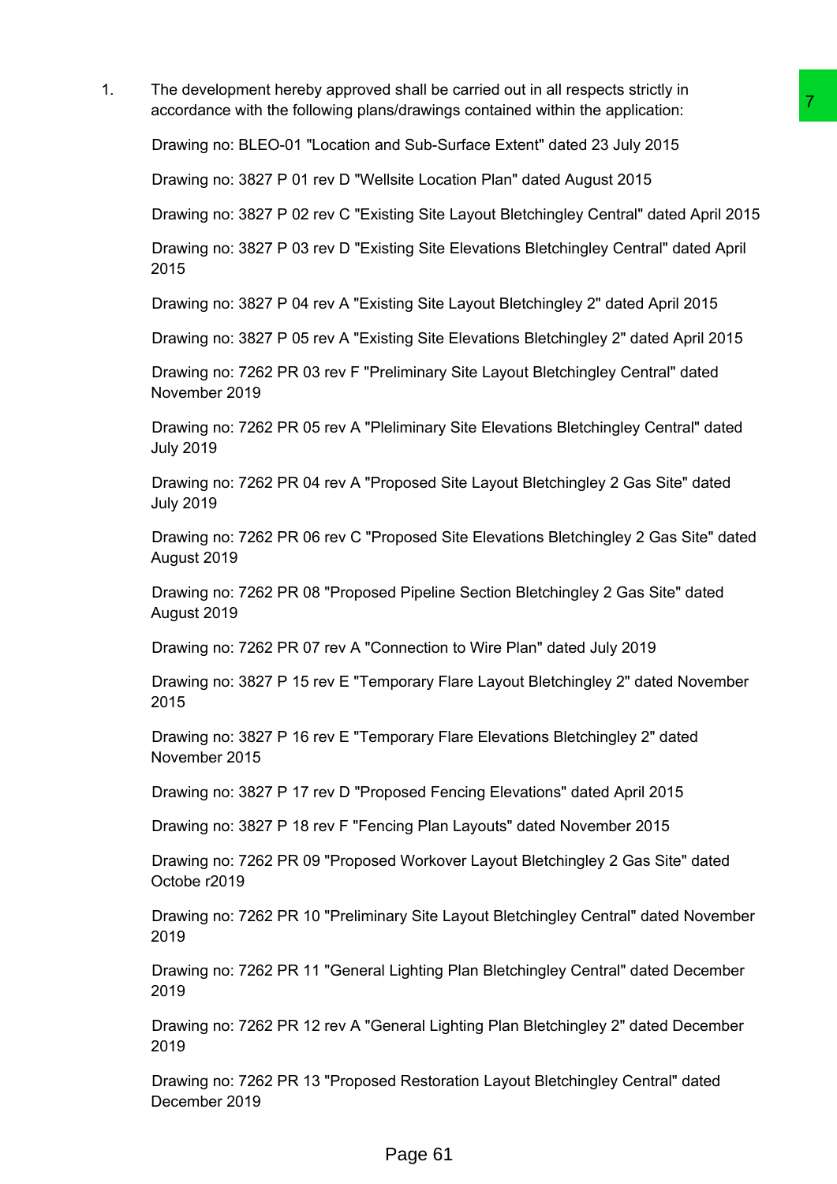1. The development hereby approved shall be carried out in all respects strictly in accordance with the following plans/drawings contained within the application:

   Drawing no: BLEO-01 "Location and Sub-Surface Extent" dated 23 July 2015

   Drawing no: 3827 P 01 rev D "Wellsite Location Plan" dated August 2015

   Drawing no: 3827 P 02 rev C "Existing Site Layout Bletchingley Central" dated April 2015

   Drawing no: 3827 P 03 rev D "Existing Site Elevations Bletchingley Central" dated April 2015

   Drawing no: 3827 P 04 rev A "Existing Site Layout Bletchingley 2" dated April 2015

   Drawing no: 3827 P 05 rev A "Existing Site Elevations Bletchingley 2" dated April 2015

   Drawing no: 7262 PR 03 rev F "Preliminary Site Layout Bletchingley Central" dated November 2019

   Drawing no: 7262 PR 05 rev A "Pleliminary Site Elevations Bletchingley Central" dated July 2019

   Drawing no: 7262 PR 04 rev A "Proposed Site Layout Bletchingley 2 Gas Site" dated July 2019

   Drawing no: 7262 PR 06 rev C "Proposed Site Elevations Bletchingley 2 Gas Site" dated August 2019

   Drawing no: 7262 PR 08 "Proposed Pipeline Section Bletchingley 2 Gas Site" dated August 2019

   Drawing no: 7262 PR 07 rev A "Connection to Wire Plan" dated July 2019

   Drawing no: 3827 P 15 rev E "Temporary Flare Layout Bletchingley 2" dated November 2015

   Drawing no: 3827 P 16 rev E "Temporary Flare Elevations Bletchingley 2" dated November 2015

   Drawing no: 3827 P 17 rev D "Proposed Fencing Elevations" dated April 2015

   Drawing no: 3827 P 18 rev F "Fencing Plan Layouts" dated November 2015

   Drawing no: 7262 PR 09 "Proposed Workover Layout Bletchingley 2 Gas Site" dated Octobe r2019

   Drawing no: 7262 PR 10 "Preliminary Site Layout Bletchingley Central" dated November 2019

   Drawing no: 7262 PR 11 "General Lighting Plan Bletchingley Central" dated December 2019

   Drawing no: 7262 PR 12 rev A "General Lighting Plan Bletchingley 2" dated December 2019

   Drawing no: 7262 PR 13 "Proposed Restoration Layout Bletchingley Central" dated December 2019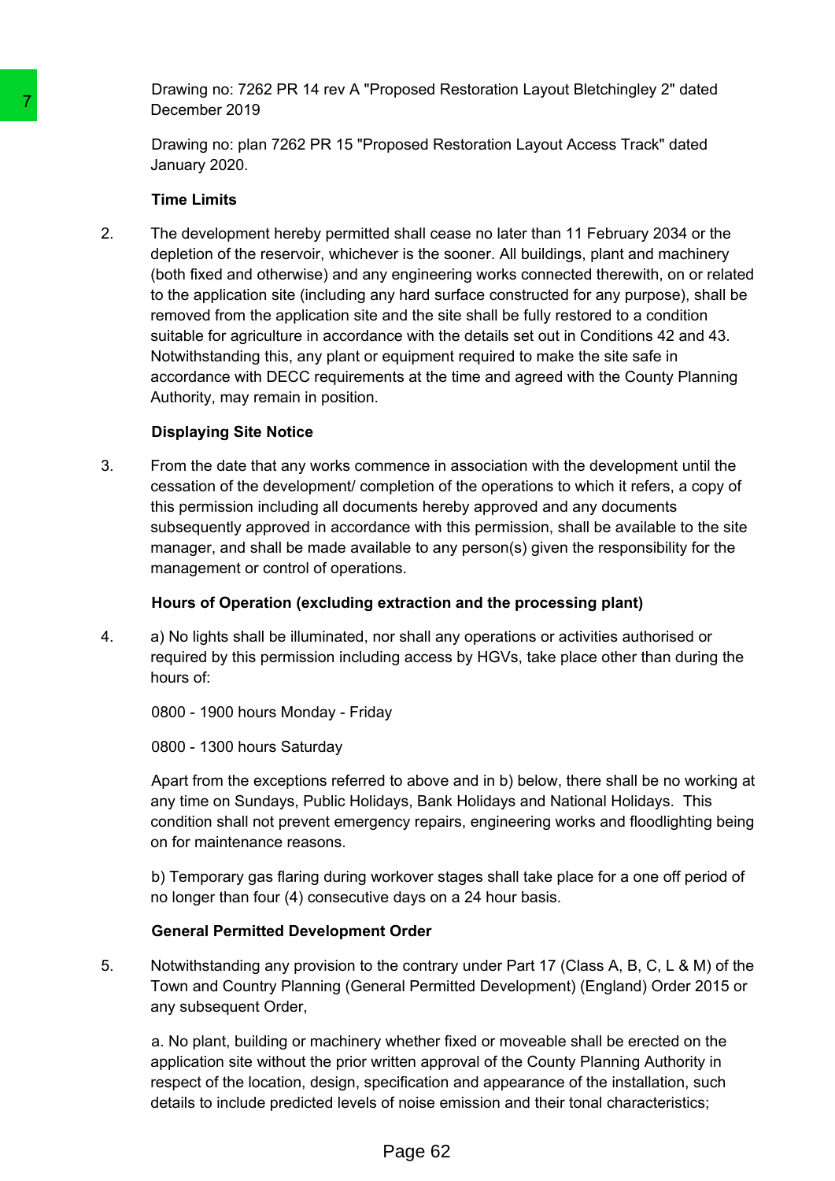Drawing no: 7262 PR 14 rev A "Proposed Restoration Layout Bletchingley 2" dated December 2019

Drawing no: plan 7262 PR 15 "Proposed Restoration Layout Access Track" dated January 2020.

**Time Limits**

2. The development hereby permitted shall cease no later than 11 February 2034 or the depletion of the reservoir, whichever is the sooner. All buildings, plant and machinery (both fixed and otherwise) and any engineering works connected therewith, on or related to the application site (including any hard surface constructed for any purpose), shall be removed from the application site and the site shall be fully restored to a condition suitable for agriculture in accordance with the details set out in Conditions 42 and 43. Notwithstanding this, any plant or equipment required to make the site safe in accordance with DECC requirements at the time and agreed with the County Planning Authority, may remain in position.

**Displaying Site Notice**

3. From the date that any works commence in association with the development until the cessation of the development/ completion of the operations to which it refers, a copy of this permission including all documents hereby approved and any documents subsequently approved in accordance with this permission, shall be available to the site manager, and shall be made available to any person(s) given the responsibility for the management or control of operations.

**Hours of Operation (excluding extraction and the processing plant)**

4. a) No lights shall be illuminated, nor shall any operations or activities authorised or required by this permission including access by HGVs, take place other than during the hours of:

   0800 - 1900 hours Monday - Friday

   0800 - 1300 hours Saturday

   Apart from the exceptions referred to above and in b) below, there shall be no working at any time on Sundays, Public Holidays, Bank Holidays and National Holidays. This condition shall not prevent emergency repairs, engineering works and floodlighting being on for maintenance reasons.

   b) Temporary gas flaring during workover stages shall take place for a one off period of no longer than four (4) consecutive days on a 24 hour basis.

**General Permitted Development Order**

5. Notwithstanding any provision to the contrary under Part 17 (Class A, B, C, L & M) of the Town and Country Planning (General Permitted Development) (England) Order 2015 or any subsequent Order,

   a. No plant, building or machinery whether fixed or moveable shall be erected on the application site without the prior written approval of the County Planning Authority in respect of the location, design, specification and appearance of the installation, such details to include predicted levels of noise emission and their tonal characteristics;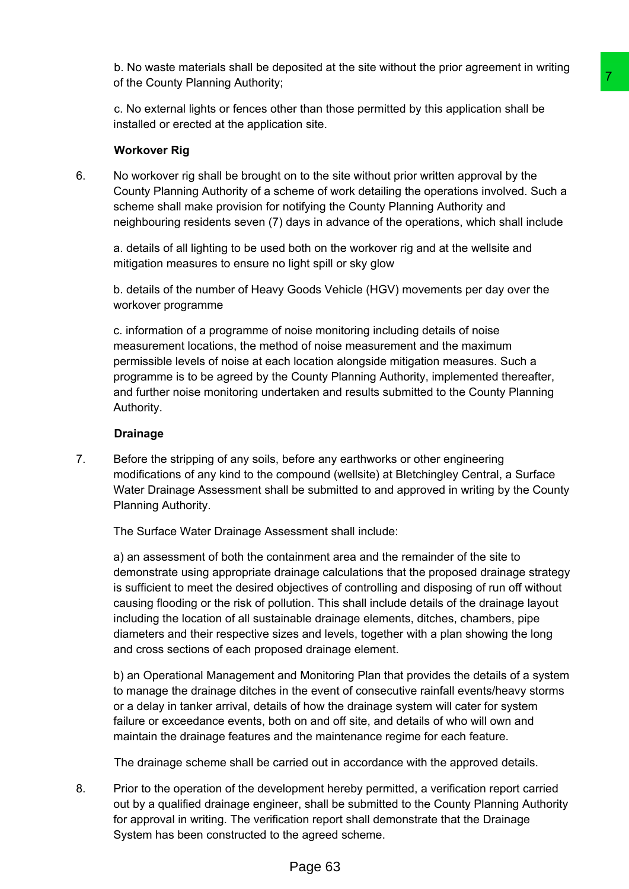b. No waste materials shall be deposited at the site without the prior agreement in writing of the County Planning Authority;

c. No external lights or fences other than those permitted by this application shall be installed or erected at the application site.

**Workover Rig**

6. No workover rig shall be brought on to the site without prior written approval by the County Planning Authority of a scheme of work detailing the operations involved. Such a scheme shall make provision for notifying the County Planning Authority and neighbouring residents seven (7) days in advance of the operations, which shall include

   a. details of all lighting to be used both on the workover rig and at the wellsite and mitigation measures to ensure no light spill or sky glow

   b. details of the number of Heavy Goods Vehicle (HGV) movements per day over the workover programme

   c. information of a programme of noise monitoring including details of noise measurement locations, the method of noise measurement and the maximum permissible levels of noise at each location alongside mitigation measures. Such a programme is to be agreed by the County Planning Authority, implemented thereafter, and further noise monitoring undertaken and results submitted to the County Planning Authority.

**Drainage**

7. Before the stripping of any soils, before any earthworks or other engineering modifications of any kind to the compound (wellsite) at Bletchingley Central, a Surface Water Drainage Assessment shall be submitted to and approved in writing by the County Planning Authority.

   The Surface Water Drainage Assessment shall include:

   a) an assessment of both the containment area and the remainder of the site to demonstrate using appropriate drainage calculations that the proposed drainage strategy is sufficient to meet the desired objectives of controlling and disposing of run off without causing flooding or the risk of pollution. This shall include details of the drainage layout including the location of all sustainable drainage elements, ditches, chambers, pipe diameters and their respective sizes and levels, together with a plan showing the long and cross sections of each proposed drainage element.

   b) an Operational Management and Monitoring Plan that provides the details of a system to manage the drainage ditches in the event of consecutive rainfall events/heavy storms or a delay in tanker arrival, details of how the drainage system will cater for system failure or exceedance events, both on and off site, and details of who will own and maintain the drainage features and the maintenance regime for each feature.

   The drainage scheme shall be carried out in accordance with the approved details.

8. Prior to the operation of the development hereby permitted, a verification report carried out by a qualified drainage engineer, shall be submitted to the County Planning Authority for approval in writing. The verification report shall demonstrate that the Drainage System has been constructed to the agreed scheme.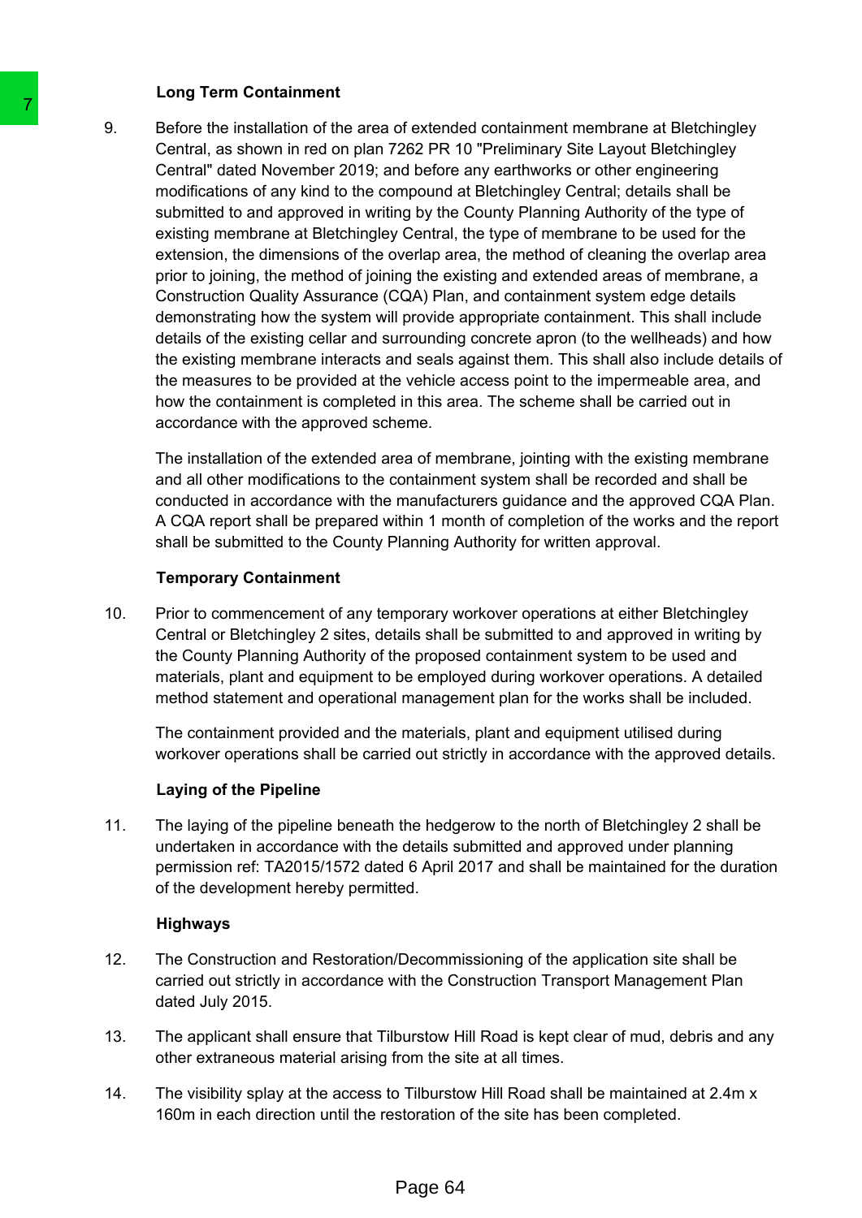### Long Term Containment

9. Before the installation of the area of extended containment membrane at Bletchingley Central, as shown in red on plan 7262 PR 10 "Preliminary Site Layout Bletchingley Central" dated November 2019; and before any earthworks or other engineering modifications of any kind to the compound at Bletchingley Central; details shall be submitted to and approved in writing by the County Planning Authority of the type of existing membrane at Bletchingley Central, the type of membrane to be used for the extension, the dimensions of the overlap area, the method of cleaning the overlap area prior to joining, the method of joining the existing and extended areas of membrane, a Construction Quality Assurance (CQA) Plan, and containment system edge details demonstrating how the system will provide appropriate containment. This shall include details of the existing cellar and surrounding concrete apron (to the wellheads) and how the existing membrane interacts and seals against them. This shall also include details of the measures to be provided at the vehicle access point to the impermeable area, and how the containment is completed in this area. The scheme shall be carried out in accordance with the approved scheme.

   The installation of the extended area of membrane, jointing with the existing membrane and all other modifications to the containment system shall be recorded and shall be conducted in accordance with the manufacturers guidance and the approved CQA Plan. A CQA report shall be prepared within 1 month of completion of the works and the report shall be submitted to the County Planning Authority for written approval.

### Temporary Containment

10. Prior to commencement of any temporary workover operations at either Bletchingley Central or Bletchingley 2 sites, details shall be submitted to and approved in writing by the County Planning Authority of the proposed containment system to be used and materials, plant and equipment to be employed during workover operations. A detailed method statement and operational management plan for the works shall be included.

    The containment provided and the materials, plant and equipment utilised during workover operations shall be carried out strictly in accordance with the approved details.

### Laying of the Pipeline

11. The laying of the pipeline beneath the hedgerow to the north of Bletchingley 2 shall be undertaken in accordance with the details submitted and approved under planning permission ref: TA2015/1572 dated 6 April 2017 and shall be maintained for the duration of the development hereby permitted.

### Highways

12. The Construction and Restoration/Decommissioning of the application site shall be carried out strictly in accordance with the Construction Transport Management Plan dated July 2015.

13. The applicant shall ensure that Tilburstow Hill Road is kept clear of mud, debris and any other extraneous material arising from the site at all times.

14. The visibility splay at the access to Tilburstow Hill Road shall be maintained at 2.4m x 160m in each direction until the restoration of the site has been completed.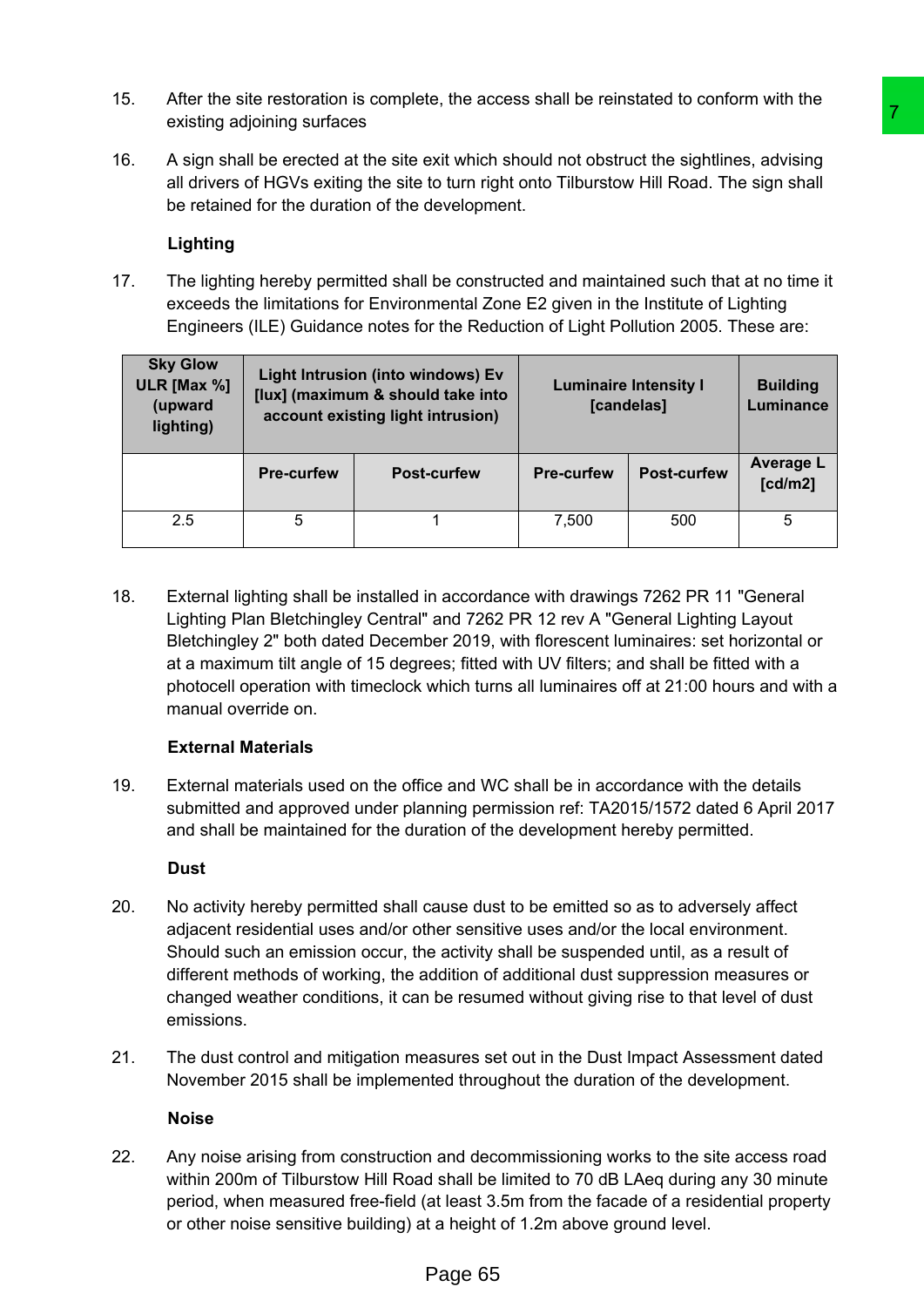15. After the site restoration is complete, the access shall be reinstated to conform with the existing adjoining surfaces

16. A sign shall be erected at the site exit which should not obstruct the sightlines, advising all drivers of HGVs exiting the site to turn right onto Tilburstow Hill Road. The sign shall be retained for the duration of the development.

**Lighting**

17. The lighting hereby permitted shall be constructed and maintained such that at no time it exceeds the limitations for Environmental Zone E2 given in the Institute of Lighting Engineers (ILE) Guidance notes for the Reduction of Light Pollution 2005. These are:

| Sky Glow ULR [Max %] (upward lighting) | Light Intrusion (into windows) Ev [lux] (maximum & should take into account existing light intrusion) | | Luminaire Intensity I [candelas] | | Building Luminance |
|---|---|---|---|---|---|
| | Pre-curfew | Post-curfew | Pre-curfew | Post-curfew | Average L [cd/m2] |
| 2.5 | 5 | 1 | 7,500 | 500 | 5 |

18. External lighting shall be installed in accordance with drawings 7262 PR 11 "General Lighting Plan Bletchingley Central" and 7262 PR 12 rev A "General Lighting Layout Bletchingley 2" both dated December 2019, with florescent luminaires: set horizontal or at a maximum tilt angle of 15 degrees; fitted with UV filters; and shall be fitted with a photocell operation with timeclock which turns all luminaires off at 21:00 hours and with a manual override on.

**External Materials**

19. External materials used on the office and WC shall be in accordance with the details submitted and approved under planning permission ref: TA2015/1572 dated 6 April 2017 and shall be maintained for the duration of the development hereby permitted.

**Dust**

20. No activity hereby permitted shall cause dust to be emitted so as to adversely affect adjacent residential uses and/or other sensitive uses and/or the local environment. Should such an emission occur, the activity shall be suspended until, as a result of different methods of working, the addition of additional dust suppression measures or changed weather conditions, it can be resumed without giving rise to that level of dust emissions.

21. The dust control and mitigation measures set out in the Dust Impact Assessment dated November 2015 shall be implemented throughout the duration of the development.

**Noise**

22. Any noise arising from construction and decommissioning works to the site access road within 200m of Tilburstow Hill Road shall be limited to 70 dB LAeq during any 30 minute period, when measured free-field (at least 3.5m from the facade of a residential property or other noise sensitive building) at a height of 1.2m above ground level.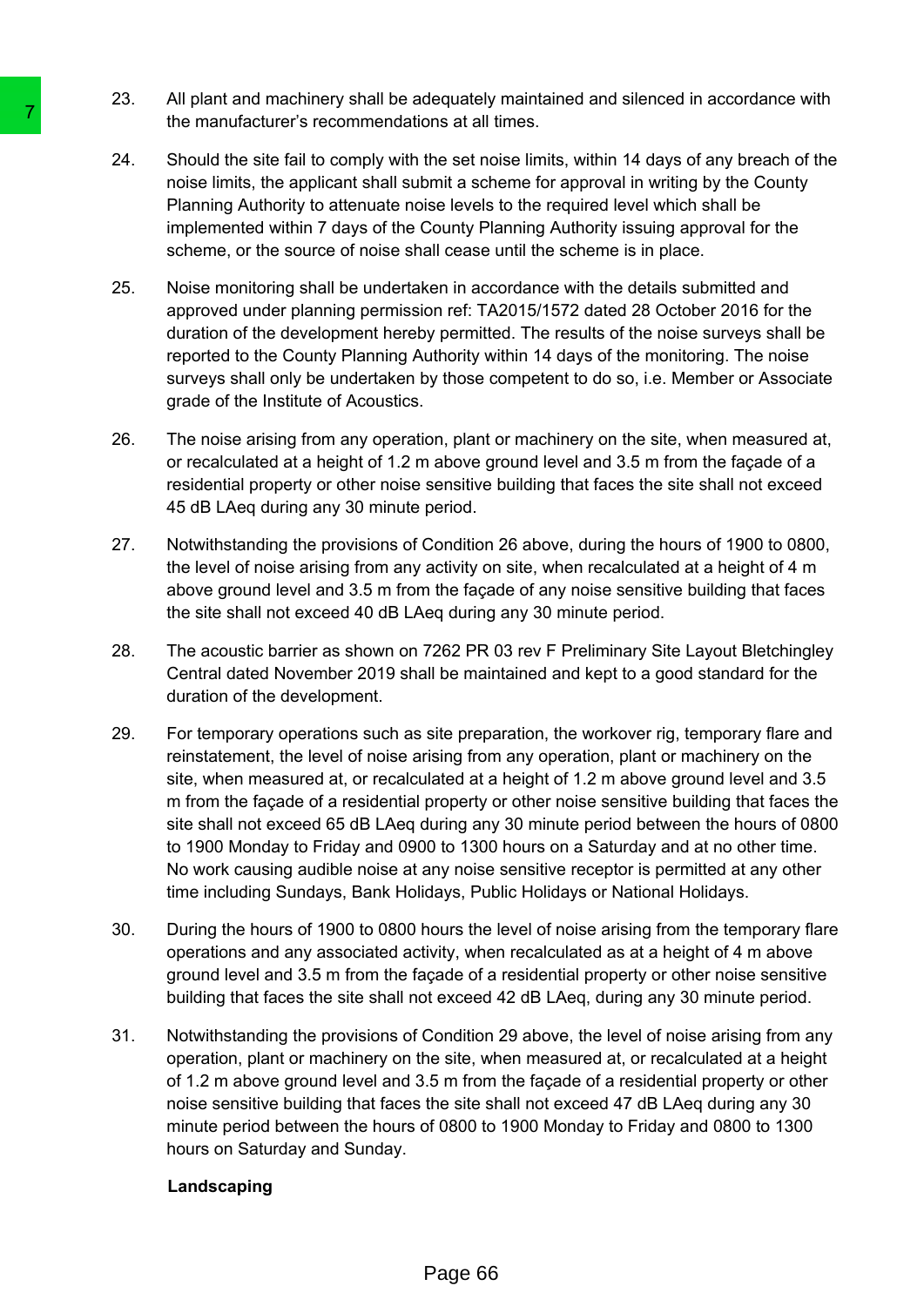23. All plant and machinery shall be adequately maintained and silenced in accordance with the manufacturer's recommendations at all times.

24. Should the site fail to comply with the set noise limits, within 14 days of any breach of the noise limits, the applicant shall submit a scheme for approval in writing by the County Planning Authority to attenuate noise levels to the required level which shall be implemented within 7 days of the County Planning Authority issuing approval for the scheme, or the source of noise shall cease until the scheme is in place.

25. Noise monitoring shall be undertaken in accordance with the details submitted and approved under planning permission ref: TA2015/1572 dated 28 October 2016 for the duration of the development hereby permitted. The results of the noise surveys shall be reported to the County Planning Authority within 14 days of the monitoring. The noise surveys shall only be undertaken by those competent to do so, i.e. Member or Associate grade of the Institute of Acoustics.

26. The noise arising from any operation, plant or machinery on the site, when measured at, or recalculated at a height of 1.2 m above ground level and 3.5 m from the façade of a residential property or other noise sensitive building that faces the site shall not exceed 45 dB LAeq during any 30 minute period.

27. Notwithstanding the provisions of Condition 26 above, during the hours of 1900 to 0800, the level of noise arising from any activity on site, when recalculated at a height of 4 m above ground level and 3.5 m from the façade of any noise sensitive building that faces the site shall not exceed 40 dB LAeq during any 30 minute period.

28. The acoustic barrier as shown on 7262 PR 03 rev F Preliminary Site Layout Bletchingley Central dated November 2019 shall be maintained and kept to a good standard for the duration of the development.

29. For temporary operations such as site preparation, the workover rig, temporary flare and reinstatement, the level of noise arising from any operation, plant or machinery on the site, when measured at, or recalculated at a height of 1.2 m above ground level and 3.5 m from the façade of a residential property or other noise sensitive building that faces the site shall not exceed 65 dB LAeq during any 30 minute period between the hours of 0800 to 1900 Monday to Friday and 0900 to 1300 hours on a Saturday and at no other time. No work causing audible noise at any noise sensitive receptor is permitted at any other time including Sundays, Bank Holidays, Public Holidays or National Holidays.

30. During the hours of 1900 to 0800 hours the level of noise arising from the temporary flare operations and any associated activity, when recalculated as at a height of 4 m above ground level and 3.5 m from the façade of a residential property or other noise sensitive building that faces the site shall not exceed 42 dB LAeq, during any 30 minute period.

31. Notwithstanding the provisions of Condition 29 above, the level of noise arising from any operation, plant or machinery on the site, when measured at, or recalculated at a height of 1.2 m above ground level and 3.5 m from the façade of a residential property or other noise sensitive building that faces the site shall not exceed 47 dB LAeq during any 30 minute period between the hours of 0800 to 1900 Monday to Friday and 0800 to 1300 hours on Saturday and Sunday.

**Landscaping**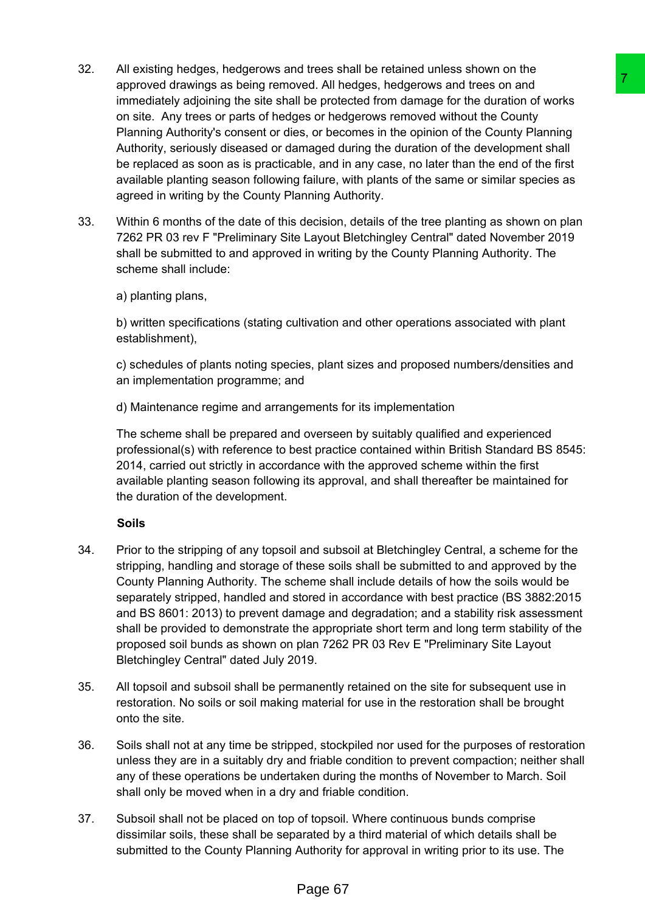32. All existing hedges, hedgerows and trees shall be retained unless shown on the approved drawings as being removed. All hedges, hedgerows and trees on and immediately adjoining the site shall be protected from damage for the duration of works on site. Any trees or parts of hedges or hedgerows removed without the County Planning Authority's consent or dies, or becomes in the opinion of the County Planning Authority, seriously diseased or damaged during the duration of the development shall be replaced as soon as is practicable, and in any case, no later than the end of the first available planting season following failure, with plants of the same or similar species as agreed in writing by the County Planning Authority.

33. Within 6 months of the date of this decision, details of the tree planting as shown on plan 7262 PR 03 rev F "Preliminary Site Layout Bletchingley Central" dated November 2019 shall be submitted to and approved in writing by the County Planning Authority. The scheme shall include:

    a) planting plans,

    b) written specifications (stating cultivation and other operations associated with plant establishment),

    c) schedules of plants noting species, plant sizes and proposed numbers/densities and an implementation programme; and

    d) Maintenance regime and arrangements for its implementation

    The scheme shall be prepared and overseen by suitably qualified and experienced professional(s) with reference to best practice contained within British Standard BS 8545: 2014, carried out strictly in accordance with the approved scheme within the first available planting season following its approval, and shall thereafter be maintained for the duration of the development.

**Soils**

34. Prior to the stripping of any topsoil and subsoil at Bletchingley Central, a scheme for the stripping, handling and storage of these soils shall be submitted to and approved by the County Planning Authority. The scheme shall include details of how the soils would be separately stripped, handled and stored in accordance with best practice (BS 3882:2015 and BS 8601: 2013) to prevent damage and degradation; and a stability risk assessment shall be provided to demonstrate the appropriate short term and long term stability of the proposed soil bunds as shown on plan 7262 PR 03 Rev E "Preliminary Site Layout Bletchingley Central" dated July 2019.

35. All topsoil and subsoil shall be permanently retained on the site for subsequent use in restoration. No soils or soil making material for use in the restoration shall be brought onto the site.

36. Soils shall not at any time be stripped, stockpiled nor used for the purposes of restoration unless they are in a suitably dry and friable condition to prevent compaction; neither shall any of these operations be undertaken during the months of November to March. Soil shall only be moved when in a dry and friable condition.

37. Subsoil shall not be placed on top of topsoil. Where continuous bunds comprise dissimilar soils, these shall be separated by a third material of which details shall be submitted to the County Planning Authority for approval in writing prior to its use. The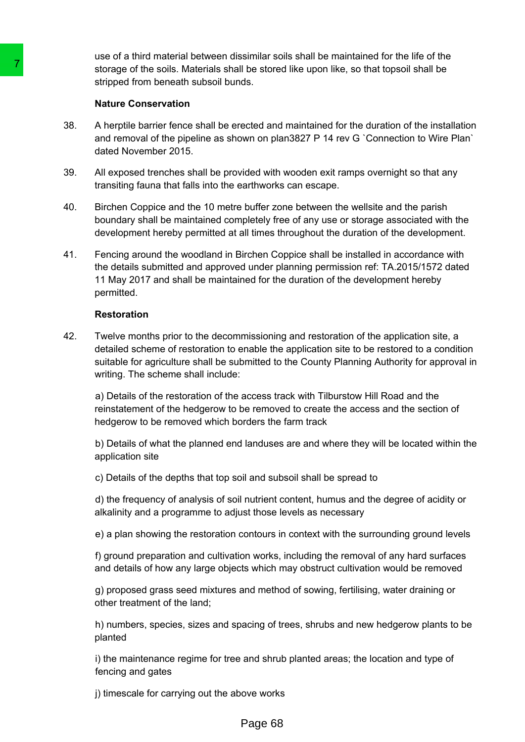use of a third material between dissimilar soils shall be maintained for the life of the storage of the soils. Materials shall be stored like upon like, so that topsoil shall be stripped from beneath subsoil bunds.

**Nature Conservation**

38. A herptile barrier fence shall be erected and maintained for the duration of the installation and removal of the pipeline as shown on plan3827 P 14 rev G `Connection to Wire Plan` dated November 2015.

39. All exposed trenches shall be provided with wooden exit ramps overnight so that any transiting fauna that falls into the earthworks can escape.

40. Birchen Coppice and the 10 metre buffer zone between the wellsite and the parish boundary shall be maintained completely free of any use or storage associated with the development hereby permitted at all times throughout the duration of the development.

41. Fencing around the woodland in Birchen Coppice shall be installed in accordance with the details submitted and approved under planning permission ref: TA.2015/1572 dated 11 May 2017 and shall be maintained for the duration of the development hereby permitted.

**Restoration**

42. Twelve months prior to the decommissioning and restoration of the application site, a detailed scheme of restoration to enable the application site to be restored to a condition suitable for agriculture shall be submitted to the County Planning Authority for approval in writing. The scheme shall include:

    a) Details of the restoration of the access track with Tilburstow Hill Road and the reinstatement of the hedgerow to be removed to create the access and the section of hedgerow to be removed which borders the farm track

    b) Details of what the planned end landuses are and where they will be located within the application site

    c) Details of the depths that top soil and subsoil shall be spread to

    d) the frequency of analysis of soil nutrient content, humus and the degree of acidity or alkalinity and a programme to adjust those levels as necessary

    e) a plan showing the restoration contours in context with the surrounding ground levels

    f) ground preparation and cultivation works, including the removal of any hard surfaces and details of how any large objects which may obstruct cultivation would be removed

    g) proposed grass seed mixtures and method of sowing, fertilising, water draining or other treatment of the land;

    h) numbers, species, sizes and spacing of trees, shrubs and new hedgerow plants to be planted

    i) the maintenance regime for tree and shrub planted areas; the location and type of fencing and gates

    j) timescale for carrying out the above works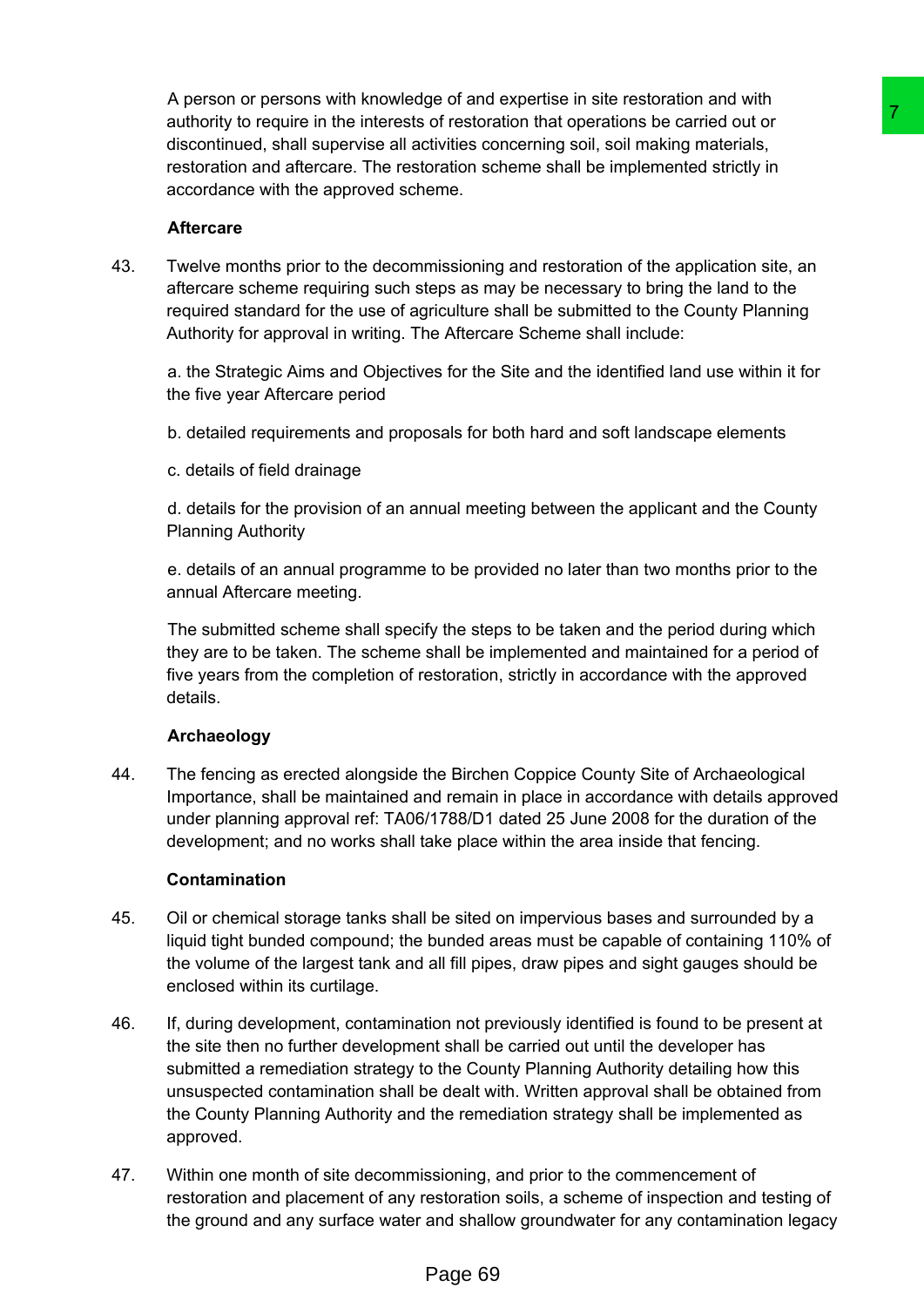A person or persons with knowledge of and expertise in site restoration and with authority to require in the interests of restoration that operations be carried out or discontinued, shall supervise all activities concerning soil, soil making materials, restoration and aftercare. The restoration scheme shall be implemented strictly in accordance with the approved scheme.

**Aftercare**

43. Twelve months prior to the decommissioning and restoration of the application site, an aftercare scheme requiring such steps as may be necessary to bring the land to the required standard for the use of agriculture shall be submitted to the County Planning Authority for approval in writing. The Aftercare Scheme shall include:

    a. the Strategic Aims and Objectives for the Site and the identified land use within it for the five year Aftercare period

    b. detailed requirements and proposals for both hard and soft landscape elements

    c. details of field drainage

    d. details for the provision of an annual meeting between the applicant and the County Planning Authority

    e. details of an annual programme to be provided no later than two months prior to the annual Aftercare meeting.

    The submitted scheme shall specify the steps to be taken and the period during which they are to be taken. The scheme shall be implemented and maintained for a period of five years from the completion of restoration, strictly in accordance with the approved details.

**Archaeology**

44. The fencing as erected alongside the Birchen Coppice County Site of Archaeological Importance, shall be maintained and remain in place in accordance with details approved under planning approval ref: TA06/1788/D1 dated 25 June 2008 for the duration of the development; and no works shall take place within the area inside that fencing.

**Contamination**

45. Oil or chemical storage tanks shall be sited on impervious bases and surrounded by a liquid tight bunded compound; the bunded areas must be capable of containing 110% of the volume of the largest tank and all fill pipes, draw pipes and sight gauges should be enclosed within its curtilage.

46. If, during development, contamination not previously identified is found to be present at the site then no further development shall be carried out until the developer has submitted a remediation strategy to the County Planning Authority detailing how this unsuspected contamination shall be dealt with. Written approval shall be obtained from the County Planning Authority and the remediation strategy shall be implemented as approved.

47. Within one month of site decommissioning, and prior to the commencement of restoration and placement of any restoration soils, a scheme of inspection and testing of the ground and any surface water and shallow groundwater for any contamination legacy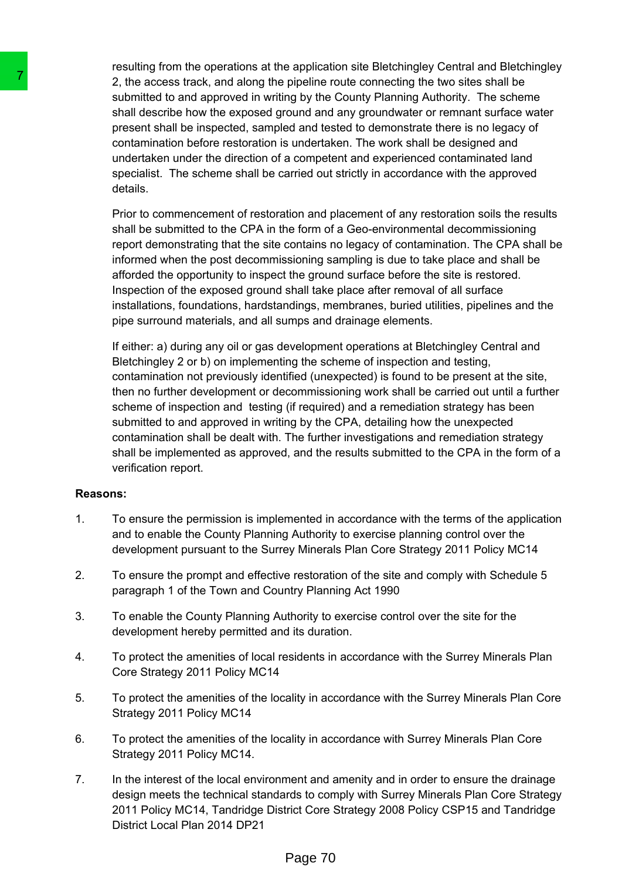resulting from the operations at the application site Bletchingley Central and Bletchingley 2, the access track, and along the pipeline route connecting the two sites shall be submitted to and approved in writing by the County Planning Authority. The scheme shall describe how the exposed ground and any groundwater or remnant surface water present shall be inspected, sampled and tested to demonstrate there is no legacy of contamination before restoration is undertaken. The work shall be designed and undertaken under the direction of a competent and experienced contaminated land specialist. The scheme shall be carried out strictly in accordance with the approved details.

Prior to commencement of restoration and placement of any restoration soils the results shall be submitted to the CPA in the form of a Geo-environmental decommissioning report demonstrating that the site contains no legacy of contamination. The CPA shall be informed when the post decommissioning sampling is due to take place and shall be afforded the opportunity to inspect the ground surface before the site is restored. Inspection of the exposed ground shall take place after removal of all surface installations, foundations, hardstandings, membranes, buried utilities, pipelines and the pipe surround materials, and all sumps and drainage elements.

If either: a) during any oil or gas development operations at Bletchingley Central and Bletchingley 2 or b) on implementing the scheme of inspection and testing, contamination not previously identified (unexpected) is found to be present at the site, then no further development or decommissioning work shall be carried out until a further scheme of inspection and testing (if required) and a remediation strategy has been submitted to and approved in writing by the CPA, detailing how the unexpected contamination shall be dealt with. The further investigations and remediation strategy shall be implemented as approved, and the results submitted to the CPA in the form of a verification report.

**Reasons:**

1. To ensure the permission is implemented in accordance with the terms of the application and to enable the County Planning Authority to exercise planning control over the development pursuant to the Surrey Minerals Plan Core Strategy 2011 Policy MC14

2. To ensure the prompt and effective restoration of the site and comply with Schedule 5 paragraph 1 of the Town and Country Planning Act 1990

3. To enable the County Planning Authority to exercise control over the site for the development hereby permitted and its duration.

4. To protect the amenities of local residents in accordance with the Surrey Minerals Plan Core Strategy 2011 Policy MC14

5. To protect the amenities of the locality in accordance with the Surrey Minerals Plan Core Strategy 2011 Policy MC14

6. To protect the amenities of the locality in accordance with Surrey Minerals Plan Core Strategy 2011 Policy MC14.

7. In the interest of the local environment and amenity and in order to ensure the drainage design meets the technical standards to comply with Surrey Minerals Plan Core Strategy 2011 Policy MC14, Tandridge District Core Strategy 2008 Policy CSP15 and Tandridge District Local Plan 2014 DP21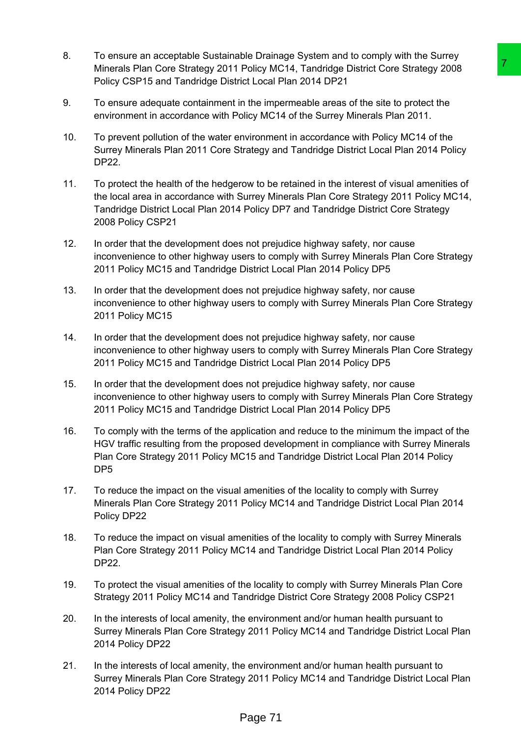8. To ensure an acceptable Sustainable Drainage System and to comply with the Surrey Minerals Plan Core Strategy 2011 Policy MC14, Tandridge District Core Strategy 2008 Policy CSP15 and Tandridge District Local Plan 2014 DP21

9. To ensure adequate containment in the impermeable areas of the site to protect the environment in accordance with Policy MC14 of the Surrey Minerals Plan 2011.

10. To prevent pollution of the water environment in accordance with Policy MC14 of the Surrey Minerals Plan 2011 Core Strategy and Tandridge District Local Plan 2014 Policy DP22.

11. To protect the health of the hedgerow to be retained in the interest of visual amenities of the local area in accordance with Surrey Minerals Plan Core Strategy 2011 Policy MC14, Tandridge District Local Plan 2014 Policy DP7 and Tandridge District Core Strategy 2008 Policy CSP21

12. In order that the development does not prejudice highway safety, nor cause inconvenience to other highway users to comply with Surrey Minerals Plan Core Strategy 2011 Policy MC15 and Tandridge District Local Plan 2014 Policy DP5

13. In order that the development does not prejudice highway safety, nor cause inconvenience to other highway users to comply with Surrey Minerals Plan Core Strategy 2011 Policy MC15

14. In order that the development does not prejudice highway safety, nor cause inconvenience to other highway users to comply with Surrey Minerals Plan Core Strategy 2011 Policy MC15 and Tandridge District Local Plan 2014 Policy DP5

15. In order that the development does not prejudice highway safety, nor cause inconvenience to other highway users to comply with Surrey Minerals Plan Core Strategy 2011 Policy MC15 and Tandridge District Local Plan 2014 Policy DP5

16. To comply with the terms of the application and reduce to the minimum the impact of the HGV traffic resulting from the proposed development in compliance with Surrey Minerals Plan Core Strategy 2011 Policy MC15 and Tandridge District Local Plan 2014 Policy DP5

17. To reduce the impact on the visual amenities of the locality to comply with Surrey Minerals Plan Core Strategy 2011 Policy MC14 and Tandridge District Local Plan 2014 Policy DP22

18. To reduce the impact on visual amenities of the locality to comply with Surrey Minerals Plan Core Strategy 2011 Policy MC14 and Tandridge District Local Plan 2014 Policy DP22.

19. To protect the visual amenities of the locality to comply with Surrey Minerals Plan Core Strategy 2011 Policy MC14 and Tandridge District Core Strategy 2008 Policy CSP21

20. In the interests of local amenity, the environment and/or human health pursuant to Surrey Minerals Plan Core Strategy 2011 Policy MC14 and Tandridge District Local Plan 2014 Policy DP22

21. In the interests of local amenity, the environment and/or human health pursuant to Surrey Minerals Plan Core Strategy 2011 Policy MC14 and Tandridge District Local Plan 2014 Policy DP22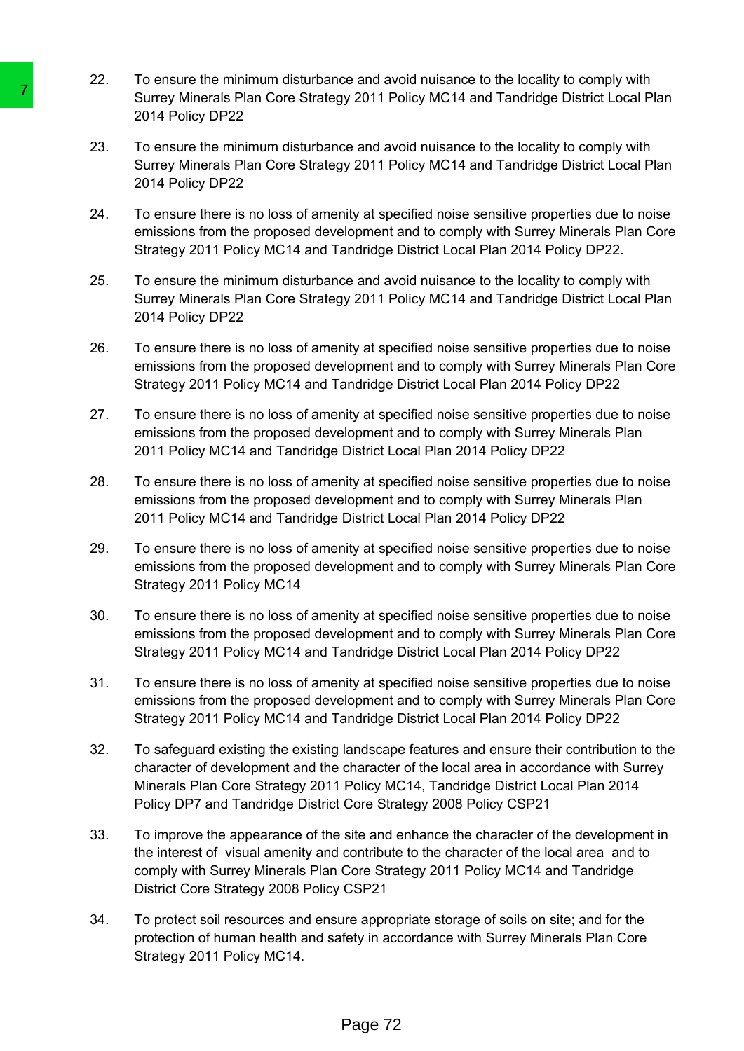22. To ensure the minimum disturbance and avoid nuisance to the locality to comply with Surrey Minerals Plan Core Strategy 2011 Policy MC14 and Tandridge District Local Plan 2014 Policy DP22

23. To ensure the minimum disturbance and avoid nuisance to the locality to comply with Surrey Minerals Plan Core Strategy 2011 Policy MC14 and Tandridge District Local Plan 2014 Policy DP22

24. To ensure there is no loss of amenity at specified noise sensitive properties due to noise emissions from the proposed development and to comply with Surrey Minerals Plan Core Strategy 2011 Policy MC14 and Tandridge District Local Plan 2014 Policy DP22.

25. To ensure the minimum disturbance and avoid nuisance to the locality to comply with Surrey Minerals Plan Core Strategy 2011 Policy MC14 and Tandridge District Local Plan 2014 Policy DP22

26. To ensure there is no loss of amenity at specified noise sensitive properties due to noise emissions from the proposed development and to comply with Surrey Minerals Plan Core Strategy 2011 Policy MC14 and Tandridge District Local Plan 2014 Policy DP22

27. To ensure there is no loss of amenity at specified noise sensitive properties due to noise emissions from the proposed development and to comply with Surrey Minerals Plan 2011 Policy MC14 and Tandridge District Local Plan 2014 Policy DP22

28. To ensure there is no loss of amenity at specified noise sensitive properties due to noise emissions from the proposed development and to comply with Surrey Minerals Plan 2011 Policy MC14 and Tandridge District Local Plan 2014 Policy DP22

29. To ensure there is no loss of amenity at specified noise sensitive properties due to noise emissions from the proposed development and to comply with Surrey Minerals Plan Core Strategy 2011 Policy MC14

30. To ensure there is no loss of amenity at specified noise sensitive properties due to noise emissions from the proposed development and to comply with Surrey Minerals Plan Core Strategy 2011 Policy MC14 and Tandridge District Local Plan 2014 Policy DP22

31. To ensure there is no loss of amenity at specified noise sensitive properties due to noise emissions from the proposed development and to comply with Surrey Minerals Plan Core Strategy 2011 Policy MC14 and Tandridge District Local Plan 2014 Policy DP22

32. To safeguard existing the existing landscape features and ensure their contribution to the character of development and the character of the local area in accordance with Surrey Minerals Plan Core Strategy 2011 Policy MC14, Tandridge District Local Plan 2014 Policy DP7 and Tandridge District Core Strategy 2008 Policy CSP21

33. To improve the appearance of the site and enhance the character of the development in the interest of visual amenity and contribute to the character of the local area and to comply with Surrey Minerals Plan Core Strategy 2011 Policy MC14 and Tandridge District Core Strategy 2008 Policy CSP21

34. To protect soil resources and ensure appropriate storage of soils on site; and for the protection of human health and safety in accordance with Surrey Minerals Plan Core Strategy 2011 Policy MC14.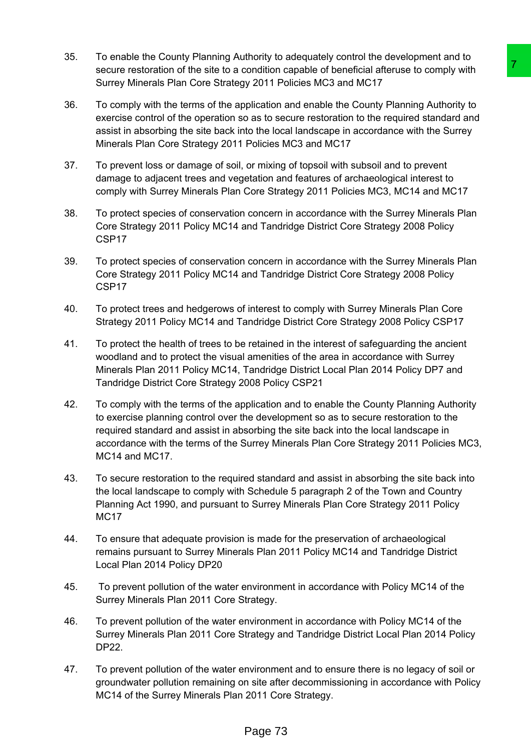35. To enable the County Planning Authority to adequately control the development and to secure restoration of the site to a condition capable of beneficial afteruse to comply with Surrey Minerals Plan Core Strategy 2011 Policies MC3 and MC17

36. To comply with the terms of the application and enable the County Planning Authority to exercise control of the operation so as to secure restoration to the required standard and assist in absorbing the site back into the local landscape in accordance with the Surrey Minerals Plan Core Strategy 2011 Policies MC3 and MC17

37. To prevent loss or damage of soil, or mixing of topsoil with subsoil and to prevent damage to adjacent trees and vegetation and features of archaeological interest to comply with Surrey Minerals Plan Core Strategy 2011 Policies MC3, MC14 and MC17

38. To protect species of conservation concern in accordance with the Surrey Minerals Plan Core Strategy 2011 Policy MC14 and Tandridge District Core Strategy 2008 Policy CSP17

39. To protect species of conservation concern in accordance with the Surrey Minerals Plan Core Strategy 2011 Policy MC14 and Tandridge District Core Strategy 2008 Policy CSP17

40. To protect trees and hedgerows of interest to comply with Surrey Minerals Plan Core Strategy 2011 Policy MC14 and Tandridge District Core Strategy 2008 Policy CSP17

41. To protect the health of trees to be retained in the interest of safeguarding the ancient woodland and to protect the visual amenities of the area in accordance with Surrey Minerals Plan 2011 Policy MC14, Tandridge District Local Plan 2014 Policy DP7 and Tandridge District Core Strategy 2008 Policy CSP21

42. To comply with the terms of the application and to enable the County Planning Authority to exercise planning control over the development so as to secure restoration to the required standard and assist in absorbing the site back into the local landscape in accordance with the terms of the Surrey Minerals Plan Core Strategy 2011 Policies MC3, MC14 and MC17.

43. To secure restoration to the required standard and assist in absorbing the site back into the local landscape to comply with Schedule 5 paragraph 2 of the Town and Country Planning Act 1990, and pursuant to Surrey Minerals Plan Core Strategy 2011 Policy MC17

44. To ensure that adequate provision is made for the preservation of archaeological remains pursuant to Surrey Minerals Plan 2011 Policy MC14 and Tandridge District Local Plan 2014 Policy DP20

45. To prevent pollution of the water environment in accordance with Policy MC14 of the Surrey Minerals Plan 2011 Core Strategy.

46. To prevent pollution of the water environment in accordance with Policy MC14 of the Surrey Minerals Plan 2011 Core Strategy and Tandridge District Local Plan 2014 Policy DP22.

47. To prevent pollution of the water environment and to ensure there is no legacy of soil or groundwater pollution remaining on site after decommissioning in accordance with Policy MC14 of the Surrey Minerals Plan 2011 Core Strategy.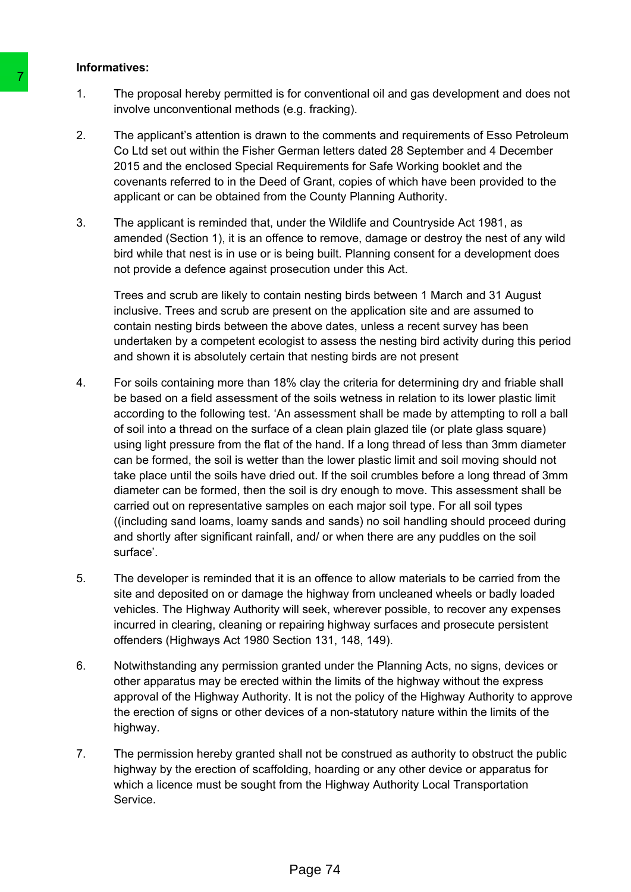**Informatives:**

1. The proposal hereby permitted is for conventional oil and gas development and does not involve unconventional methods (e.g. fracking).

2. The applicant's attention is drawn to the comments and requirements of Esso Petroleum Co Ltd set out within the Fisher German letters dated 28 September and 4 December 2015 and the enclosed Special Requirements for Safe Working booklet and the covenants referred to in the Deed of Grant, copies of which have been provided to the applicant or can be obtained from the County Planning Authority.

3. The applicant is reminded that, under the Wildlife and Countryside Act 1981, as amended (Section 1), it is an offence to remove, damage or destroy the nest of any wild bird while that nest is in use or is being built. Planning consent for a development does not provide a defence against prosecution under this Act.

   Trees and scrub are likely to contain nesting birds between 1 March and 31 August inclusive. Trees and scrub are present on the application site and are assumed to contain nesting birds between the above dates, unless a recent survey has been undertaken by a competent ecologist to assess the nesting bird activity during this period and shown it is absolutely certain that nesting birds are not present

4. For soils containing more than 18% clay the criteria for determining dry and friable shall be based on a field assessment of the soils wetness in relation to its lower plastic limit according to the following test. 'An assessment shall be made by attempting to roll a ball of soil into a thread on the surface of a clean plain glazed tile (or plate glass square) using light pressure from the flat of the hand. If a long thread of less than 3mm diameter can be formed, the soil is wetter than the lower plastic limit and soil moving should not take place until the soils have dried out. If the soil crumbles before a long thread of 3mm diameter can be formed, then the soil is dry enough to move. This assessment shall be carried out on representative samples on each major soil type. For all soil types ((including sand loams, loamy sands and sands) no soil handling should proceed during and shortly after significant rainfall, and/ or when there are any puddles on the soil surface'.

5. The developer is reminded that it is an offence to allow materials to be carried from the site and deposited on or damage the highway from uncleaned wheels or badly loaded vehicles. The Highway Authority will seek, wherever possible, to recover any expenses incurred in clearing, cleaning or repairing highway surfaces and prosecute persistent offenders (Highways Act 1980 Section 131, 148, 149).

6. Notwithstanding any permission granted under the Planning Acts, no signs, devices or other apparatus may be erected within the limits of the highway without the express approval of the Highway Authority. It is not the policy of the Highway Authority to approve the erection of signs or other devices of a non-statutory nature within the limits of the highway.

7. The permission hereby granted shall not be construed as authority to obstruct the public highway by the erection of scaffolding, hoarding or any other device or apparatus for which a licence must be sought from the Highway Authority Local Transportation Service.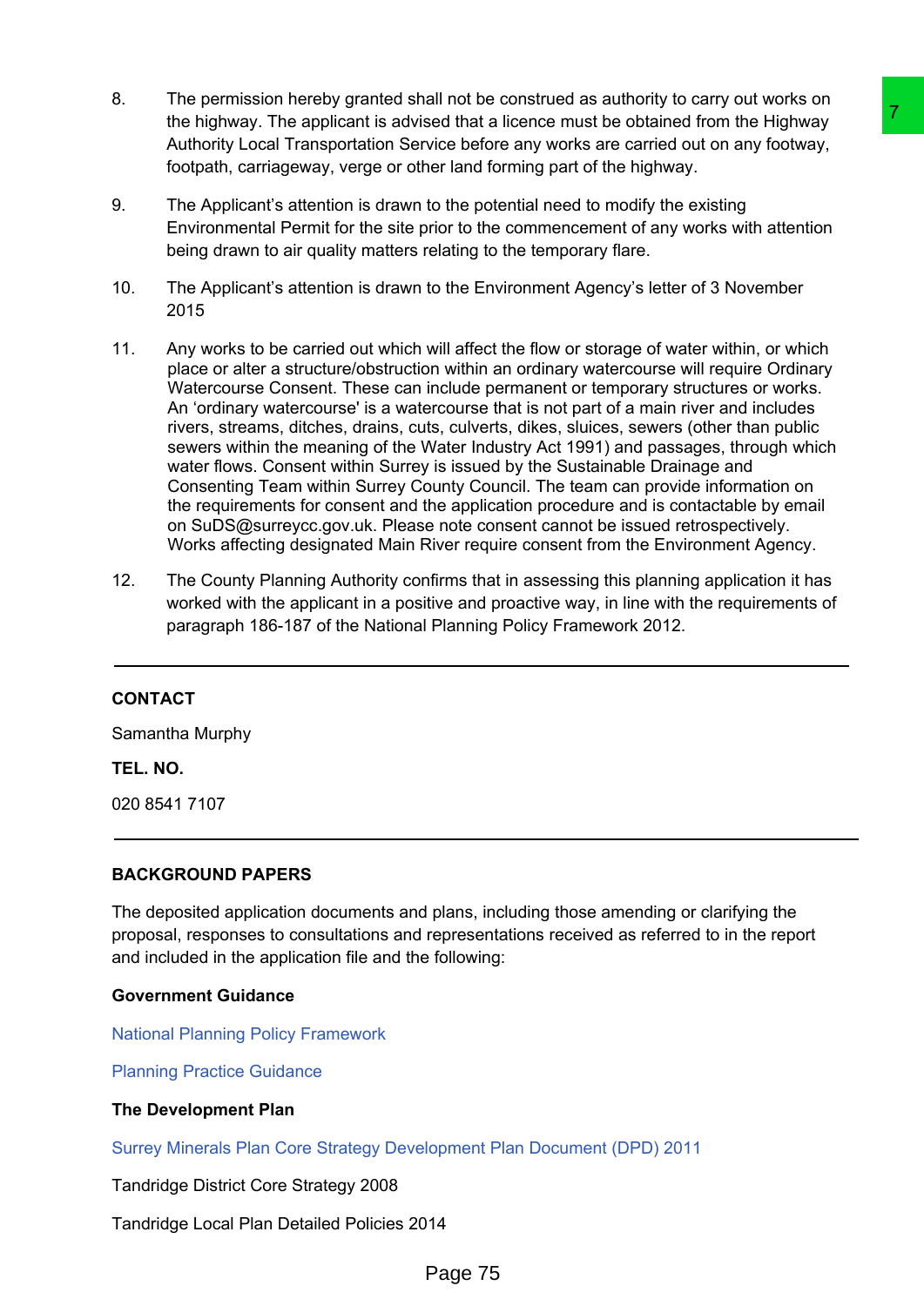8. The permission hereby granted shall not be construed as authority to carry out works on the highway. The applicant is advised that a licence must be obtained from the Highway Authority Local Transportation Service before any works are carried out on any footway, footpath, carriageway, verge or other land forming part of the highway.

9. The Applicant's attention is drawn to the potential need to modify the existing Environmental Permit for the site prior to the commencement of any works with attention being drawn to air quality matters relating to the temporary flare.

10. The Applicant's attention is drawn to the Environment Agency's letter of 3 November 2015

11. Any works to be carried out which will affect the flow or storage of water within, or which place or alter a structure/obstruction within an ordinary watercourse will require Ordinary Watercourse Consent. These can include permanent or temporary structures or works. An 'ordinary watercourse' is a watercourse that is not part of a main river and includes rivers, streams, ditches, drains, cuts, culverts, dikes, sluices, sewers (other than public sewers within the meaning of the Water Industry Act 1991) and passages, through which water flows. Consent within Surrey is issued by the Sustainable Drainage and Consenting Team within Surrey County Council. The team can provide information on the requirements for consent and the application procedure and is contactable by email on SuDS@surreycc.gov.uk. Please note consent cannot be issued retrospectively. Works affecting designated Main River require consent from the Environment Agency.

12. The County Planning Authority confirms that in assessing this planning application it has worked with the applicant in a positive and proactive way, in line with the requirements of paragraph 186-187 of the National Planning Policy Framework 2012.

---

**CONTACT**

Samantha Murphy

**TEL. NO.**

020 8541 7107

---

**BACKGROUND PAPERS**

The deposited application documents and plans, including those amending or clarifying the proposal, responses to consultations and representations received as referred to in the report and included in the application file and the following:

**Government Guidance**

National Planning Policy Framework

Planning Practice Guidance

**The Development Plan**

Surrey Minerals Plan Core Strategy Development Plan Document (DPD) 2011

Tandridge District Core Strategy 2008

Tandridge Local Plan Detailed Policies 2014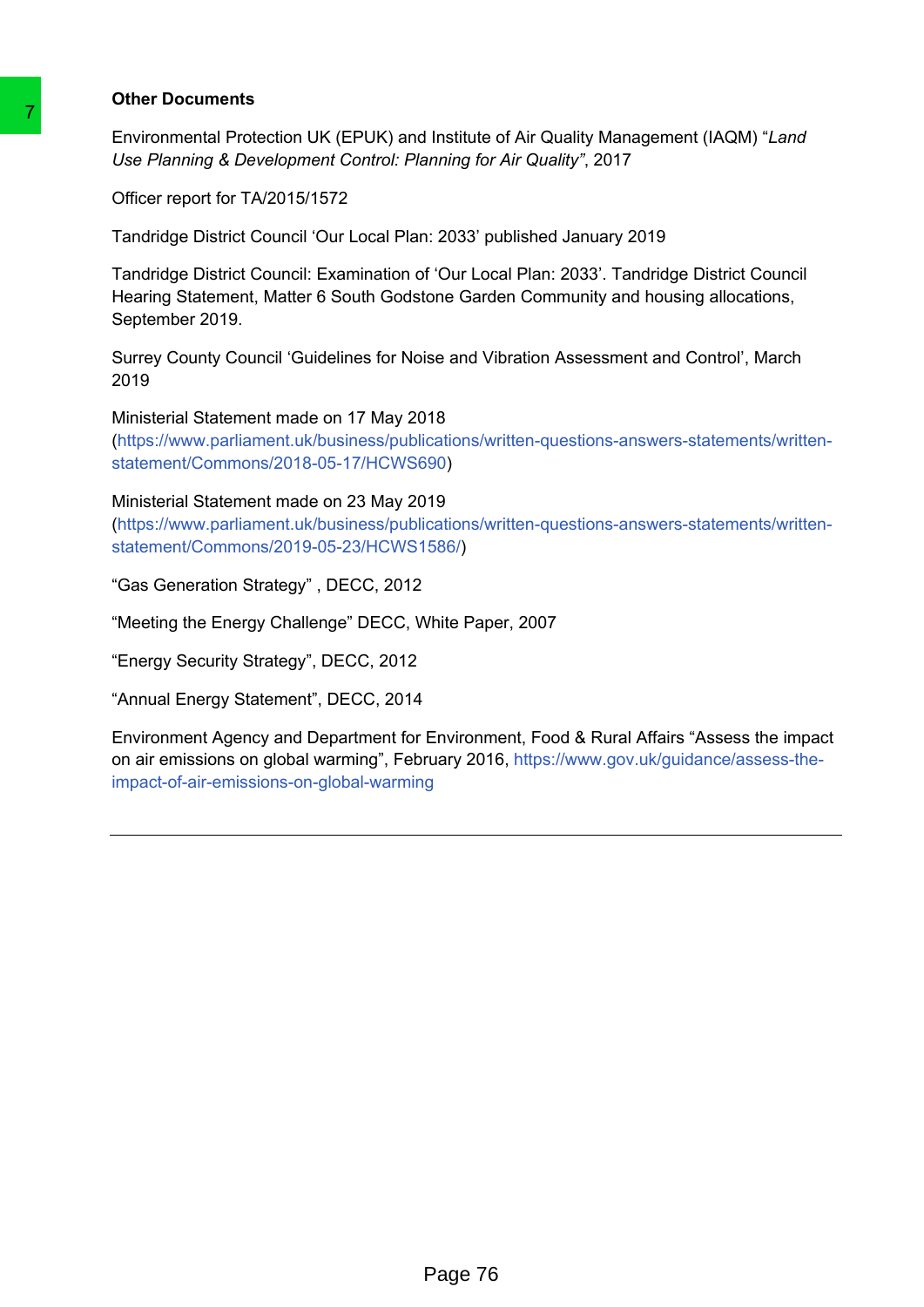**Other Documents**

Environmental Protection UK (EPUK) and Institute of Air Quality Management (IAQM) "*Land Use Planning & Development Control: Planning for Air Quality"*, 2017

Officer report for TA/2015/1572

Tandridge District Council 'Our Local Plan: 2033' published January 2019

Tandridge District Council: Examination of 'Our Local Plan: 2033'. Tandridge District Council Hearing Statement, Matter 6 South Godstone Garden Community and housing allocations, September 2019.

Surrey County Council 'Guidelines for Noise and Vibration Assessment and Control', March 2019

Ministerial Statement made on 17 May 2018 (https://www.parliament.uk/business/publications/written-questions-answers-statements/written-statement/Commons/2018-05-17/HCWS690)

Ministerial Statement made on 23 May 2019 (https://www.parliament.uk/business/publications/written-questions-answers-statements/written-statement/Commons/2019-05-23/HCWS1586/)

"Gas Generation Strategy" , DECC, 2012

"Meeting the Energy Challenge" DECC, White Paper, 2007

"Energy Security Strategy", DECC, 2012

"Annual Energy Statement", DECC, 2014

Environment Agency and Department for Environment, Food & Rural Affairs "Assess the impact on air emissions on global warming", February 2016, https://www.gov.uk/guidance/assess-the-impact-of-air-emissions-on-global-warming